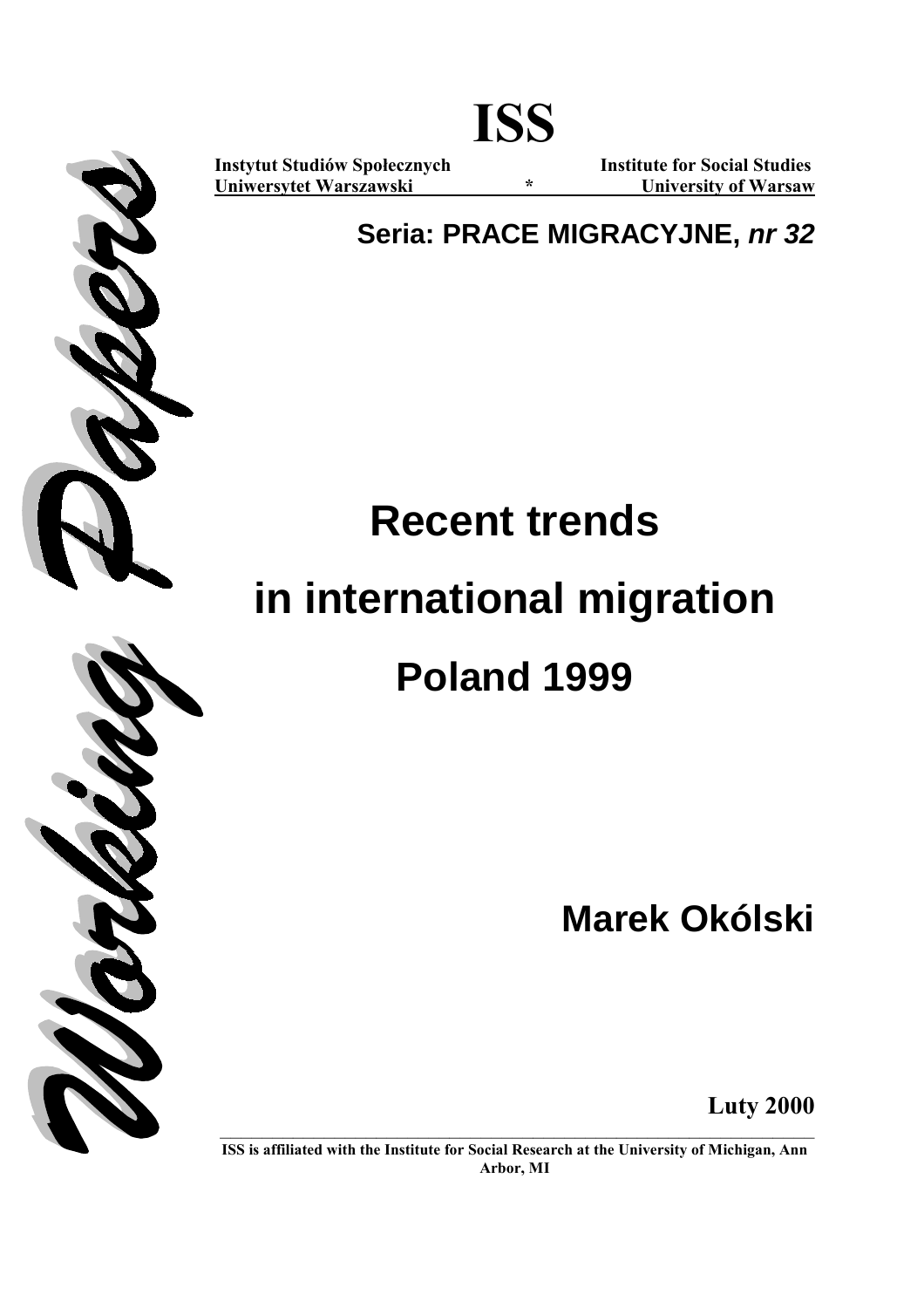# ISS

**Instytut Studiów Społecznych** **Institute for Social Studies**
**Uniwersytet Warszawski** * **University of Warsaw**

**Seria: PRACE MIGRACYJNE, *nr 32***

Working Papers

# Recent trends in international migration

## Poland 1999

**Marek Okólski**

**Luty 2000**

**ISS is affiliated with the Institute for Social Research at the University of Michigan, Ann Arbor, MI**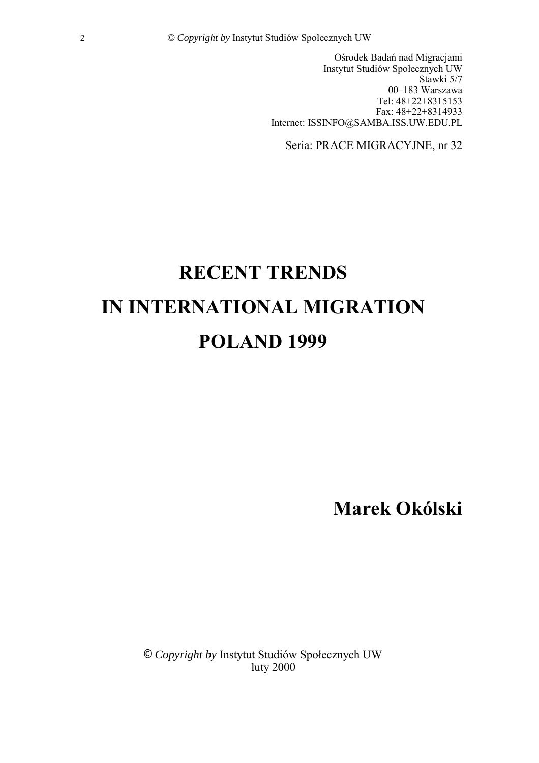Ośrodek Badań nad Migracjami
Instytut Studiów Społecznych UW
Stawki 5/7
00–183 Warszawa
Tel: 48+22+8315153
Fax: 48+22+8314933
Internet: ISSINFO@SAMBA.ISS.UW.EDU.PL

Seria: PRACE MIGRACYJNE, nr 32

# RECENT TRENDS IN INTERNATIONAL MIGRATION POLAND 1999

## Marek Okólski

© *Copyright by* Instytut Studiów Społecznych UW
luty 2000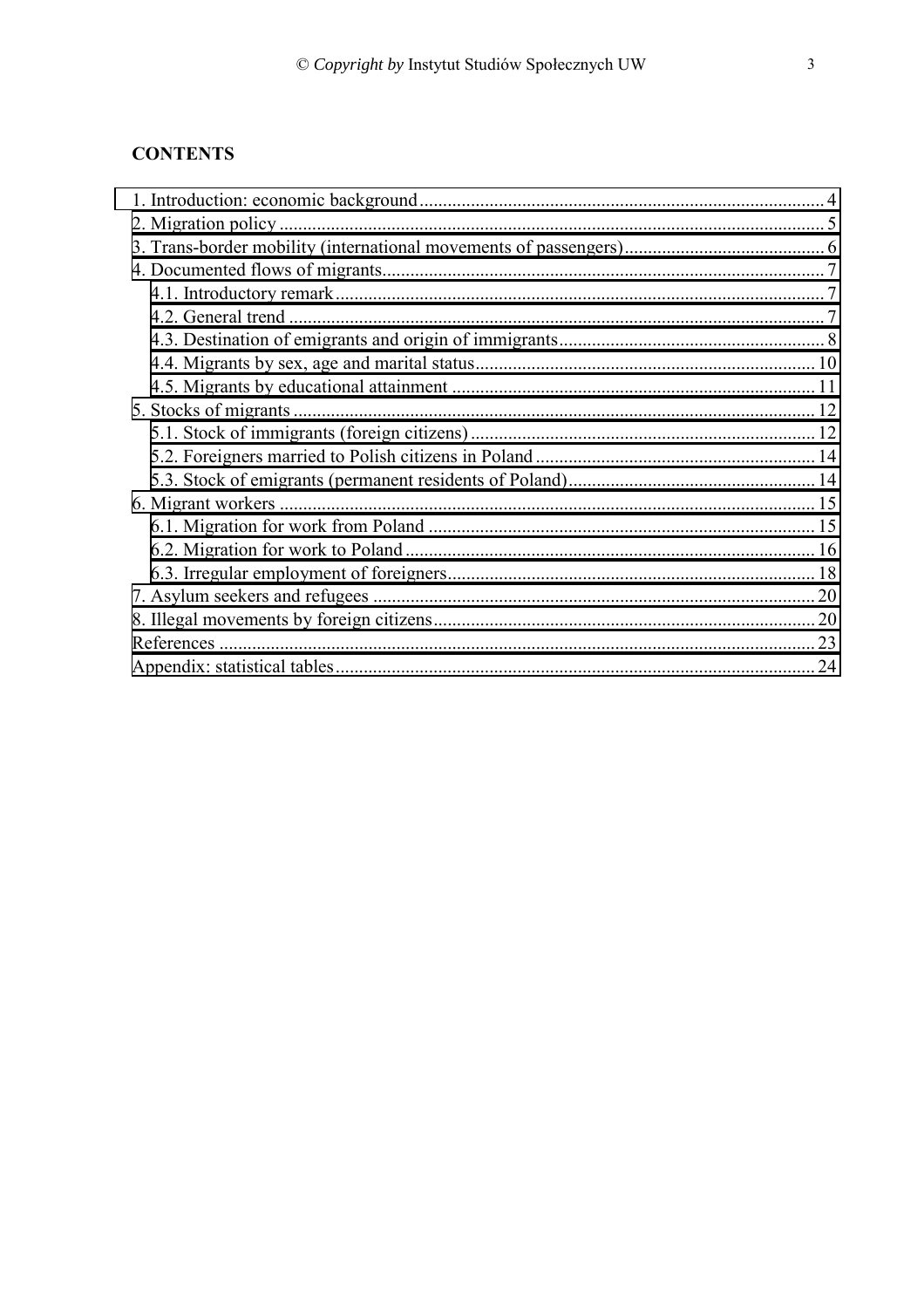**CONTENTS**

1. Introduction: economic background ........ 4
2. Migration policy ........ 5
3. Trans-border mobility (international movements of passengers) ........ 6
4. Documented flows of migrants ........ 7
   - 4.1. Introductory remark ........ 7
   - 4.2. General trend ........ 7
   - 4.3. Destination of emigrants and origin of immigrants ........ 8
   - 4.4. Migrants by sex, age and marital status ........ 10
   - 4.5. Migrants by educational attainment ........ 11
5. Stocks of migrants ........ 12
   - 5.1. Stock of immigrants (foreign citizens) ........ 12
   - 5.2. Foreigners married to Polish citizens in Poland ........ 14
   - 5.3. Stock of emigrants (permanent residents of Poland) ........ 14
6. Migrant workers ........ 15
   - 6.1. Migration for work from Poland ........ 15
   - 6.2. Migration for work to Poland ........ 16
   - 6.3. Irregular employment of foreigners ........ 18
7. Asylum seekers and refugees ........ 20
8. Illegal movements by foreign citizens ........ 20

References ........ 23

Appendix: statistical tables ........ 24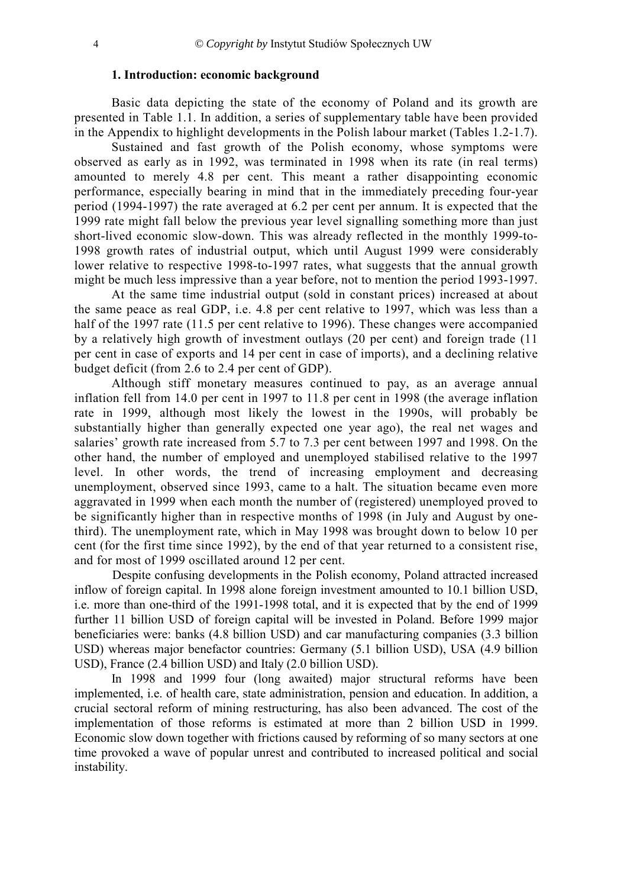### 1. Introduction: economic background

Basic data depicting the state of the economy of Poland and its growth are presented in Table 1.1. In addition, a series of supplementary table have been provided in the Appendix to highlight developments in the Polish labour market (Tables 1.2-1.7).

Sustained and fast growth of the Polish economy, whose symptoms were observed as early as in 1992, was terminated in 1998 when its rate (in real terms) amounted to merely 4.8 per cent. This meant a rather disappointing economic performance, especially bearing in mind that in the immediately preceding four-year period (1994-1997) the rate averaged at 6.2 per cent per annum. It is expected that the 1999 rate might fall below the previous year level signalling something more than just short-lived economic slow-down. This was already reflected in the monthly 1999-to-1998 growth rates of industrial output, which until August 1999 were considerably lower relative to respective 1998-to-1997 rates, what suggests that the annual growth might be much less impressive than a year before, not to mention the period 1993-1997.

At the same time industrial output (sold in constant prices) increased at about the same peace as real GDP, i.e. 4.8 per cent relative to 1997, which was less than a half of the 1997 rate (11.5 per cent relative to 1996). These changes were accompanied by a relatively high growth of investment outlays (20 per cent) and foreign trade (11 per cent in case of exports and 14 per cent in case of imports), and a declining relative budget deficit (from 2.6 to 2.4 per cent of GDP).

Although stiff monetary measures continued to pay, as an average annual inflation fell from 14.0 per cent in 1997 to 11.8 per cent in 1998 (the average inflation rate in 1999, although most likely the lowest in the 1990s, will probably be substantially higher than generally expected one year ago), the real net wages and salaries' growth rate increased from 5.7 to 7.3 per cent between 1997 and 1998. On the other hand, the number of employed and unemployed stabilised relative to the 1997 level. In other words, the trend of increasing employment and decreasing unemployment, observed since 1993, came to a halt. The situation became even more aggravated in 1999 when each month the number of (registered) unemployed proved to be significantly higher than in respective months of 1998 (in July and August by one-third). The unemployment rate, which in May 1998 was brought down to below 10 per cent (for the first time since 1992), by the end of that year returned to a consistent rise, and for most of 1999 oscillated around 12 per cent.

Despite confusing developments in the Polish economy, Poland attracted increased inflow of foreign capital. In 1998 alone foreign investment amounted to 10.1 billion USD, i.e. more than one-third of the 1991-1998 total, and it is expected that by the end of 1999 further 11 billion USD of foreign capital will be invested in Poland. Before 1999 major beneficiaries were: banks (4.8 billion USD) and car manufacturing companies (3.3 billion USD) whereas major benefactor countries: Germany (5.1 billion USD), USA (4.9 billion USD), France (2.4 billion USD) and Italy (2.0 billion USD).

In 1998 and 1999 four (long awaited) major structural reforms have been implemented, i.e. of health care, state administration, pension and education. In addition, a crucial sectoral reform of mining restructuring, has also been advanced. The cost of the implementation of those reforms is estimated at more than 2 billion USD in 1999. Economic slow down together with frictions caused by reforming of so many sectors at one time provoked a wave of popular unrest and contributed to increased political and social instability.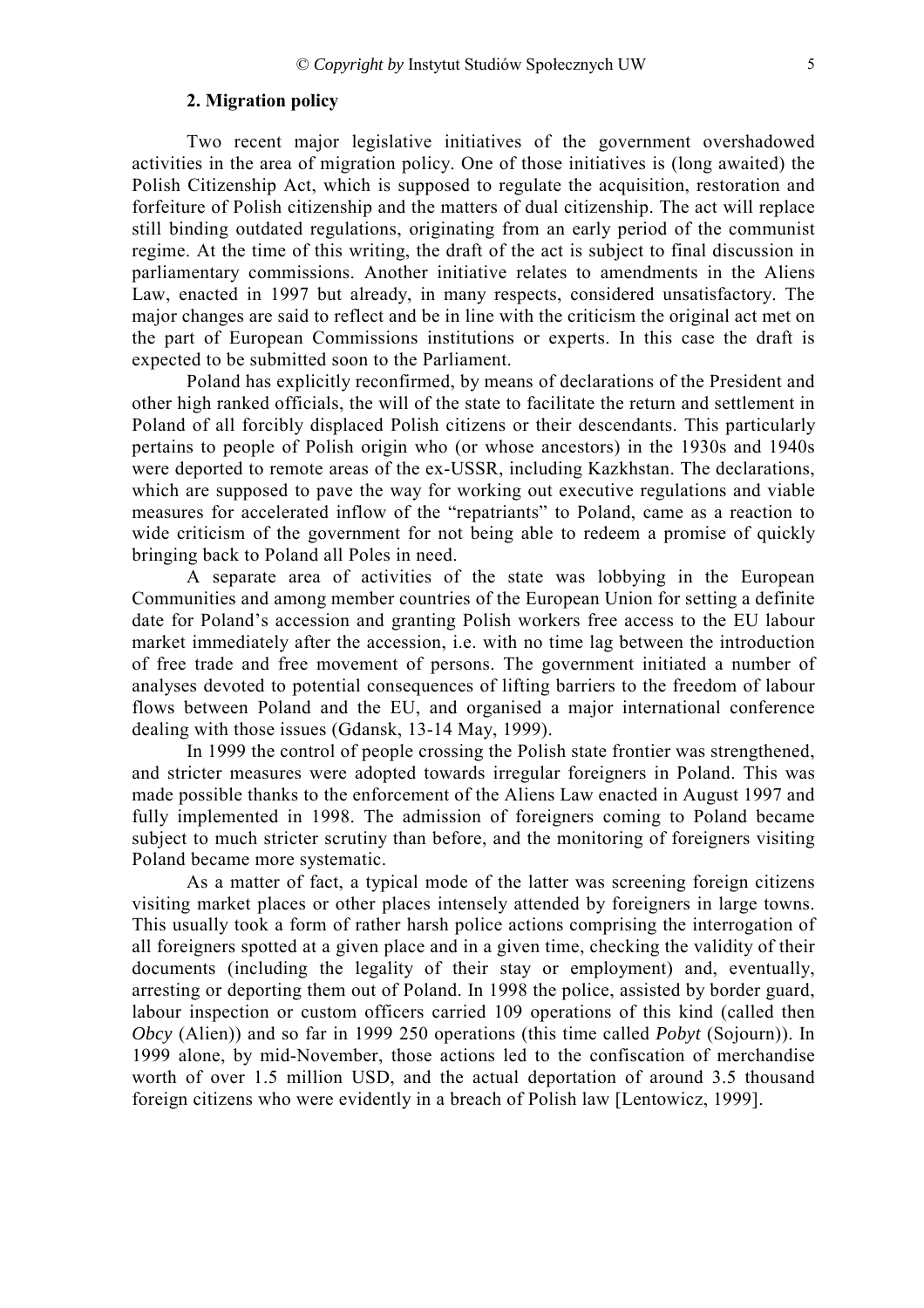## 2. Migration policy

Two recent major legislative initiatives of the government overshadowed activities in the area of migration policy. One of those initiatives is (long awaited) the Polish Citizenship Act, which is supposed to regulate the acquisition, restoration and forfeiture of Polish citizenship and the matters of dual citizenship. The act will replace still binding outdated regulations, originating from an early period of the communist regime. At the time of this writing, the draft of the act is subject to final discussion in parliamentary commissions. Another initiative relates to amendments in the Aliens Law, enacted in 1997 but already, in many respects, considered unsatisfactory. The major changes are said to reflect and be in line with the criticism the original act met on the part of European Commissions institutions or experts. In this case the draft is expected to be submitted soon to the Parliament.

Poland has explicitly reconfirmed, by means of declarations of the President and other high ranked officials, the will of the state to facilitate the return and settlement in Poland of all forcibly displaced Polish citizens or their descendants. This particularly pertains to people of Polish origin who (or whose ancestors) in the 1930s and 1940s were deported to remote areas of the ex-USSR, including Kazkhstan. The declarations, which are supposed to pave the way for working out executive regulations and viable measures for accelerated inflow of the "repatriants" to Poland, came as a reaction to wide criticism of the government for not being able to redeem a promise of quickly bringing back to Poland all Poles in need.

A separate area of activities of the state was lobbying in the European Communities and among member countries of the European Union for setting a definite date for Poland's accession and granting Polish workers free access to the EU labour market immediately after the accession, i.e. with no time lag between the introduction of free trade and free movement of persons. The government initiated a number of analyses devoted to potential consequences of lifting barriers to the freedom of labour flows between Poland and the EU, and organised a major international conference dealing with those issues (Gdansk, 13-14 May, 1999).

In 1999 the control of people crossing the Polish state frontier was strengthened, and stricter measures were adopted towards irregular foreigners in Poland. This was made possible thanks to the enforcement of the Aliens Law enacted in August 1997 and fully implemented in 1998. The admission of foreigners coming to Poland became subject to much stricter scrutiny than before, and the monitoring of foreigners visiting Poland became more systematic.

As a matter of fact, a typical mode of the latter was screening foreign citizens visiting market places or other places intensely attended by foreigners in large towns. This usually took a form of rather harsh police actions comprising the interrogation of all foreigners spotted at a given place and in a given time, checking the validity of their documents (including the legality of their stay or employment) and, eventually, arresting or deporting them out of Poland. In 1998 the police, assisted by border guard, labour inspection or custom officers carried 109 operations of this kind (called then *Obcy* (Alien)) and so far in 1999 250 operations (this time called *Pobyt* (Sojourn)). In 1999 alone, by mid-November, those actions led to the confiscation of merchandise worth of over 1.5 million USD, and the actual deportation of around 3.5 thousand foreign citizens who were evidently in a breach of Polish law [Lentowicz, 1999].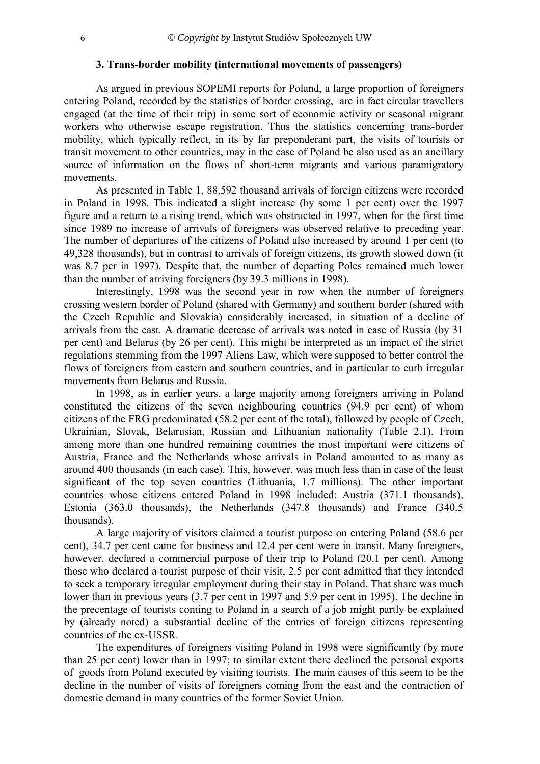### 3. Trans-border mobility (international movements of passengers)

As argued in previous SOPEMI reports for Poland, a large proportion of foreigners entering Poland, recorded by the statistics of border crossing, are in fact circular travellers engaged (at the time of their trip) in some sort of economic activity or seasonal migrant workers who otherwise escape registration. Thus the statistics concerning trans-border mobility, which typically reflect, in its by far preponderant part, the visits of tourists or transit movement to other countries, may in the case of Poland be also used as an ancillary source of information on the flows of short-term migrants and various paramigratory movements.

As presented in Table 1, 88,592 thousand arrivals of foreign citizens were recorded in Poland in 1998. This indicated a slight increase (by some 1 per cent) over the 1997 figure and a return to a rising trend, which was obstructed in 1997, when for the first time since 1989 no increase of arrivals of foreigners was observed relative to preceding year. The number of departures of the citizens of Poland also increased by around 1 per cent (to 49,328 thousands), but in contrast to arrivals of foreign citizens, its growth slowed down (it was 8.7 per in 1997). Despite that, the number of departing Poles remained much lower than the number of arriving foreigners (by 39.3 millions in 1998).

Interestingly, 1998 was the second year in row when the number of foreigners crossing western border of Poland (shared with Germany) and southern border (shared with the Czech Republic and Slovakia) considerably increased, in situation of a decline of arrivals from the east. A dramatic decrease of arrivals was noted in case of Russia (by 31 per cent) and Belarus (by 26 per cent). This might be interpreted as an impact of the strict regulations stemming from the 1997 Aliens Law, which were supposed to better control the flows of foreigners from eastern and southern countries, and in particular to curb irregular movements from Belarus and Russia.

In 1998, as in earlier years, a large majority among foreigners arriving in Poland constituted the citizens of the seven neighbouring countries (94.9 per cent) of whom citizens of the FRG predominated (58.2 per cent of the total), followed by people of Czech, Ukrainian, Slovak, Belarusian, Russian and Lithuanian nationality (Table 2.1). From among more than one hundred remaining countries the most important were citizens of Austria, France and the Netherlands whose arrivals in Poland amounted to as many as around 400 thousands (in each case). This, however, was much less than in case of the least significant of the top seven countries (Lithuania, 1.7 millions). The other important countries whose citizens entered Poland in 1998 included: Austria (371.1 thousands), Estonia (363.0 thousands), the Netherlands (347.8 thousands) and France (340.5 thousands).

A large majority of visitors claimed a tourist purpose on entering Poland (58.6 per cent), 34.7 per cent came for business and 12.4 per cent were in transit. Many foreigners, however, declared a commercial purpose of their trip to Poland (20.1 per cent). Among those who declared a tourist purpose of their visit, 2.5 per cent admitted that they intended to seek a temporary irregular employment during their stay in Poland. That share was much lower than in previous years (3.7 per cent in 1997 and 5.9 per cent in 1995). The decline in the precentage of tourists coming to Poland in a search of a job might partly be explained by (already noted) a substantial decline of the entries of foreign citizens representing countries of the ex-USSR.

The expenditures of foreigners visiting Poland in 1998 were significantly (by more than 25 per cent) lower than in 1997; to similar extent there declined the personal exports of goods from Poland executed by visiting tourists. The main causes of this seem to be the decline in the number of visits of foreigners coming from the east and the contraction of domestic demand in many countries of the former Soviet Union.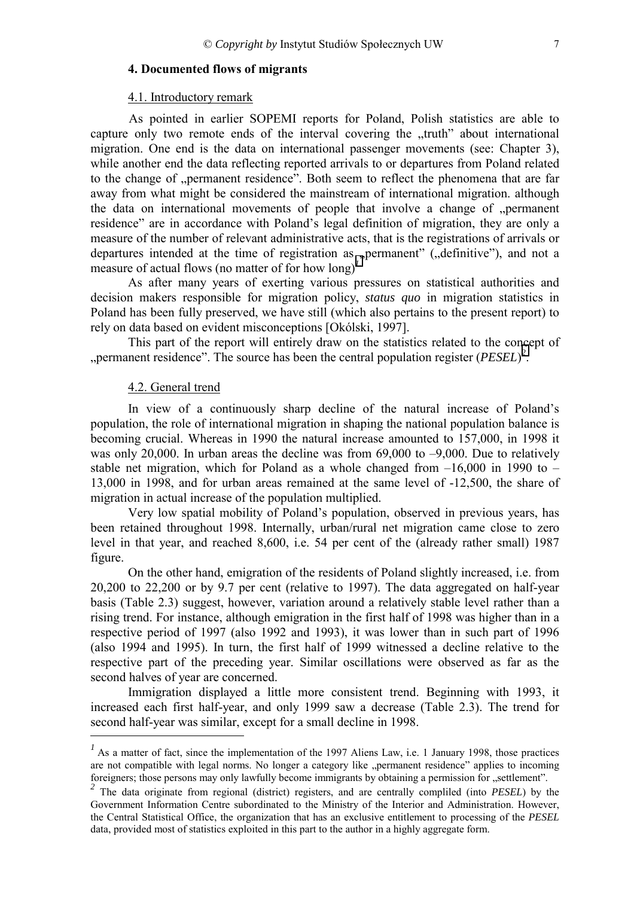## 4. Documented flows of migrants

### 4.1. Introductory remark

As pointed in earlier SOPEMI reports for Poland, Polish statistics are able to capture only two remote ends of the interval covering the „truth" about international migration. One end is the data on international passenger movements (see: Chapter 3), while another end the data reflecting reported arrivals to or departures from Poland related to the change of „permanent residence". Both seem to reflect the phenomena that are far away from what might be considered the mainstream of international migration. although the data on international movements of people that involve a change of „permanent residence" are in accordance with Poland's legal definition of migration, they are only a measure of the number of relevant administrative acts, that is the registrations of arrivals or departures intended at the time of registration as „permanent" („definitive"), and not a measure of actual flows (no matter of for how long)[1].

As after many years of exerting various pressures on statistical authorities and decision makers responsible for migration policy, *status quo* in migration statistics in Poland has been fully preserved, we have still (which also pertains to the present report) to rely on data based on evident misconceptions [Okólski, 1997].

This part of the report will entirely draw on the statistics related to the concept of „permanent residence". The source has been the central population register (*PESEL*)[2].

### 4.2. General trend

In view of a continuously sharp decline of the natural increase of Poland's population, the role of international migration in shaping the national population balance is becoming crucial. Whereas in 1990 the natural increase amounted to 157,000, in 1998 it was only 20,000. In urban areas the decline was from 69,000 to –9,000. Due to relatively stable net migration, which for Poland as a whole changed from –16,000 in 1990 to – 13,000 in 1998, and for urban areas remained at the same level of -12,500, the share of migration in actual increase of the population multiplied.

Very low spatial mobility of Poland's population, observed in previous years, has been retained throughout 1998. Internally, urban/rural net migration came close to zero level in that year, and reached 8,600, i.e. 54 per cent of the (already rather small) 1987 figure.

On the other hand, emigration of the residents of Poland slightly increased, i.e. from 20,200 to 22,200 or by 9.7 per cent (relative to 1997). The data aggregated on half-year basis (Table 2.3) suggest, however, variation around a relatively stable level rather than a rising trend. For instance, although emigration in the first half of 1998 was higher than in a respective period of 1997 (also 1992 and 1993), it was lower than in such part of 1996 (also 1994 and 1995). In turn, the first half of 1999 witnessed a decline relative to the respective part of the preceding year. Similar oscillations were observed as far as the second halves of year are concerned.

Immigration displayed a little more consistent trend. Beginning with 1993, it increased each first half-year, and only 1999 saw a decrease (Table 2.3). The trend for second half-year was similar, except for a small decline in 1998.

---

[1] As a matter of fact, since the implementation of the 1997 Aliens Law, i.e. 1 January 1998, those practices are not compatible with legal norms. No longer a category like „permanent residence" applies to incoming foreigners; those persons may only lawfully become immigrants by obtaining a permission for „settlement".

[2] The data originate from regional (district) registers, and are centrally compliled (into *PESEL*) by the Government Information Centre subordinated to the Ministry of the Interior and Administration. However, the Central Statistical Office, the organization that has an exclusive entitlement to processing of the *PESEL* data, provided most of statistics exploited in this part to the author in a highly aggregate form.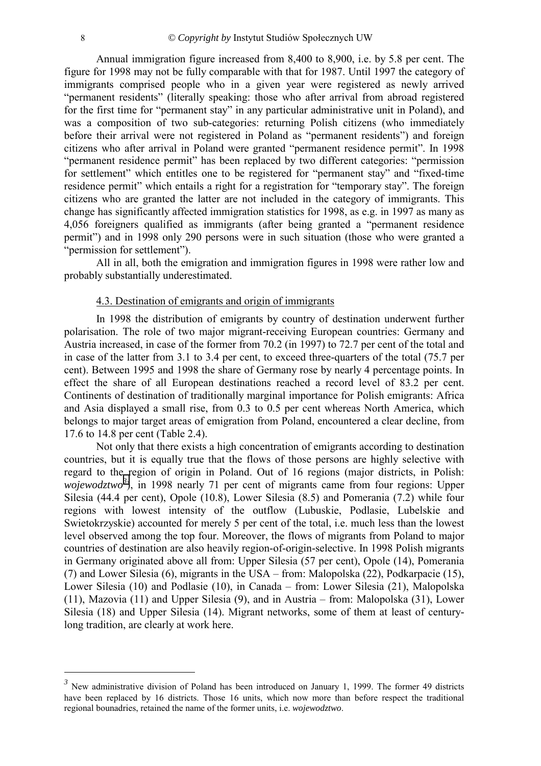Annual immigration figure increased from 8,400 to 8,900, i.e. by 5.8 per cent. The figure for 1998 may not be fully comparable with that for 1987. Until 1997 the category of immigrants comprised people who in a given year were registered as newly arrived "permanent residents" (literally speaking: those who after arrival from abroad registered for the first time for "permanent stay" in any particular administrative unit in Poland), and was a composition of two sub-categories: returning Polish citizens (who immediately before their arrival were not registered in Poland as "permanent residents") and foreign citizens who after arrival in Poland were granted "permanent residence permit". In 1998 "permanent residence permit" has been replaced by two different categories: "permission for settlement" which entitles one to be registered for "permanent stay" and "fixed-time residence permit" which entails a right for a registration for "temporary stay". The foreign citizens who are granted the latter are not included in the category of immigrants. This change has significantly affected immigration statistics for 1998, as e.g. in 1997 as many as 4,056 foreigners qualified as immigrants (after being granted a "permanent residence permit") and in 1998 only 290 persons were in such situation (those who were granted a "permission for settlement").

All in all, both the emigration and immigration figures in 1998 were rather low and probably substantially underestimated.

### 4.3. Destination of emigrants and origin of immigrants

In 1998 the distribution of emigrants by country of destination underwent further polarisation. The role of two major migrant-receiving European countries: Germany and Austria increased, in case of the former from 70.2 (in 1997) to 72.7 per cent of the total and in case of the latter from 3.1 to 3.4 per cent, to exceed three-quarters of the total (75.7 per cent). Between 1995 and 1998 the share of Germany rose by nearly 4 percentage points. In effect the share of all European destinations reached a record level of 83.2 per cent. Continents of destination of traditionally marginal importance for Polish emigrants: Africa and Asia displayed a small rise, from 0.3 to 0.5 per cent whereas North America, which belongs to major target areas of emigration from Poland, encountered a clear decline, from 17.6 to 14.8 per cent (Table 2.4).

Not only that there exists a high concentration of emigrants according to destination countries, but it is equally true that the flows of those persons are highly selective with regard to the region of origin in Poland. Out of 16 regions (major districts, in Polish: *wojewodztwo*[3]), in 1998 nearly 71 per cent of migrants came from four regions: Upper Silesia (44.4 per cent), Opole (10.8), Lower Silesia (8.5) and Pomerania (7.2) while four regions with lowest intensity of the outflow (Lubuskie, Podlasie, Lubelskie and Swietokrzyskie) accounted for merely 5 per cent of the total, i.e. much less than the lowest level observed among the top four. Moreover, the flows of migrants from Poland to major countries of destination are also heavily region-of-origin-selective. In 1998 Polish migrants in Germany originated above all from: Upper Silesia (57 per cent), Opole (14), Pomerania (7) and Lower Silesia (6), migrants in the USA – from: Malopolska (22), Podkarpacie (15), Lower Silesia (10) and Podlasie (10), in Canada – from: Lower Silesia (21), Malopolska (11), Mazovia (11) and Upper Silesia (9), and in Austria – from: Malopolska (31), Lower Silesia (18) and Upper Silesia (14). Migrant networks, some of them at least of century-long tradition, are clearly at work here.

---

[3] New administrative division of Poland has been introduced on January 1, 1999. The former 49 districts have been replaced by 16 districts. Those 16 units, which now more than before respect the traditional regional bounadries, retained the name of the former units, i.e. *wojewodztwo*.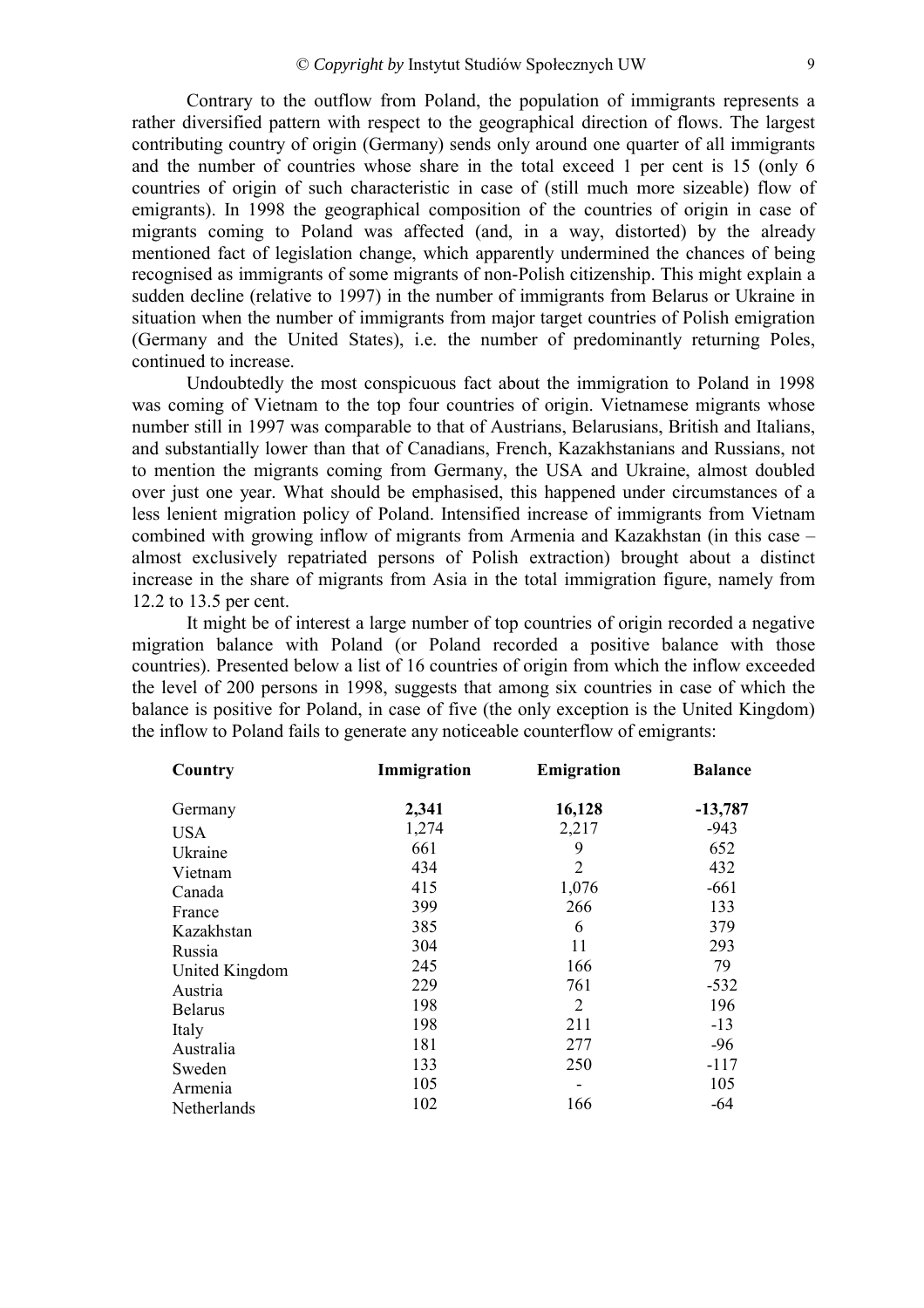Contrary to the outflow from Poland, the population of immigrants represents a rather diversified pattern with respect to the geographical direction of flows. The largest contributing country of origin (Germany) sends only around one quarter of all immigrants and the number of countries whose share in the total exceed 1 per cent is 15 (only 6 countries of origin of such characteristic in case of (still much more sizeable) flow of emigrants). In 1998 the geographical composition of the countries of origin in case of migrants coming to Poland was affected (and, in a way, distorted) by the already mentioned fact of legislation change, which apparently undermined the chances of being recognised as immigrants of some migrants of non-Polish citizenship. This might explain a sudden decline (relative to 1997) in the number of immigrants from Belarus or Ukraine in situation when the number of immigrants from major target countries of Polish emigration (Germany and the United States), i.e. the number of predominantly returning Poles, continued to increase.

Undoubtedly the most conspicuous fact about the immigration to Poland in 1998 was coming of Vietnam to the top four countries of origin. Vietnamese migrants whose number still in 1997 was comparable to that of Austrians, Belarusians, British and Italians, and substantially lower than that of Canadians, French, Kazakhstanians and Russians, not to mention the migrants coming from Germany, the USA and Ukraine, almost doubled over just one year. What should be emphasised, this happened under circumstances of a less lenient migration policy of Poland. Intensified increase of immigrants from Vietnam combined with growing inflow of migrants from Armenia and Kazakhstan (in this case – almost exclusively repatriated persons of Polish extraction) brought about a distinct increase in the share of migrants from Asia in the total immigration figure, namely from 12.2 to 13.5 per cent.

It might be of interest a large number of top countries of origin recorded a negative migration balance with Poland (or Poland recorded a positive balance with those countries). Presented below a list of 16 countries of origin from which the inflow exceeded the level of 200 persons in 1998, suggests that among six countries in case of which the balance is positive for Poland, in case of five (the only exception is the United Kingdom) the inflow to Poland fails to generate any noticeable counterflow of emigrants:

| Country | Immigration | Emigration | Balance |
|---|---|---|---|
| Germany | **2,341** | **16,128** | **-13,787** |
| USA | 1,274 | 2,217 | -943 |
| Ukraine | 661 | 9 | 652 |
| Vietnam | 434 | 2 | 432 |
| Canada | 415 | 1,076 | -661 |
| France | 399 | 266 | 133 |
| Kazakhstan | 385 | 6 | 379 |
| Russia | 304 | 11 | 293 |
| United Kingdom | 245 | 166 | 79 |
| Austria | 229 | 761 | -532 |
| Belarus | 198 | 2 | 196 |
| Italy | 198 | 211 | -13 |
| Australia | 181 | 277 | -96 |
| Sweden | 133 | 250 | -117 |
| Armenia | 105 | - | 105 |
| Netherlands | 102 | 166 | -64 |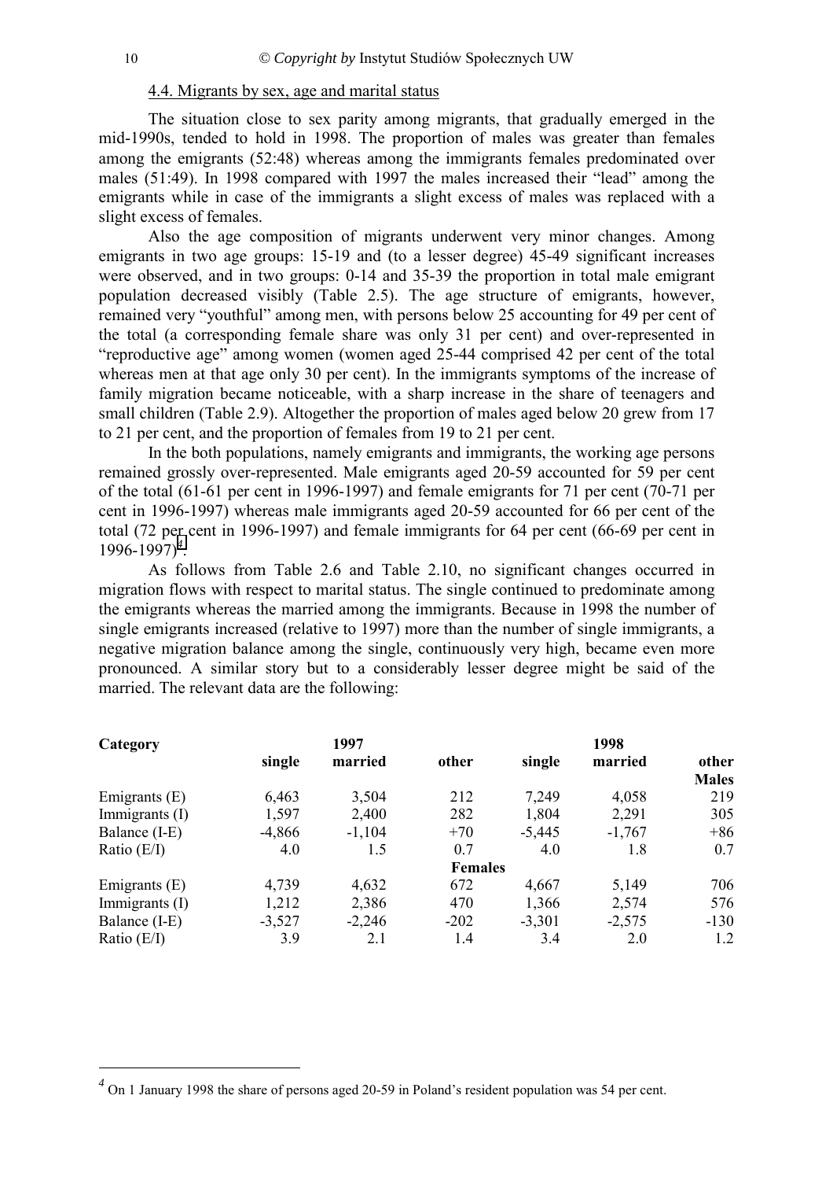## 4.4. Migrants by sex, age and marital status

The situation close to sex parity among migrants, that gradually emerged in the mid-1990s, tended to hold in 1998. The proportion of males was greater than females among the emigrants (52:48) whereas among the immigrants females predominated over males (51:49). In 1998 compared with 1997 the males increased their "lead" among the emigrants while in case of the immigrants a slight excess of males was replaced with a slight excess of females.

Also the age composition of migrants underwent very minor changes. Among emigrants in two age groups: 15-19 and (to a lesser degree) 45-49 significant increases were observed, and in two groups: 0-14 and 35-39 the proportion in total male emigrant population decreased visibly (Table 2.5). The age structure of emigrants, however, remained very "youthful" among men, with persons below 25 accounting for 49 per cent of the total (a corresponding female share was only 31 per cent) and over-represented in "reproductive age" among women (women aged 25-44 comprised 42 per cent of the total whereas men at that age only 30 per cent). In the immigrants symptoms of the increase of family migration became noticeable, with a sharp increase in the share of teenagers and small children (Table 2.9). Altogether the proportion of males aged below 20 grew from 17 to 21 per cent, and the proportion of females from 19 to 21 per cent.

In the both populations, namely emigrants and immigrants, the working age persons remained grossly over-represented. Male emigrants aged 20-59 accounted for 59 per cent of the total (61-61 per cent in 1996-1997) and female emigrants for 71 per cent (70-71 per cent in 1996-1997) whereas male immigrants aged 20-59 accounted for 66 per cent of the total (72 per cent in 1996-1997) and female immigrants for 64 per cent (66-69 per cent in 1996-1997)[4].

As follows from Table 2.6 and Table 2.10, no significant changes occurred in migration flows with respect to marital status. The single continued to predominate among the emigrants whereas the married among the immigrants. Because in 1998 the number of single emigrants increased (relative to 1997) more than the number of single immigrants, a negative migration balance among the single, continuously very high, became even more pronounced. A similar story but to a considerably lesser degree might be said of the married. The relevant data are the following:

| Category | 1997 | | | 1998 | | |
|---|---|---|---|---|---|---|
| | single | married | other | single | married | other |
| | | | **Males** | | | |
| Emigrants (E) | 6,463 | 3,504 | 212 | 7,249 | 4,058 | 219 |
| Immigrants (I) | 1,597 | 2,400 | 282 | 1,804 | 2,291 | 305 |
| Balance (I-E) | -4,866 | -1,104 | +70 | -5,445 | -1,767 | +86 |
| Ratio (E/I) | 4.0 | 1.5 | 0.7 | 4.0 | 1.8 | 0.7 |
| | | | **Females** | | | |
| Emigrants (E) | 4,739 | 4,632 | 672 | 4,667 | 5,149 | 706 |
| Immigrants (I) | 1,212 | 2,386 | 470 | 1,366 | 2,574 | 576 |
| Balance (I-E) | -3,527 | -2,246 | -202 | -3,301 | -2,575 | -130 |
| Ratio (E/I) | 3.9 | 2.1 | 1.4 | 3.4 | 2.0 | 1.2 |

---

[4] On 1 January 1998 the share of persons aged 20-59 in Poland's resident population was 54 per cent.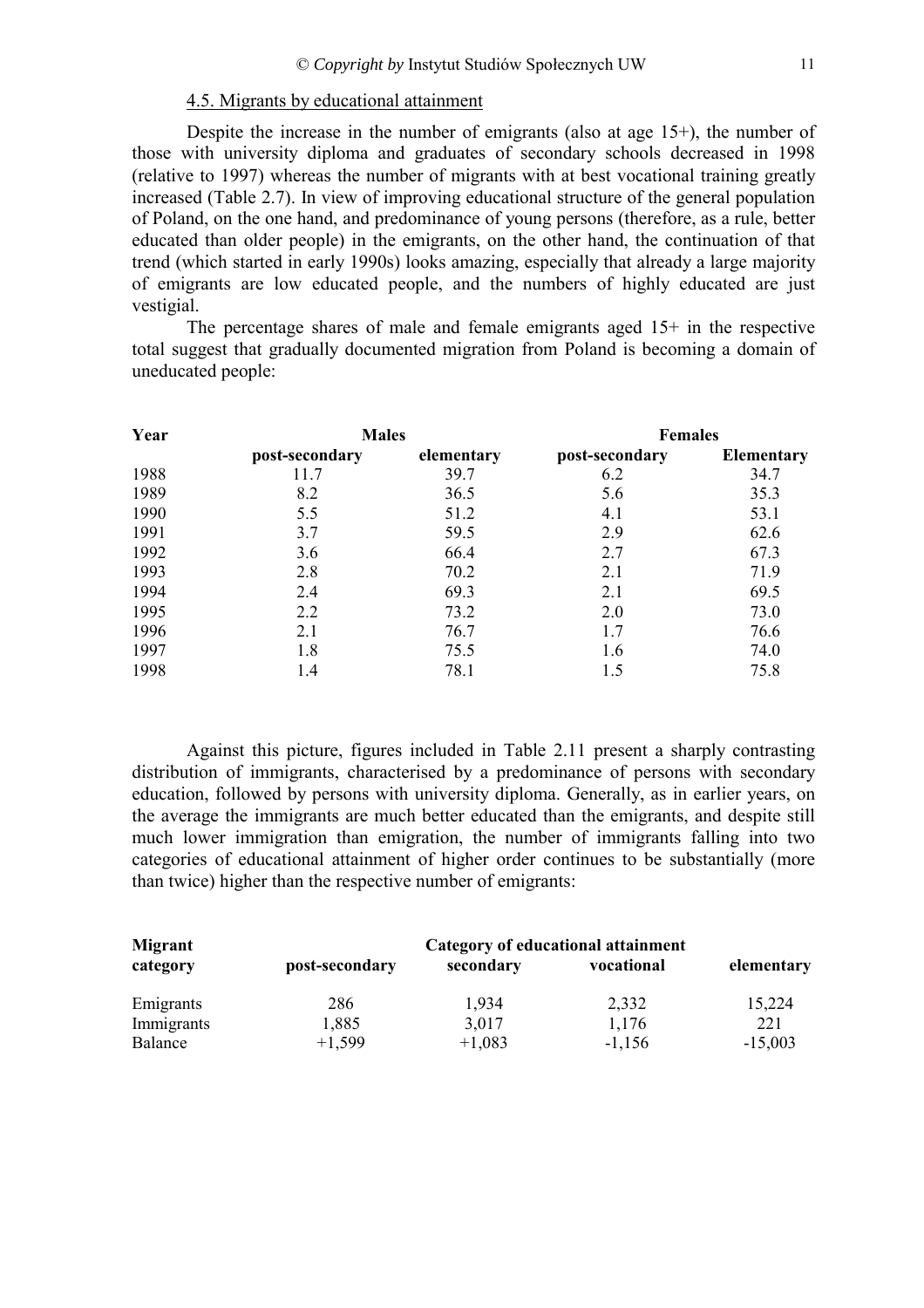### 4.5. Migrants by educational attainment

Despite the increase in the number of emigrants (also at age 15+), the number of those with university diploma and graduates of secondary schools decreased in 1998 (relative to 1997) whereas the number of migrants with at best vocational training greatly increased (Table 2.7). In view of improving educational structure of the general population of Poland, on the one hand, and predominance of young persons (therefore, as a rule, better educated than older people) in the emigrants, on the other hand, the continuation of that trend (which started in early 1990s) looks amazing, especially that already a large majority of emigrants are low educated people, and the numbers of highly educated are just vestigial.

The percentage shares of male and female emigrants aged 15+ in the respective total suggest that gradually documented migration from Poland is becoming a domain of uneducated people:

| Year | Males | | Females | |
|---|---|---|---|---|
| | post-secondary | elementary | post-secondary | Elementary |
| 1988 | 11.7 | 39.7 | 6.2 | 34.7 |
| 1989 | 8.2 | 36.5 | 5.6 | 35.3 |
| 1990 | 5.5 | 51.2 | 4.1 | 53.1 |
| 1991 | 3.7 | 59.5 | 2.9 | 62.6 |
| 1992 | 3.6 | 66.4 | 2.7 | 67.3 |
| 1993 | 2.8 | 70.2 | 2.1 | 71.9 |
| 1994 | 2.4 | 69.3 | 2.1 | 69.5 |
| 1995 | 2.2 | 73.2 | 2.0 | 73.0 |
| 1996 | 2.1 | 76.7 | 1.7 | 76.6 |
| 1997 | 1.8 | 75.5 | 1.6 | 74.0 |
| 1998 | 1.4 | 78.1 | 1.5 | 75.8 |

Against this picture, figures included in Table 2.11 present a sharply contrasting distribution of immigrants, characterised by a predominance of persons with secondary education, followed by persons with university diploma. Generally, as in earlier years, on the average the immigrants are much better educated than the emigrants, and despite still much lower immigration than emigration, the number of immigrants falling into two categories of educational attainment of higher order continues to be substantially (more than twice) higher than the respective number of emigrants:

| Migrant category | Category of educational attainment | | | |
|---|---|---|---|---|
| | post-secondary | secondary | vocational | elementary |
| Emigrants | 286 | 1,934 | 2,332 | 15,224 |
| Immigrants | 1,885 | 3,017 | 1,176 | 221 |
| Balance | +1,599 | +1,083 | -1,156 | -15,003 |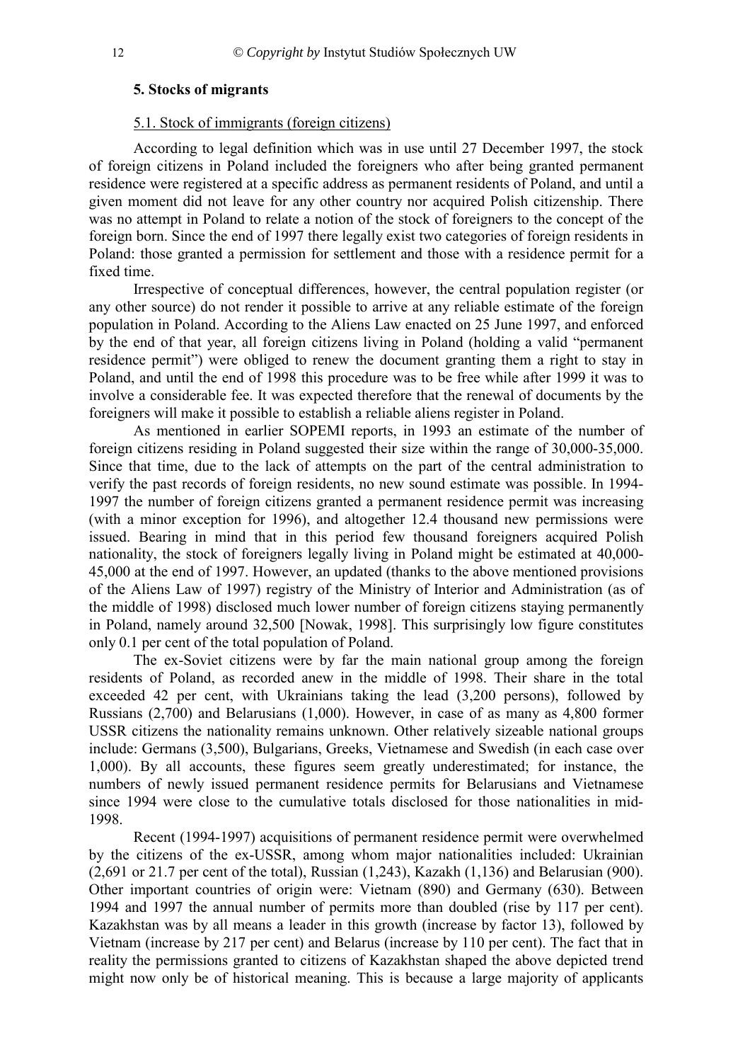## 5. Stocks of migrants

### 5.1. Stock of immigrants (foreign citizens)

According to legal definition which was in use until 27 December 1997, the stock of foreign citizens in Poland included the foreigners who after being granted permanent residence were registered at a specific address as permanent residents of Poland, and until a given moment did not leave for any other country nor acquired Polish citizenship. There was no attempt in Poland to relate a notion of the stock of foreigners to the concept of the foreign born. Since the end of 1997 there legally exist two categories of foreign residents in Poland: those granted a permission for settlement and those with a residence permit for a fixed time.

Irrespective of conceptual differences, however, the central population register (or any other source) do not render it possible to arrive at any reliable estimate of the foreign population in Poland. According to the Aliens Law enacted on 25 June 1997, and enforced by the end of that year, all foreign citizens living in Poland (holding a valid "permanent residence permit") were obliged to renew the document granting them a right to stay in Poland, and until the end of 1998 this procedure was to be free while after 1999 it was to involve a considerable fee. It was expected therefore that the renewal of documents by the foreigners will make it possible to establish a reliable aliens register in Poland.

As mentioned in earlier SOPEMI reports, in 1993 an estimate of the number of foreign citizens residing in Poland suggested their size within the range of 30,000-35,000. Since that time, due to the lack of attempts on the part of the central administration to verify the past records of foreign residents, no new sound estimate was possible. In 1994-1997 the number of foreign citizens granted a permanent residence permit was increasing (with a minor exception for 1996), and altogether 12.4 thousand new permissions were issued. Bearing in mind that in this period few thousand foreigners acquired Polish nationality, the stock of foreigners legally living in Poland might be estimated at 40,000-45,000 at the end of 1997. However, an updated (thanks to the above mentioned provisions of the Aliens Law of 1997) registry of the Ministry of Interior and Administration (as of the middle of 1998) disclosed much lower number of foreign citizens staying permanently in Poland, namely around 32,500 [Nowak, 1998]. This surprisingly low figure constitutes only 0.1 per cent of the total population of Poland.

The ex-Soviet citizens were by far the main national group among the foreign residents of Poland, as recorded anew in the middle of 1998. Their share in the total exceeded 42 per cent, with Ukrainians taking the lead (3,200 persons), followed by Russians (2,700) and Belarusians (1,000). However, in case of as many as 4,800 former USSR citizens the nationality remains unknown. Other relatively sizeable national groups include: Germans (3,500), Bulgarians, Greeks, Vietnamese and Swedish (in each case over 1,000). By all accounts, these figures seem greatly underestimated; for instance, the numbers of newly issued permanent residence permits for Belarusians and Vietnamese since 1994 were close to the cumulative totals disclosed for those nationalities in mid-1998.

Recent (1994-1997) acquisitions of permanent residence permit were overwhelmed by the citizens of the ex-USSR, among whom major nationalities included: Ukrainian (2,691 or 21.7 per cent of the total), Russian (1,243), Kazakh (1,136) and Belarusian (900). Other important countries of origin were: Vietnam (890) and Germany (630). Between 1994 and 1997 the annual number of permits more than doubled (rise by 117 per cent). Kazakhstan was by all means a leader in this growth (increase by factor 13), followed by Vietnam (increase by 217 per cent) and Belarus (increase by 110 per cent). The fact that in reality the permissions granted to citizens of Kazakhstan shaped the above depicted trend might now only be of historical meaning. This is because a large majority of applicants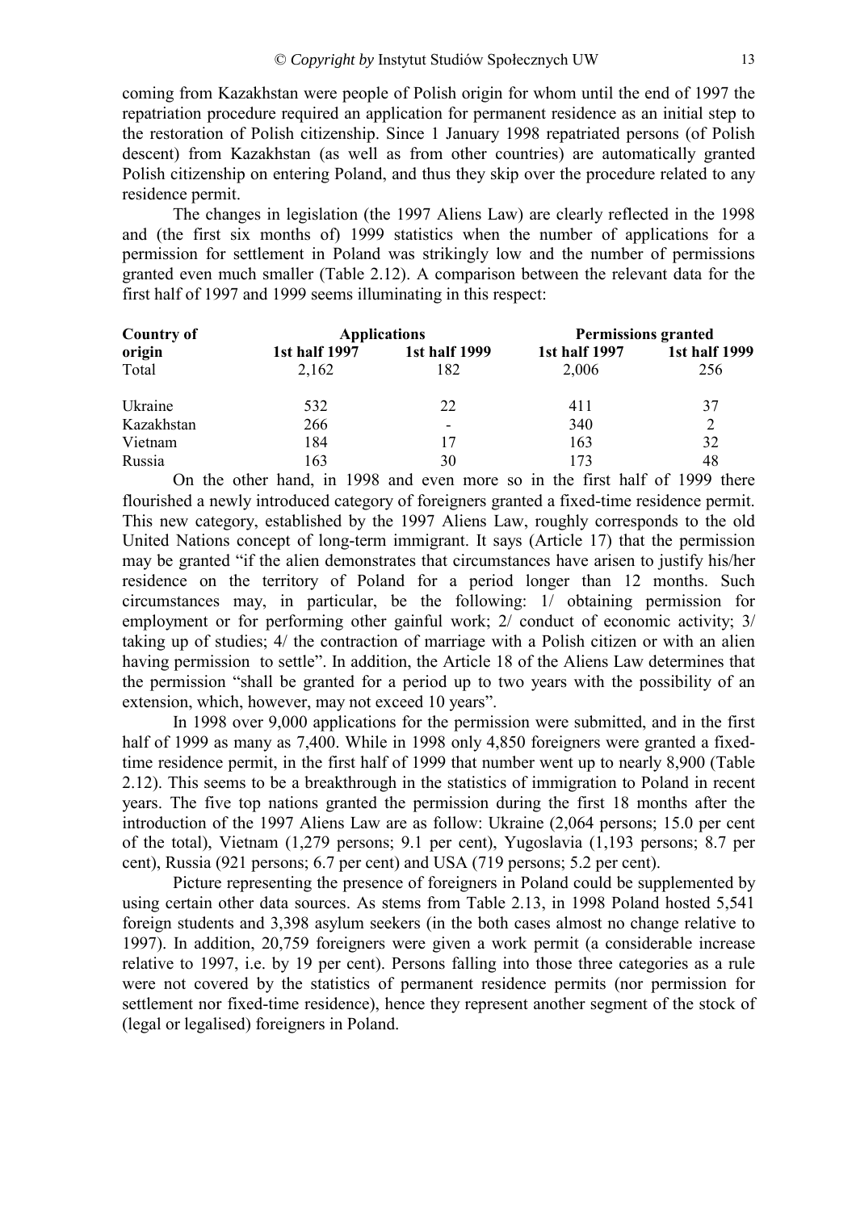coming from Kazakhstan were people of Polish origin for whom until the end of 1997 the repatriation procedure required an application for permanent residence as an initial step to the restoration of Polish citizenship. Since 1 January 1998 repatriated persons (of Polish descent) from Kazakhstan (as well as from other countries) are automatically granted Polish citizenship on entering Poland, and thus they skip over the procedure related to any residence permit.

The changes in legislation (the 1997 Aliens Law) are clearly reflected in the 1998 and (the first six months of) 1999 statistics when the number of applications for a permission for settlement in Poland was strikingly low and the number of permissions granted even much smaller (Table 2.12). A comparison between the relevant data for the first half of 1997 and 1999 seems illuminating in this respect:

| Country of | Applications | | Permissions granted | |
|---|---|---|---|---|
| origin | 1st half 1997 | 1st half 1999 | 1st half 1997 | 1st half 1999 |
| Total | 2,162 | 182 | 2,006 | 256 |
| Ukraine | 532 | 22 | 411 | 37 |
| Kazakhstan | 266 | - | 340 | 2 |
| Vietnam | 184 | 17 | 163 | 32 |
| Russia | 163 | 30 | 173 | 48 |

On the other hand, in 1998 and even more so in the first half of 1999 there flourished a newly introduced category of foreigners granted a fixed-time residence permit. This new category, established by the 1997 Aliens Law, roughly corresponds to the old United Nations concept of long-term immigrant. It says (Article 17) that the permission may be granted "if the alien demonstrates that circumstances have arisen to justify his/her residence on the territory of Poland for a period longer than 12 months. Such circumstances may, in particular, be the following: 1/ obtaining permission for employment or for performing other gainful work; 2/ conduct of economic activity; 3/ taking up of studies; 4/ the contraction of marriage with a Polish citizen or with an alien having permission to settle". In addition, the Article 18 of the Aliens Law determines that the permission "shall be granted for a period up to two years with the possibility of an extension, which, however, may not exceed 10 years".

In 1998 over 9,000 applications for the permission were submitted, and in the first half of 1999 as many as 7,400. While in 1998 only 4,850 foreigners were granted a fixed-time residence permit, in the first half of 1999 that number went up to nearly 8,900 (Table 2.12). This seems to be a breakthrough in the statistics of immigration to Poland in recent years. The five top nations granted the permission during the first 18 months after the introduction of the 1997 Aliens Law are as follow: Ukraine (2,064 persons; 15.0 per cent of the total), Vietnam (1,279 persons; 9.1 per cent), Yugoslavia (1,193 persons; 8.7 per cent), Russia (921 persons; 6.7 per cent) and USA (719 persons; 5.2 per cent).

Picture representing the presence of foreigners in Poland could be supplemented by using certain other data sources. As stems from Table 2.13, in 1998 Poland hosted 5,541 foreign students and 3,398 asylum seekers (in the both cases almost no change relative to 1997). In addition, 20,759 foreigners were given a work permit (a considerable increase relative to 1997, i.e. by 19 per cent). Persons falling into those three categories as a rule were not covered by the statistics of permanent residence permits (nor permission for settlement nor fixed-time residence), hence they represent another segment of the stock of (legal or legalised) foreigners in Poland.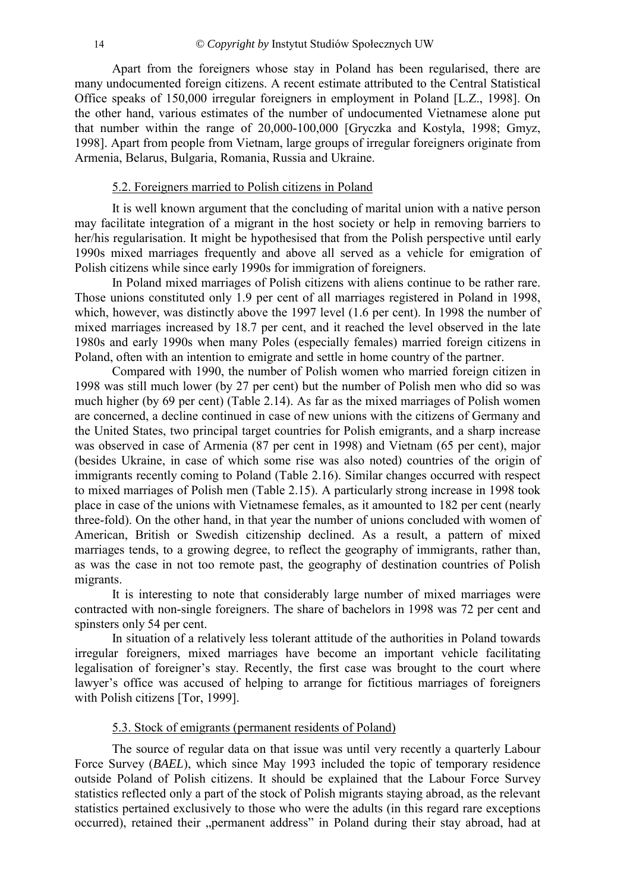Apart from the foreigners whose stay in Poland has been regularised, there are many undocumented foreign citizens. A recent estimate attributed to the Central Statistical Office speaks of 150,000 irregular foreigners in employment in Poland [L.Z., 1998]. On the other hand, various estimates of the number of undocumented Vietnamese alone put that number within the range of 20,000-100,000 [Gryczka and Kostyla, 1998; Gmyz, 1998]. Apart from people from Vietnam, large groups of irregular foreigners originate from Armenia, Belarus, Bulgaria, Romania, Russia and Ukraine.

### 5.2. Foreigners married to Polish citizens in Poland

It is well known argument that the concluding of marital union with a native person may facilitate integration of a migrant in the host society or help in removing barriers to her/his regularisation. It might be hypothesised that from the Polish perspective until early 1990s mixed marriages frequently and above all served as a vehicle for emigration of Polish citizens while since early 1990s for immigration of foreigners.

In Poland mixed marriages of Polish citizens with aliens continue to be rather rare. Those unions constituted only 1.9 per cent of all marriages registered in Poland in 1998, which, however, was distinctly above the 1997 level (1.6 per cent). In 1998 the number of mixed marriages increased by 18.7 per cent, and it reached the level observed in the late 1980s and early 1990s when many Poles (especially females) married foreign citizens in Poland, often with an intention to emigrate and settle in home country of the partner.

Compared with 1990, the number of Polish women who married foreign citizen in 1998 was still much lower (by 27 per cent) but the number of Polish men who did so was much higher (by 69 per cent) (Table 2.14). As far as the mixed marriages of Polish women are concerned, a decline continued in case of new unions with the citizens of Germany and the United States, two principal target countries for Polish emigrants, and a sharp increase was observed in case of Armenia (87 per cent in 1998) and Vietnam (65 per cent), major (besides Ukraine, in case of which some rise was also noted) countries of the origin of immigrants recently coming to Poland (Table 2.16). Similar changes occurred with respect to mixed marriages of Polish men (Table 2.15). A particularly strong increase in 1998 took place in case of the unions with Vietnamese females, as it amounted to 182 per cent (nearly three-fold). On the other hand, in that year the number of unions concluded with women of American, British or Swedish citizenship declined. As a result, a pattern of mixed marriages tends, to a growing degree, to reflect the geography of immigrants, rather than, as was the case in not too remote past, the geography of destination countries of Polish migrants.

It is interesting to note that considerably large number of mixed marriages were contracted with non-single foreigners. The share of bachelors in 1998 was 72 per cent and spinsters only 54 per cent.

In situation of a relatively less tolerant attitude of the authorities in Poland towards irregular foreigners, mixed marriages have become an important vehicle facilitating legalisation of foreigner's stay. Recently, the first case was brought to the court where lawyer's office was accused of helping to arrange for fictitious marriages of foreigners with Polish citizens [Tor, 1999].

### 5.3. Stock of emigrants (permanent residents of Poland)

The source of regular data on that issue was until very recently a quarterly Labour Force Survey (*BAEL*), which since May 1993 included the topic of temporary residence outside Poland of Polish citizens. It should be explained that the Labour Force Survey statistics reflected only a part of the stock of Polish migrants staying abroad, as the relevant statistics pertained exclusively to those who were the adults (in this regard rare exceptions occurred), retained their „permanent address" in Poland during their stay abroad, had at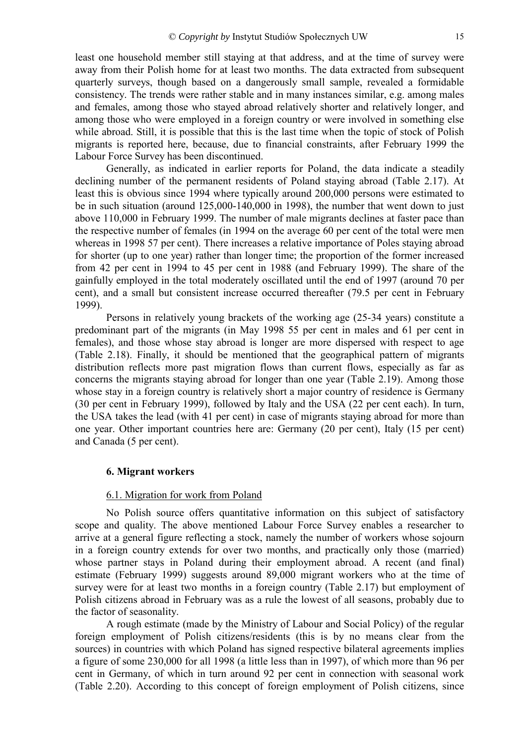least one household member still staying at that address, and at the time of survey were away from their Polish home for at least two months. The data extracted from subsequent quarterly surveys, though based on a dangerously small sample, revealed a formidable consistency. The trends were rather stable and in many instances similar, e.g. among males and females, among those who stayed abroad relatively shorter and relatively longer, and among those who were employed in a foreign country or were involved in something else while abroad. Still, it is possible that this is the last time when the topic of stock of Polish migrants is reported here, because, due to financial constraints, after February 1999 the Labour Force Survey has been discontinued.

Generally, as indicated in earlier reports for Poland, the data indicate a steadily declining number of the permanent residents of Poland staying abroad (Table 2.17). At least this is obvious since 1994 where typically around 200,000 persons were estimated to be in such situation (around 125,000-140,000 in 1998), the number that went down to just above 110,000 in February 1999. The number of male migrants declines at faster pace than the respective number of females (in 1994 on the average 60 per cent of the total were men whereas in 1998 57 per cent). There increases a relative importance of Poles staying abroad for shorter (up to one year) rather than longer time; the proportion of the former increased from 42 per cent in 1994 to 45 per cent in 1988 (and February 1999). The share of the gainfully employed in the total moderately oscillated until the end of 1997 (around 70 per cent), and a small but consistent increase occurred thereafter (79.5 per cent in February 1999).

Persons in relatively young brackets of the working age (25-34 years) constitute a predominant part of the migrants (in May 1998 55 per cent in males and 61 per cent in females), and those whose stay abroad is longer are more dispersed with respect to age (Table 2.18). Finally, it should be mentioned that the geographical pattern of migrants distribution reflects more past migration flows than current flows, especially as far as concerns the migrants staying abroad for longer than one year (Table 2.19). Among those whose stay in a foreign country is relatively short a major country of residence is Germany (30 per cent in February 1999), followed by Italy and the USA (22 per cent each). In turn, the USA takes the lead (with 41 per cent) in case of migrants staying abroad for more than one year. Other important countries here are: Germany (20 per cent), Italy (15 per cent) and Canada (5 per cent).

## 6. Migrant workers

### 6.1. Migration for work from Poland

No Polish source offers quantitative information on this subject of satisfactory scope and quality. The above mentioned Labour Force Survey enables a researcher to arrive at a general figure reflecting a stock, namely the number of workers whose sojourn in a foreign country extends for over two months, and practically only those (married) whose partner stays in Poland during their employment abroad. A recent (and final) estimate (February 1999) suggests around 89,000 migrant workers who at the time of survey were for at least two months in a foreign country (Table 2.17) but employment of Polish citizens abroad in February was as a rule the lowest of all seasons, probably due to the factor of seasonality.

A rough estimate (made by the Ministry of Labour and Social Policy) of the regular foreign employment of Polish citizens/residents (this is by no means clear from the sources) in countries with which Poland has signed respective bilateral agreements implies a figure of some 230,000 for all 1998 (a little less than in 1997), of which more than 96 per cent in Germany, of which in turn around 92 per cent in connection with seasonal work (Table 2.20). According to this concept of foreign employment of Polish citizens, since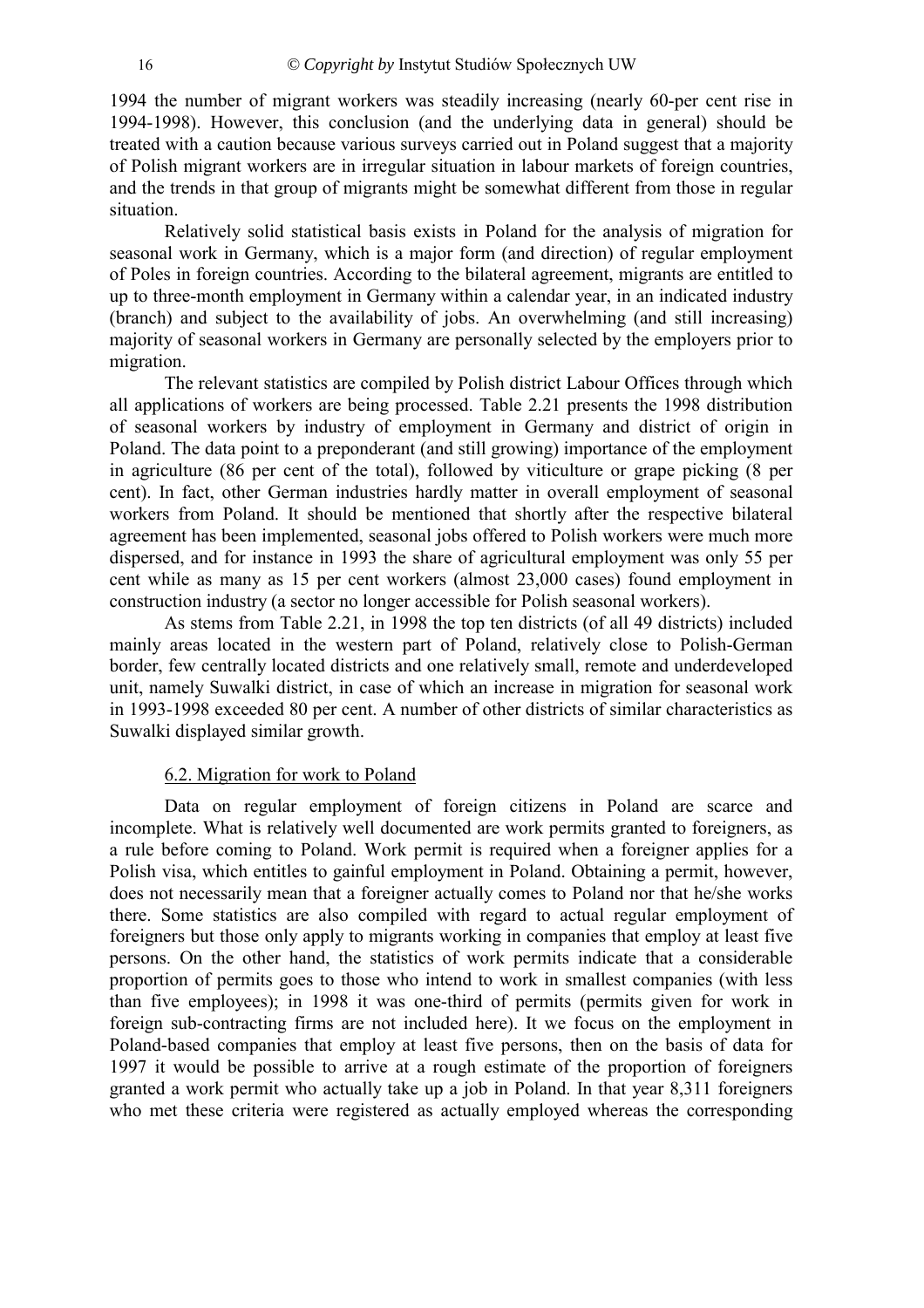1994 the number of migrant workers was steadily increasing (nearly 60-per cent rise in 1994-1998). However, this conclusion (and the underlying data in general) should be treated with a caution because various surveys carried out in Poland suggest that a majority of Polish migrant workers are in irregular situation in labour markets of foreign countries, and the trends in that group of migrants might be somewhat different from those in regular situation.

Relatively solid statistical basis exists in Poland for the analysis of migration for seasonal work in Germany, which is a major form (and direction) of regular employment of Poles in foreign countries. According to the bilateral agreement, migrants are entitled to up to three-month employment in Germany within a calendar year, in an indicated industry (branch) and subject to the availability of jobs. An overwhelming (and still increasing) majority of seasonal workers in Germany are personally selected by the employers prior to migration.

The relevant statistics are compiled by Polish district Labour Offices through which all applications of workers are being processed. Table 2.21 presents the 1998 distribution of seasonal workers by industry of employment in Germany and district of origin in Poland. The data point to a preponderant (and still growing) importance of the employment in agriculture (86 per cent of the total), followed by viticulture or grape picking (8 per cent). In fact, other German industries hardly matter in overall employment of seasonal workers from Poland. It should be mentioned that shortly after the respective bilateral agreement has been implemented, seasonal jobs offered to Polish workers were much more dispersed, and for instance in 1993 the share of agricultural employment was only 55 per cent while as many as 15 per cent workers (almost 23,000 cases) found employment in construction industry (a sector no longer accessible for Polish seasonal workers).

As stems from Table 2.21, in 1998 the top ten districts (of all 49 districts) included mainly areas located in the western part of Poland, relatively close to Polish-German border, few centrally located districts and one relatively small, remote and underdeveloped unit, namely Suwalki district, in case of which an increase in migration for seasonal work in 1993-1998 exceeded 80 per cent. A number of other districts of similar characteristics as Suwalki displayed similar growth.

### 6.2. Migration for work to Poland

Data on regular employment of foreign citizens in Poland are scarce and incomplete. What is relatively well documented are work permits granted to foreigners, as a rule before coming to Poland. Work permit is required when a foreigner applies for a Polish visa, which entitles to gainful employment in Poland. Obtaining a permit, however, does not necessarily mean that a foreigner actually comes to Poland nor that he/she works there. Some statistics are also compiled with regard to actual regular employment of foreigners but those only apply to migrants working in companies that employ at least five persons. On the other hand, the statistics of work permits indicate that a considerable proportion of permits goes to those who intend to work in smallest companies (with less than five employees); in 1998 it was one-third of permits (permits given for work in foreign sub-contracting firms are not included here). It we focus on the employment in Poland-based companies that employ at least five persons, then on the basis of data for 1997 it would be possible to arrive at a rough estimate of the proportion of foreigners granted a work permit who actually take up a job in Poland. In that year 8,311 foreigners who met these criteria were registered as actually employed whereas the corresponding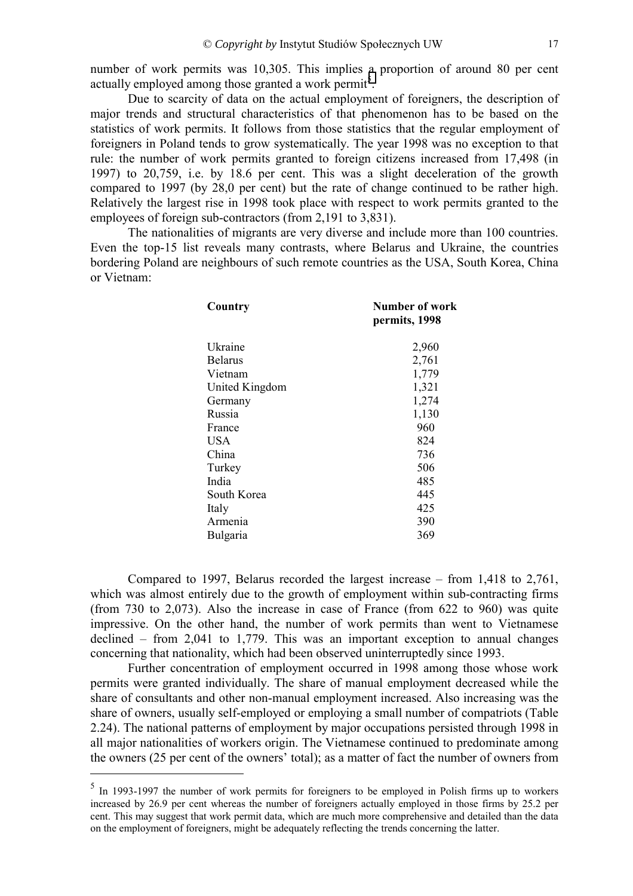number of work permits was 10,305. This implies a proportion of around 80 per cent actually employed among those granted a work permit[5].

Due to scarcity of data on the actual employment of foreigners, the description of major trends and structural characteristics of that phenomenon has to be based on the statistics of work permits. It follows from those statistics that the regular employment of foreigners in Poland tends to grow systematically. The year 1998 was no exception to that rule: the number of work permits granted to foreign citizens increased from 17,498 (in 1997) to 20,759, i.e. by 18.6 per cent. This was a slight deceleration of the growth compared to 1997 (by 28,0 per cent) but the rate of change continued to be rather high. Relatively the largest rise in 1998 took place with respect to work permits granted to the employees of foreign sub-contractors (from 2,191 to 3,831).

The nationalities of migrants are very diverse and include more than 100 countries. Even the top-15 list reveals many contrasts, where Belarus and Ukraine, the countries bordering Poland are neighbours of such remote countries as the USA, South Korea, China or Vietnam:

| Country | Number of work permits, 1998 |
|---|---|
| Ukraine | 2,960 |
| Belarus | 2,761 |
| Vietnam | 1,779 |
| United Kingdom | 1,321 |
| Germany | 1,274 |
| Russia | 1,130 |
| France | 960 |
| USA | 824 |
| China | 736 |
| Turkey | 506 |
| India | 485 |
| South Korea | 445 |
| Italy | 425 |
| Armenia | 390 |
| Bulgaria | 369 |

Compared to 1997, Belarus recorded the largest increase – from 1,418 to 2,761, which was almost entirely due to the growth of employment within sub-contracting firms (from 730 to 2,073). Also the increase in case of France (from 622 to 960) was quite impressive. On the other hand, the number of work permits than went to Vietnamese declined – from 2,041 to 1,779. This was an important exception to annual changes concerning that nationality, which had been observed uninterruptedly since 1993.

Further concentration of employment occurred in 1998 among those whose work permits were granted individually. The share of manual employment decreased while the share of consultants and other non-manual employment increased. Also increasing was the share of owners, usually self-employed or employing a small number of compatriots (Table 2.24). The national patterns of employment by major occupations persisted through 1998 in all major nationalities of workers origin. The Vietnamese continued to predominate among the owners (25 per cent of the owners' total); as a matter of fact the number of owners from

---

[5] In 1993-1997 the number of work permits for foreigners to be employed in Polish firms up to workers increased by 26.9 per cent whereas the number of foreigners actually employed in those firms by 25.2 per cent. This may suggest that work permit data, which are much more comprehensive and detailed than the data on the employment of foreigners, might be adequately reflecting the trends concerning the latter.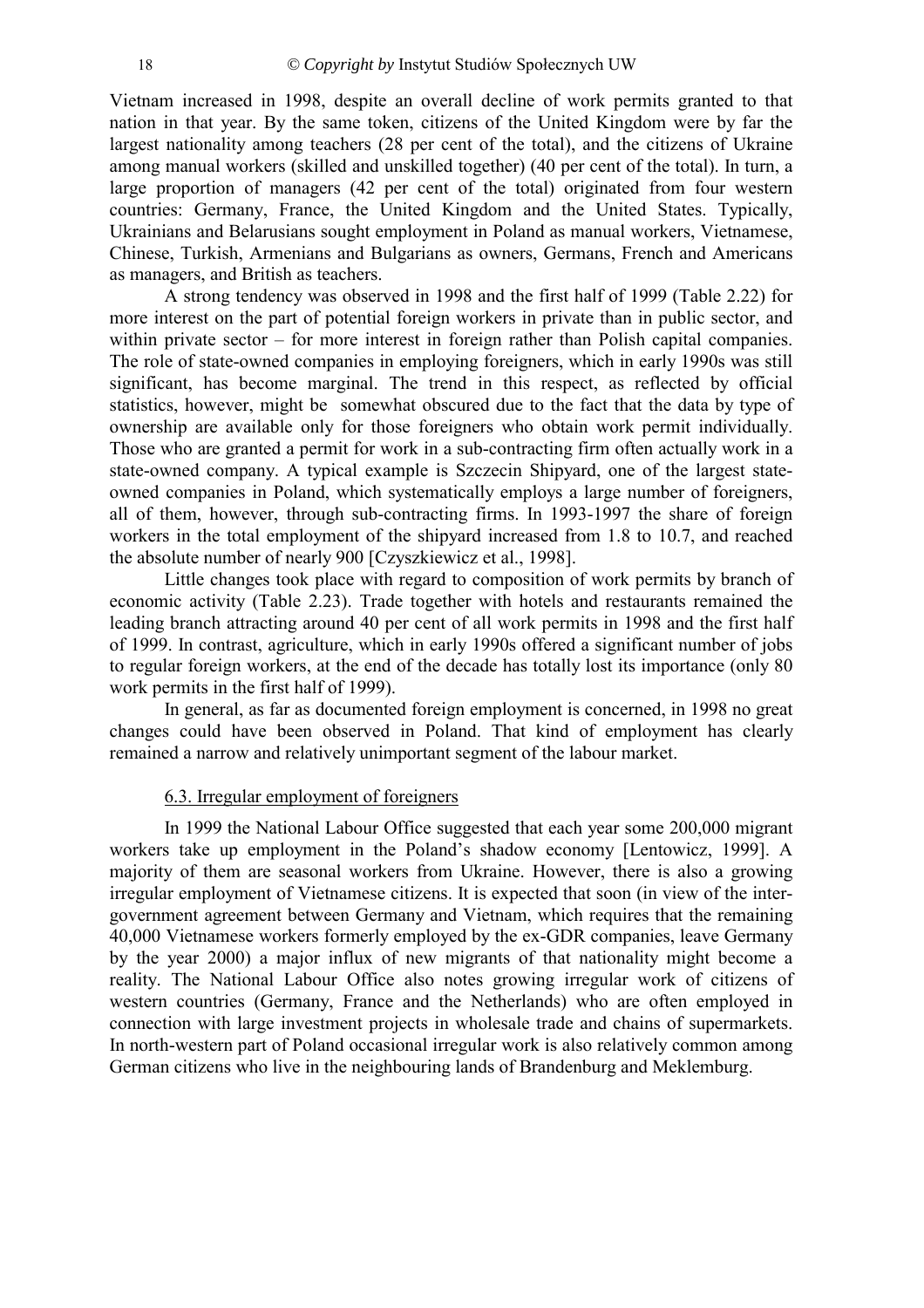Vietnam increased in 1998, despite an overall decline of work permits granted to that nation in that year. By the same token, citizens of the United Kingdom were by far the largest nationality among teachers (28 per cent of the total), and the citizens of Ukraine among manual workers (skilled and unskilled together) (40 per cent of the total). In turn, a large proportion of managers (42 per cent of the total) originated from four western countries: Germany, France, the United Kingdom and the United States. Typically, Ukrainians and Belarusians sought employment in Poland as manual workers, Vietnamese, Chinese, Turkish, Armenians and Bulgarians as owners, Germans, French and Americans as managers, and British as teachers.

A strong tendency was observed in 1998 and the first half of 1999 (Table 2.22) for more interest on the part of potential foreign workers in private than in public sector, and within private sector – for more interest in foreign rather than Polish capital companies. The role of state-owned companies in employing foreigners, which in early 1990s was still significant, has become marginal. The trend in this respect, as reflected by official statistics, however, might be somewhat obscured due to the fact that the data by type of ownership are available only for those foreigners who obtain work permit individually. Those who are granted a permit for work in a sub-contracting firm often actually work in a state-owned company. A typical example is Szczecin Shipyard, one of the largest state-owned companies in Poland, which systematically employs a large number of foreigners, all of them, however, through sub-contracting firms. In 1993-1997 the share of foreign workers in the total employment of the shipyard increased from 1.8 to 10.7, and reached the absolute number of nearly 900 [Czyszkiewicz et al., 1998].

Little changes took place with regard to composition of work permits by branch of economic activity (Table 2.23). Trade together with hotels and restaurants remained the leading branch attracting around 40 per cent of all work permits in 1998 and the first half of 1999. In contrast, agriculture, which in early 1990s offered a significant number of jobs to regular foreign workers, at the end of the decade has totally lost its importance (only 80 work permits in the first half of 1999).

In general, as far as documented foreign employment is concerned, in 1998 no great changes could have been observed in Poland. That kind of employment has clearly remained a narrow and relatively unimportant segment of the labour market.

### 6.3. Irregular employment of foreigners

In 1999 the National Labour Office suggested that each year some 200,000 migrant workers take up employment in the Poland's shadow economy [Lentowicz, 1999]. A majority of them are seasonal workers from Ukraine. However, there is also a growing irregular employment of Vietnamese citizens. It is expected that soon (in view of the inter-government agreement between Germany and Vietnam, which requires that the remaining 40,000 Vietnamese workers formerly employed by the ex-GDR companies, leave Germany by the year 2000) a major influx of new migrants of that nationality might become a reality. The National Labour Office also notes growing irregular work of citizens of western countries (Germany, France and the Netherlands) who are often employed in connection with large investment projects in wholesale trade and chains of supermarkets. In north-western part of Poland occasional irregular work is also relatively common among German citizens who live in the neighbouring lands of Brandenburg and Meklemburg.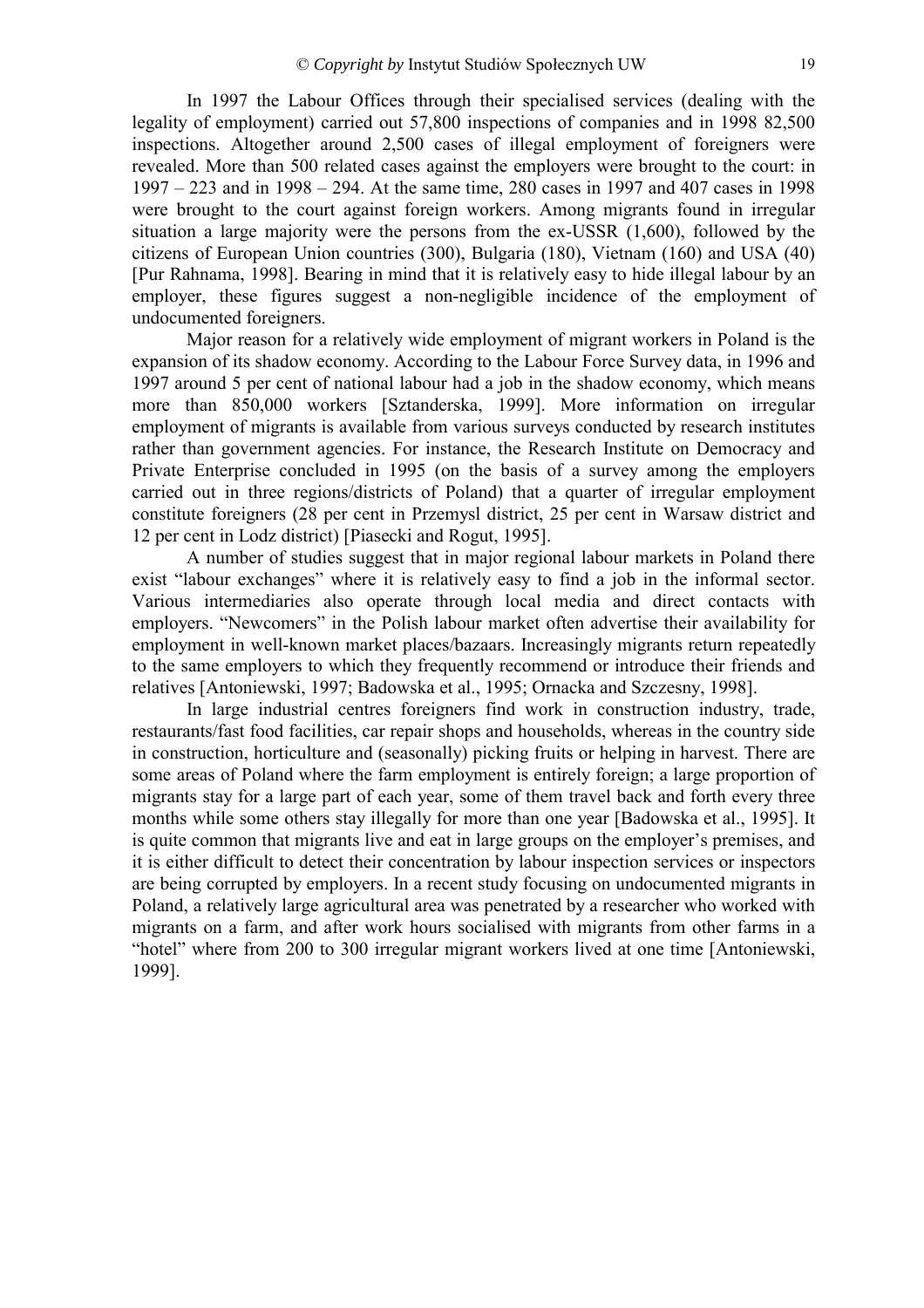In 1997 the Labour Offices through their specialised services (dealing with the legality of employment) carried out 57,800 inspections of companies and in 1998 82,500 inspections. Altogether around 2,500 cases of illegal employment of foreigners were revealed. More than 500 related cases against the employers were brought to the court: in 1997 – 223 and in 1998 – 294. At the same time, 280 cases in 1997 and 407 cases in 1998 were brought to the court against foreign workers. Among migrants found in irregular situation a large majority were the persons from the ex-USSR (1,600), followed by the citizens of European Union countries (300), Bulgaria (180), Vietnam (160) and USA (40) [Pur Rahnama, 1998]. Bearing in mind that it is relatively easy to hide illegal labour by an employer, these figures suggest a non-negligible incidence of the employment of undocumented foreigners.

Major reason for a relatively wide employment of migrant workers in Poland is the expansion of its shadow economy. According to the Labour Force Survey data, in 1996 and 1997 around 5 per cent of national labour had a job in the shadow economy, which means more than 850,000 workers [Sztanderska, 1999]. More information on irregular employment of migrants is available from various surveys conducted by research institutes rather than government agencies. For instance, the Research Institute on Democracy and Private Enterprise concluded in 1995 (on the basis of a survey among the employers carried out in three regions/districts of Poland) that a quarter of irregular employment constitute foreigners (28 per cent in Przemysl district, 25 per cent in Warsaw district and 12 per cent in Lodz district) [Piasecki and Rogut, 1995].

A number of studies suggest that in major regional labour markets in Poland there exist "labour exchanges" where it is relatively easy to find a job in the informal sector. Various intermediaries also operate through local media and direct contacts with employers. "Newcomers" in the Polish labour market often advertise their availability for employment in well-known market places/bazaars. Increasingly migrants return repeatedly to the same employers to which they frequently recommend or introduce their friends and relatives [Antoniewski, 1997; Badowska et al., 1995; Ornacka and Szczesny, 1998].

In large industrial centres foreigners find work in construction industry, trade, restaurants/fast food facilities, car repair shops and households, whereas in the country side in construction, horticulture and (seasonally) picking fruits or helping in harvest. There are some areas of Poland where the farm employment is entirely foreign; a large proportion of migrants stay for a large part of each year, some of them travel back and forth every three months while some others stay illegally for more than one year [Badowska et al., 1995]. It is quite common that migrants live and eat in large groups on the employer's premises, and it is either difficult to detect their concentration by labour inspection services or inspectors are being corrupted by employers. In a recent study focusing on undocumented migrants in Poland, a relatively large agricultural area was penetrated by a researcher who worked with migrants on a farm, and after work hours socialised with migrants from other farms in a "hotel" where from 200 to 300 irregular migrant workers lived at one time [Antoniewski, 1999].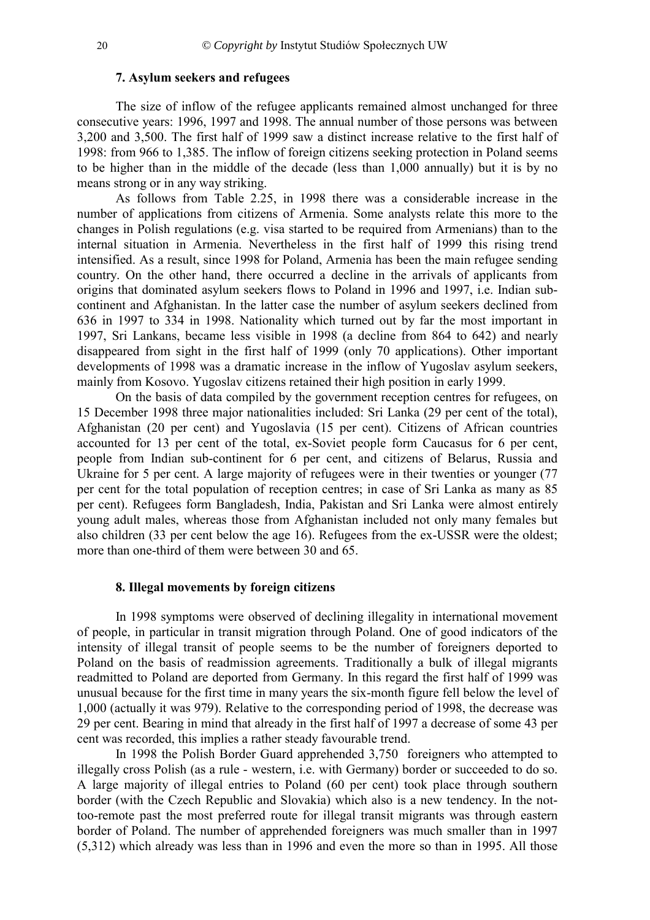### 7. Asylum seekers and refugees

The size of inflow of the refugee applicants remained almost unchanged for three consecutive years: 1996, 1997 and 1998. The annual number of those persons was between 3,200 and 3,500. The first half of 1999 saw a distinct increase relative to the first half of 1998: from 966 to 1,385. The inflow of foreign citizens seeking protection in Poland seems to be higher than in the middle of the decade (less than 1,000 annually) but it is by no means strong or in any way striking.

As follows from Table 2.25, in 1998 there was a considerable increase in the number of applications from citizens of Armenia. Some analysts relate this more to the changes in Polish regulations (e.g. visa started to be required from Armenians) than to the internal situation in Armenia. Nevertheless in the first half of 1999 this rising trend intensified. As a result, since 1998 for Poland, Armenia has been the main refugee sending country. On the other hand, there occurred a decline in the arrivals of applicants from origins that dominated asylum seekers flows to Poland in 1996 and 1997, i.e. Indian sub-continent and Afghanistan. In the latter case the number of asylum seekers declined from 636 in 1997 to 334 in 1998. Nationality which turned out by far the most important in 1997, Sri Lankans, became less visible in 1998 (a decline from 864 to 642) and nearly disappeared from sight in the first half of 1999 (only 70 applications). Other important developments of 1998 was a dramatic increase in the inflow of Yugoslav asylum seekers, mainly from Kosovo. Yugoslav citizens retained their high position in early 1999.

On the basis of data compiled by the government reception centres for refugees, on 15 December 1998 three major nationalities included: Sri Lanka (29 per cent of the total), Afghanistan (20 per cent) and Yugoslavia (15 per cent). Citizens of African countries accounted for 13 per cent of the total, ex-Soviet people form Caucasus for 6 per cent, people from Indian sub-continent for 6 per cent, and citizens of Belarus, Russia and Ukraine for 5 per cent. A large majority of refugees were in their twenties or younger (77 per cent for the total population of reception centres; in case of Sri Lanka as many as 85 per cent). Refugees form Bangladesh, India, Pakistan and Sri Lanka were almost entirely young adult males, whereas those from Afghanistan included not only many females but also children (33 per cent below the age 16). Refugees from the ex-USSR were the oldest; more than one-third of them were between 30 and 65.

### 8. Illegal movements by foreign citizens

In 1998 symptoms were observed of declining illegality in international movement of people, in particular in transit migration through Poland. One of good indicators of the intensity of illegal transit of people seems to be the number of foreigners deported to Poland on the basis of readmission agreements. Traditionally a bulk of illegal migrants readmitted to Poland are deported from Germany. In this regard the first half of 1999 was unusual because for the first time in many years the six-month figure fell below the level of 1,000 (actually it was 979). Relative to the corresponding period of 1998, the decrease was 29 per cent. Bearing in mind that already in the first half of 1997 a decrease of some 43 per cent was recorded, this implies a rather steady favourable trend.

In 1998 the Polish Border Guard apprehended 3,750 foreigners who attempted to illegally cross Polish (as a rule - western, i.e. with Germany) border or succeeded to do so. A large majority of illegal entries to Poland (60 per cent) took place through southern border (with the Czech Republic and Slovakia) which also is a new tendency. In the not-too-remote past the most preferred route for illegal transit migrants was through eastern border of Poland. The number of apprehended foreigners was much smaller than in 1997 (5,312) which already was less than in 1996 and even the more so than in 1995. All those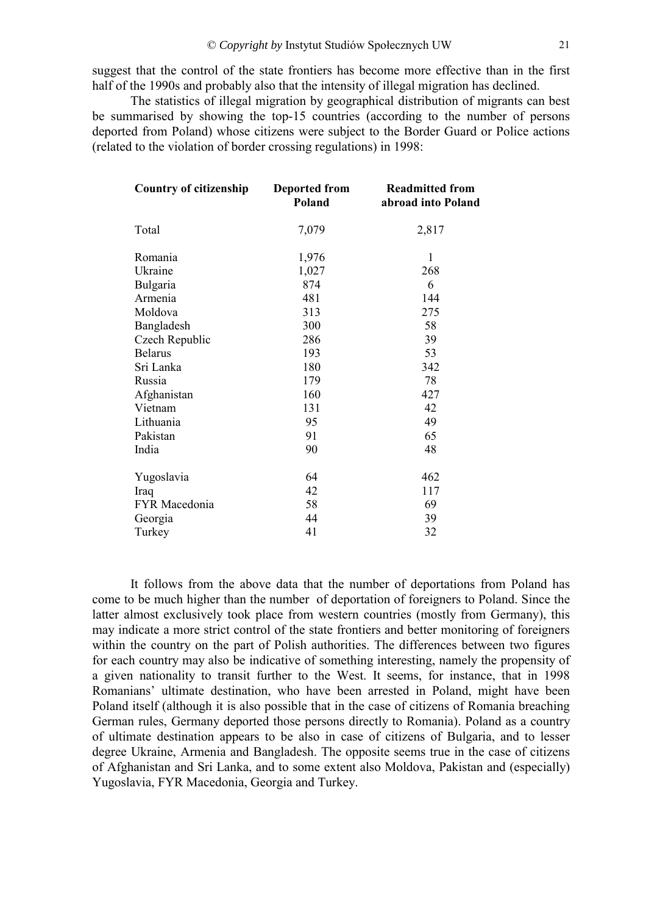suggest that the control of the state frontiers has become more effective than in the first half of the 1990s and probably also that the intensity of illegal migration has declined.

The statistics of illegal migration by geographical distribution of migrants can best be summarised by showing the top-15 countries (according to the number of persons deported from Poland) whose citizens were subject to the Border Guard or Police actions (related to the violation of border crossing regulations) in 1998:

| Country of citizenship | Deported from Poland | Readmitted from abroad into Poland |
|---|---|---|
| Total | 7,079 | 2,817 |
| Romania | 1,976 | 1 |
| Ukraine | 1,027 | 268 |
| Bulgaria | 874 | 6 |
| Armenia | 481 | 144 |
| Moldova | 313 | 275 |
| Bangladesh | 300 | 58 |
| Czech Republic | 286 | 39 |
| Belarus | 193 | 53 |
| Sri Lanka | 180 | 342 |
| Russia | 179 | 78 |
| Afghanistan | 160 | 427 |
| Vietnam | 131 | 42 |
| Lithuania | 95 | 49 |
| Pakistan | 91 | 65 |
| India | 90 | 48 |
| Yugoslavia | 64 | 462 |
| Iraq | 42 | 117 |
| FYR Macedonia | 58 | 69 |
| Georgia | 44 | 39 |
| Turkey | 41 | 32 |

It follows from the above data that the number of deportations from Poland has come to be much higher than the number of deportation of foreigners to Poland. Since the latter almost exclusively took place from western countries (mostly from Germany), this may indicate a more strict control of the state frontiers and better monitoring of foreigners within the country on the part of Polish authorities. The differences between two figures for each country may also be indicative of something interesting, namely the propensity of a given nationality to transit further to the West. It seems, for instance, that in 1998 Romanians' ultimate destination, who have been arrested in Poland, might have been Poland itself (although it is also possible that in the case of citizens of Romania breaching German rules, Germany deported those persons directly to Romania). Poland as a country of ultimate destination appears to be also in case of citizens of Bulgaria, and to lesser degree Ukraine, Armenia and Bangladesh. The opposite seems true in the case of citizens of Afghanistan and Sri Lanka, and to some extent also Moldova, Pakistan and (especially) Yugoslavia, FYR Macedonia, Georgia and Turkey.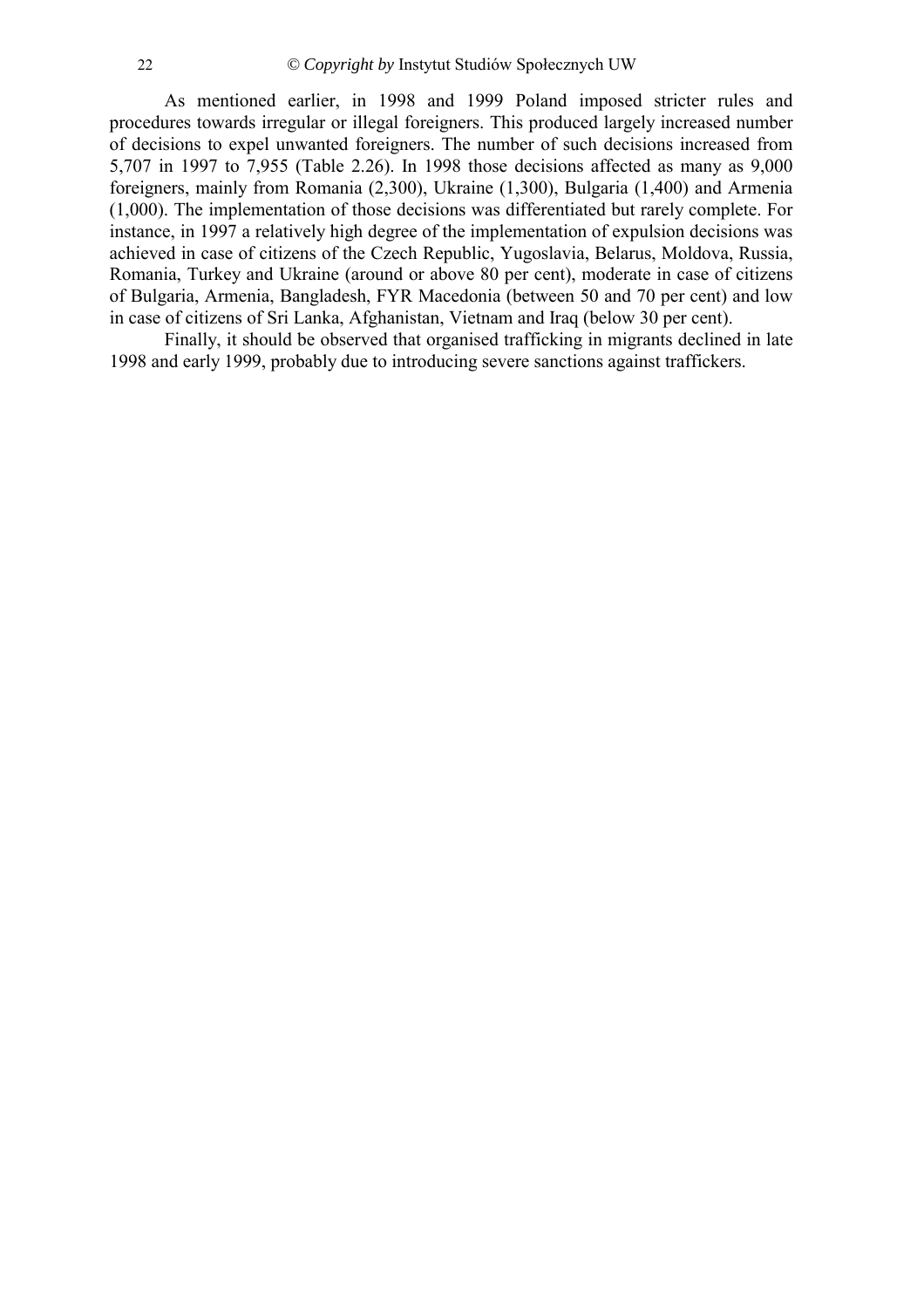As mentioned earlier, in 1998 and 1999 Poland imposed stricter rules and procedures towards irregular or illegal foreigners. This produced largely increased number of decisions to expel unwanted foreigners. The number of such decisions increased from 5,707 in 1997 to 7,955 (Table 2.26). In 1998 those decisions affected as many as 9,000 foreigners, mainly from Romania (2,300), Ukraine (1,300), Bulgaria (1,400) and Armenia (1,000). The implementation of those decisions was differentiated but rarely complete. For instance, in 1997 a relatively high degree of the implementation of expulsion decisions was achieved in case of citizens of the Czech Republic, Yugoslavia, Belarus, Moldova, Russia, Romania, Turkey and Ukraine (around or above 80 per cent), moderate in case of citizens of Bulgaria, Armenia, Bangladesh, FYR Macedonia (between 50 and 70 per cent) and low in case of citizens of Sri Lanka, Afghanistan, Vietnam and Iraq (below 30 per cent).

Finally, it should be observed that organised trafficking in migrants declined in late 1998 and early 1999, probably due to introducing severe sanctions against traffickers.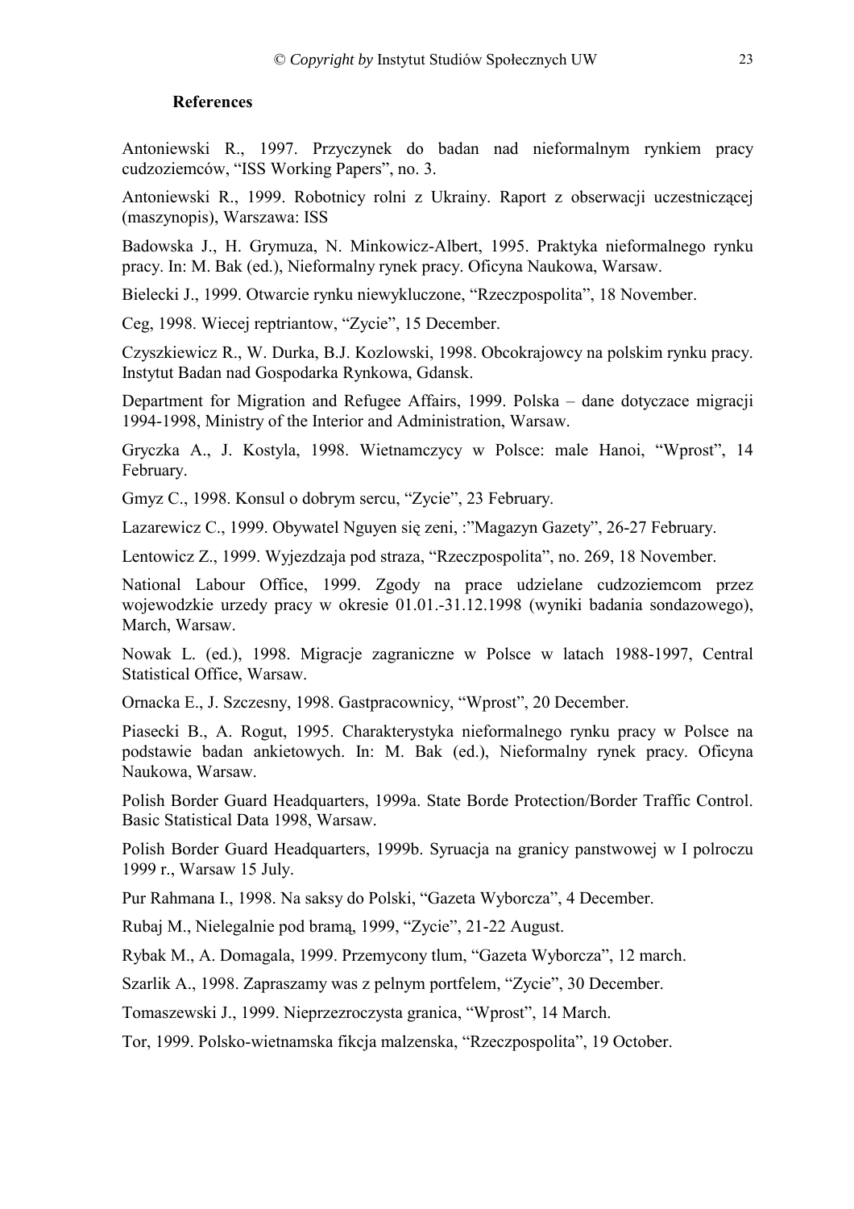**References**

Antoniewski R., 1997. Przyczynek do badan nad nieformalnym rynkiem pracy cudzoziemców, "ISS Working Papers", no. 3.

Antoniewski R., 1999. Robotnicy rolni z Ukrainy. Raport z obserwacji uczestniczącej (maszynopis), Warszawa: ISS

Badowska J., H. Grymuza, N. Minkowicz-Albert, 1995. Praktyka nieformalnego rynku pracy. In: M. Bak (ed.), Nieformalny rynek pracy. Oficyna Naukowa, Warsaw.

Bielecki J., 1999. Otwarcie rynku niewykluczone, "Rzeczpospolita", 18 November.

Ceg, 1998. Wiecej reptriantow, "Zycie", 15 December.

Czyszkiewicz R., W. Durka, B.J. Kozlowski, 1998. Obcokrajowcy na polskim rynku pracy. Instytut Badan nad Gospodarka Rynkowa, Gdansk.

Department for Migration and Refugee Affairs, 1999. Polska – dane dotyczace migracji 1994-1998, Ministry of the Interior and Administration, Warsaw.

Gryczka A., J. Kostyla, 1998. Wietnamczycy w Polsce: male Hanoi, "Wprost", 14 February.

Gmyz C., 1998. Konsul o dobrym sercu, "Zycie", 23 February.

Lazarewicz C., 1999. Obywatel Nguyen się zeni, :"Magazyn Gazety", 26-27 February.

Lentowicz Z., 1999. Wyjezdzaja pod straza, "Rzeczpospolita", no. 269, 18 November.

National Labour Office, 1999. Zgody na prace udzielane cudzoziemcom przez wojewodzkie urzedy pracy w okresie 01.01.-31.12.1998 (wyniki badania sondazowego), March, Warsaw.

Nowak L. (ed.), 1998. Migracje zagraniczne w Polsce w latach 1988-1997, Central Statistical Office, Warsaw.

Ornacka E., J. Szczesny, 1998. Gastpracownicy, "Wprost", 20 December.

Piasecki B., A. Rogut, 1995. Charakterystyka nieformalnego rynku pracy w Polsce na podstawie badan ankietowych. In: M. Bak (ed.), Nieformalny rynek pracy. Oficyna Naukowa, Warsaw.

Polish Border Guard Headquarters, 1999a. State Borde Protection/Border Traffic Control. Basic Statistical Data 1998, Warsaw.

Polish Border Guard Headquarters, 1999b. Syruacja na granicy panstwowej w I polroczu 1999 r., Warsaw 15 July.

Pur Rahmana I., 1998. Na saksy do Polski, "Gazeta Wyborcza", 4 December.

Rubaj M., Nielegalnie pod bramą, 1999, "Zycie", 21-22 August.

Rybak M., A. Domagala, 1999. Przemycony tlum, "Gazeta Wyborcza", 12 march.

Szarlik A., 1998. Zapraszamy was z pelnym portfelem, "Zycie", 30 December.

Tomaszewski J., 1999. Nieprzezroczysta granica, "Wprost", 14 March.

Tor, 1999. Polsko-wietnamska fikcja malzenska, "Rzeczpospolita", 19 October.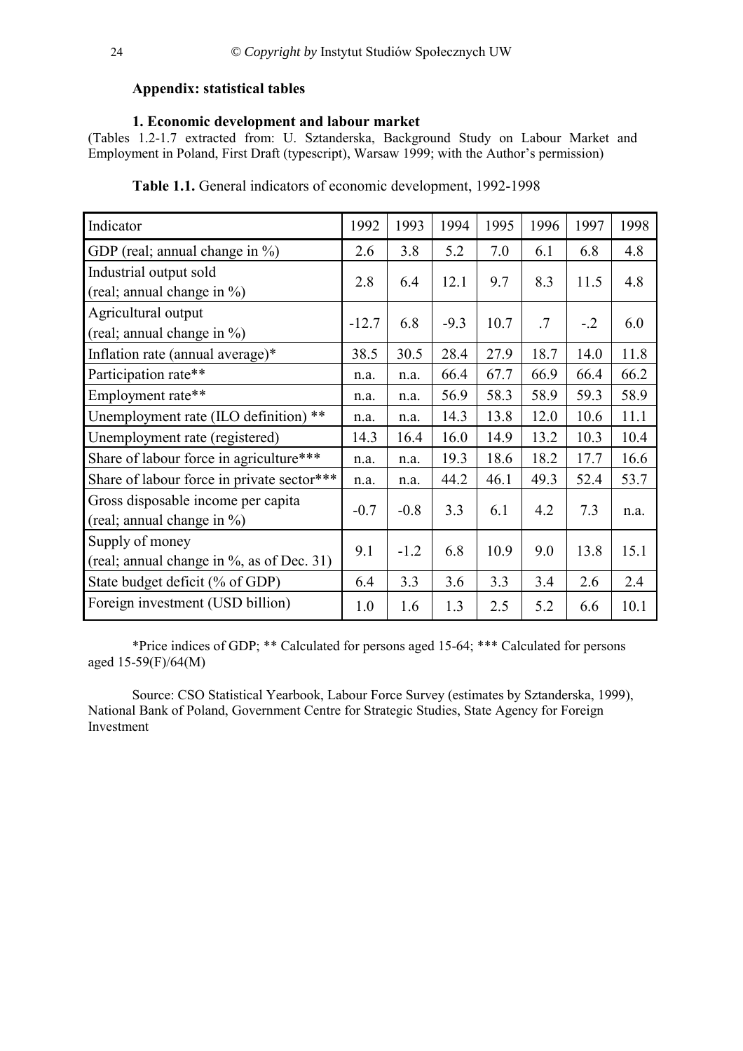## Appendix: statistical tables

### 1. Economic development and labour market

(Tables 1.2-1.7 extracted from: U. Sztanderska, Background Study on Labour Market and Employment in Poland, First Draft (typescript), Warsaw 1999; with the Author's permission)

**Table 1.1.** General indicators of economic development, 1992-1998

| Indicator | 1992 | 1993 | 1994 | 1995 | 1996 | 1997 | 1998 |
|---|---|---|---|---|---|---|---|
| GDP (real; annual change in %) | 2.6 | 3.8 | 5.2 | 7.0 | 6.1 | 6.8 | 4.8 |
| Industrial output sold (real; annual change in %) | 2.8 | 6.4 | 12.1 | 9.7 | 8.3 | 11.5 | 4.8 |
| Agricultural output (real; annual change in %) | -12.7 | 6.8 | -9.3 | 10.7 | .7 | -.2 | 6.0 |
| Inflation rate (annual average)* | 38.5 | 30.5 | 28.4 | 27.9 | 18.7 | 14.0 | 11.8 |
| Participation rate** | n.a. | n.a. | 66.4 | 67.7 | 66.9 | 66.4 | 66.2 |
| Employment rate** | n.a. | n.a. | 56.9 | 58.3 | 58.9 | 59.3 | 58.9 |
| Unemployment rate (ILO definition) ** | n.a. | n.a. | 14.3 | 13.8 | 12.0 | 10.6 | 11.1 |
| Unemployment rate (registered) | 14.3 | 16.4 | 16.0 | 14.9 | 13.2 | 10.3 | 10.4 |
| Share of labour force in agriculture*** | n.a. | n.a. | 19.3 | 18.6 | 18.2 | 17.7 | 16.6 |
| Share of labour force in private sector*** | n.a. | n.a. | 44.2 | 46.1 | 49.3 | 52.4 | 53.7 |
| Gross disposable income per capita (real; annual change in %) | -0.7 | -0.8 | 3.3 | 6.1 | 4.2 | 7.3 | n.a. |
| Supply of money (real; annual change in %, as of Dec. 31) | 9.1 | -1.2 | 6.8 | 10.9 | 9.0 | 13.8 | 15.1 |
| State budget deficit (% of GDP) | 6.4 | 3.3 | 3.6 | 3.3 | 3.4 | 2.6 | 2.4 |
| Foreign investment (USD billion) | 1.0 | 1.6 | 1.3 | 2.5 | 5.2 | 6.6 | 10.1 |

*Price indices of GDP; ** Calculated for persons aged 15-64; *** Calculated for persons aged 15-59(F)/64(M)

Source: CSO Statistical Yearbook, Labour Force Survey (estimates by Sztanderska, 1999), National Bank of Poland, Government Centre for Strategic Studies, State Agency for Foreign Investment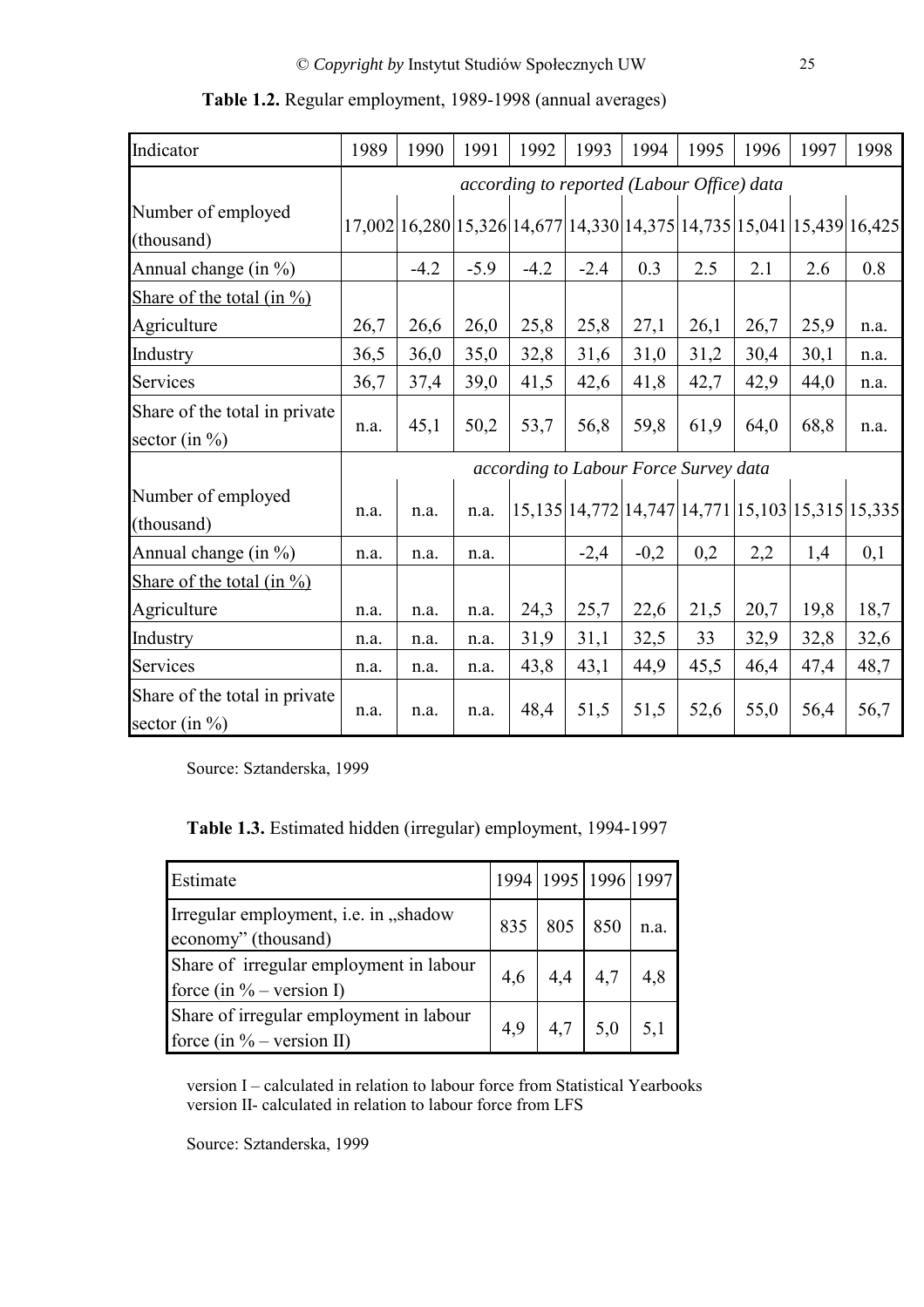**Table 1.2.** Regular employment, 1989-1998 (annual averages)

| Indicator | 1989 | 1990 | 1991 | 1992 | 1993 | 1994 | 1995 | 1996 | 1997 | 1998 |
|---|---|---|---|---|---|---|---|---|---|---|
| | *according to reported (Labour Office) data* | | | | | | | | | |
| Number of employed (thousand) | 17,002 | 16,280 | 15,326 | 14,677 | 14,330 | 14,375 | 14,735 | 15,041 | 15,439 | 16,425 |
| Annual change (in %) | | -4.2 | -5.9 | -4.2 | -2.4 | 0.3 | 2.5 | 2.1 | 2.6 | 0.8 |
| Share of the total (in %) | | | | | | | | | | |
| Agriculture | 26,7 | 26,6 | 26,0 | 25,8 | 25,8 | 27,1 | 26,1 | 26,7 | 25,9 | n.a. |
| Industry | 36,5 | 36,0 | 35,0 | 32,8 | 31,6 | 31,0 | 31,2 | 30,4 | 30,1 | n.a. |
| Services | 36,7 | 37,4 | 39,0 | 41,5 | 42,6 | 41,8 | 42,7 | 42,9 | 44,0 | n.a. |
| Share of the total in private sector (in %) | n.a. | 45,1 | 50,2 | 53,7 | 56,8 | 59,8 | 61,9 | 64,0 | 68,8 | n.a. |
| | *according to Labour Force Survey data* | | | | | | | | | |
| Number of employed (thousand) | n.a. | n.a. | n.a. | 15,135 | 14,772 | 14,747 | 14,771 | 15,103 | 15,315 | 15,335 |
| Annual change (in %) | n.a. | n.a. | n.a. | | -2,4 | -0,2 | 0,2 | 2,2 | 1,4 | 0,1 |
| Share of the total (in %) | | | | | | | | | | |
| Agriculture | n.a. | n.a. | n.a. | 24,3 | 25,7 | 22,6 | 21,5 | 20,7 | 19,8 | 18,7 |
| Industry | n.a. | n.a. | n.a. | 31,9 | 31,1 | 32,5 | 33 | 32,9 | 32,8 | 32,6 |
| Services | n.a. | n.a. | n.a. | 43,8 | 43,1 | 44,9 | 45,5 | 46,4 | 47,4 | 48,7 |
| Share of the total in private sector (in %) | n.a. | n.a. | n.a. | 48,4 | 51,5 | 51,5 | 52,6 | 55,0 | 56,4 | 56,7 |

Source: Sztanderska, 1999

**Table 1.3.** Estimated hidden (irregular) employment, 1994-1997

| Estimate | 1994 | 1995 | 1996 | 1997 |
|---|---|---|---|---|
| Irregular employment, i.e. in „shadow economy" (thousand) | 835 | 805 | 850 | n.a. |
| Share of irregular employment in labour force (in % – version I) | 4,6 | 4,4 | 4,7 | 4,8 |
| Share of irregular employment in labour force (in % – version II) | 4,9 | 4,7 | 5,0 | 5,1 |

version I – calculated in relation to labour force from Statistical Yearbooks
version II- calculated in relation to labour force from LFS

Source: Sztanderska, 1999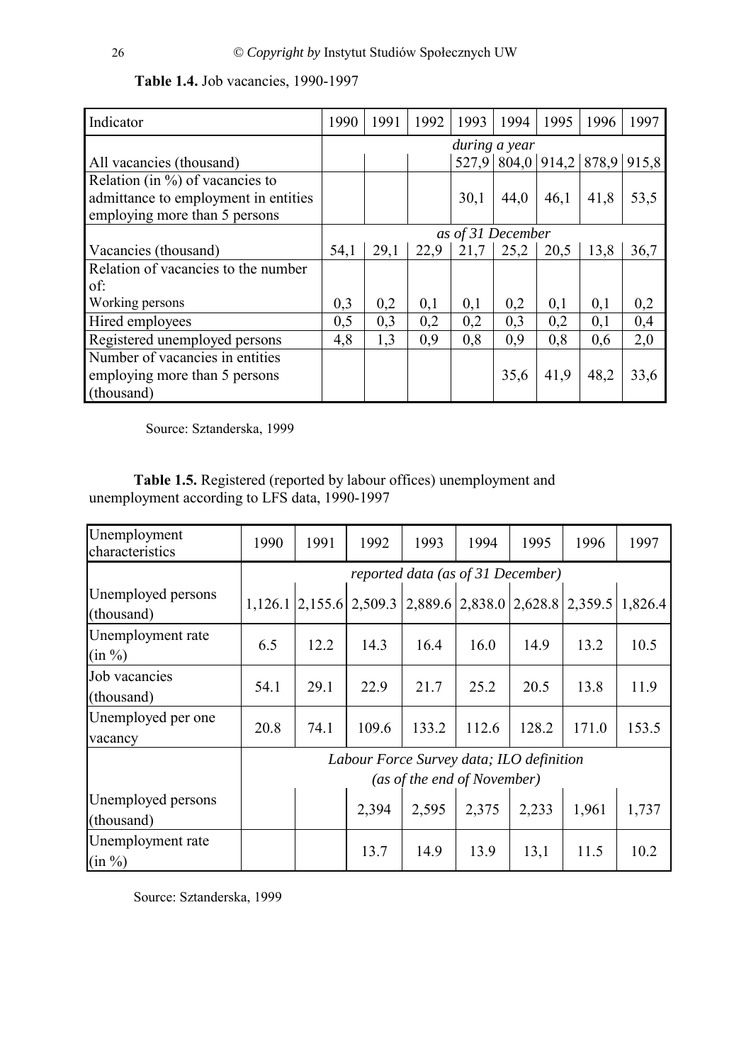**Table 1.4.** Job vacancies, 1990-1997

| Indicator | 1990 | 1991 | 1992 | 1993 | 1994 | 1995 | 1996 | 1997 |
|---|---|---|---|---|---|---|---|---|
| | *during a year* | | | | | | | |
| All vacancies (thousand) | | | | 527,9 | 804,0 | 914,2 | 878,9 | 915,8 |
| Relation (in %) of vacancies to admittance to employment in entities employing more than 5 persons | | | | 30,1 | 44,0 | 46,1 | 41,8 | 53,5 |
| | *as of 31 December* | | | | | | | |
| Vacancies (thousand) | 54,1 | 29,1 | 22,9 | 21,7 | 25,2 | 20,5 | 13,8 | 36,7 |
| Relation of vacancies to the number of: Working persons | 0,3 | 0,2 | 0,1 | 0,1 | 0,2 | 0,1 | 0,1 | 0,2 |
| Hired employees | 0,5 | 0,3 | 0,2 | 0,2 | 0,3 | 0,2 | 0,1 | 0,4 |
| Registered unemployed persons | 4,8 | 1,3 | 0,9 | 0,8 | 0,9 | 0,8 | 0,6 | 2,0 |
| Number of vacancies in entities employing more than 5 persons (thousand) | | | | | 35,6 | 41,9 | 48,2 | 33,6 |

Source: Sztanderska, 1999

**Table 1.5.** Registered (reported by labour offices) unemployment and unemployment according to LFS data, 1990-1997

| Unemployment characteristics | 1990 | 1991 | 1992 | 1993 | 1994 | 1995 | 1996 | 1997 |
|---|---|---|---|---|---|---|---|---|
| | *reported data (as of 31 December)* | | | | | | | |
| Unemployed persons (thousand) | 1,126.1 | 2,155.6 | 2,509.3 | 2,889.6 | 2,838.0 | 2,628.8 | 2,359.5 | 1,826.4 |
| Unemployment rate (in %) | 6.5 | 12.2 | 14.3 | 16.4 | 16.0 | 14.9 | 13.2 | 10.5 |
| Job vacancies (thousand) | 54.1 | 29.1 | 22.9 | 21.7 | 25.2 | 20.5 | 13.8 | 11.9 |
| Unemployed per one vacancy | 20.8 | 74.1 | 109.6 | 133.2 | 112.6 | 128.2 | 171.0 | 153.5 |
| | *Labour Force Survey data; ILO definition (as of the end of November)* | | | | | | | |
| Unemployed persons (thousand) | | | 2,394 | 2,595 | 2,375 | 2,233 | 1,961 | 1,737 |
| Unemployment rate (in %) | | | 13.7 | 14.9 | 13.9 | 13,1 | 11.5 | 10.2 |

Source: Sztanderska, 1999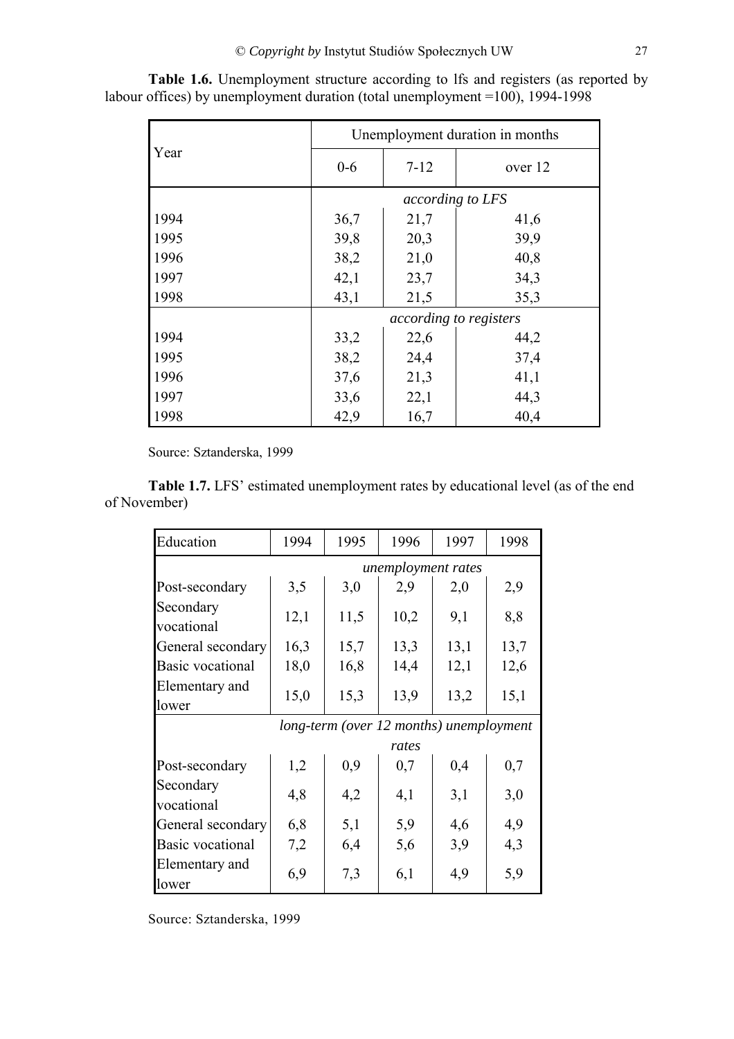**Table 1.6.** Unemployment structure according to lfs and registers (as reported by labour offices) by unemployment duration (total unemployment =100), 1994-1998

| Year | Unemployment duration in months | | |
|---|---|---|---|
| | 0-6 | 7-12 | over 12 |
| | *according to LFS* | | |
| 1994 | 36,7 | 21,7 | 41,6 |
| 1995 | 39,8 | 20,3 | 39,9 |
| 1996 | 38,2 | 21,0 | 40,8 |
| 1997 | 42,1 | 23,7 | 34,3 |
| 1998 | 43,1 | 21,5 | 35,3 |
| | *according to registers* | | |
| 1994 | 33,2 | 22,6 | 44,2 |
| 1995 | 38,2 | 24,4 | 37,4 |
| 1996 | 37,6 | 21,3 | 41,1 |
| 1997 | 33,6 | 22,1 | 44,3 |
| 1998 | 42,9 | 16,7 | 40,4 |

Source: Sztanderska, 1999

**Table 1.7.** LFS' estimated unemployment rates by educational level (as of the end of November)

| Education | 1994 | 1995 | 1996 | 1997 | 1998 |
|---|---|---|---|---|---|
| | *unemployment rates* | | | | |
| Post-secondary | 3,5 | 3,0 | 2,9 | 2,0 | 2,9 |
| Secondary vocational | 12,1 | 11,5 | 10,2 | 9,1 | 8,8 |
| General secondary | 16,3 | 15,7 | 13,3 | 13,1 | 13,7 |
| Basic vocational | 18,0 | 16,8 | 14,4 | 12,1 | 12,6 |
| Elementary and lower | 15,0 | 15,3 | 13,9 | 13,2 | 15,1 |
| | *long-term (over 12 months) unemployment rates* | | | | |
| Post-secondary | 1,2 | 0,9 | 0,7 | 0,4 | 0,7 |
| Secondary vocational | 4,8 | 4,2 | 4,1 | 3,1 | 3,0 |
| General secondary | 6,8 | 5,1 | 5,9 | 4,6 | 4,9 |
| Basic vocational | 7,2 | 6,4 | 5,6 | 3,9 | 4,3 |
| Elementary and lower | 6,9 | 7,3 | 6,1 | 4,9 | 5,9 |

Source: Sztanderska, 1999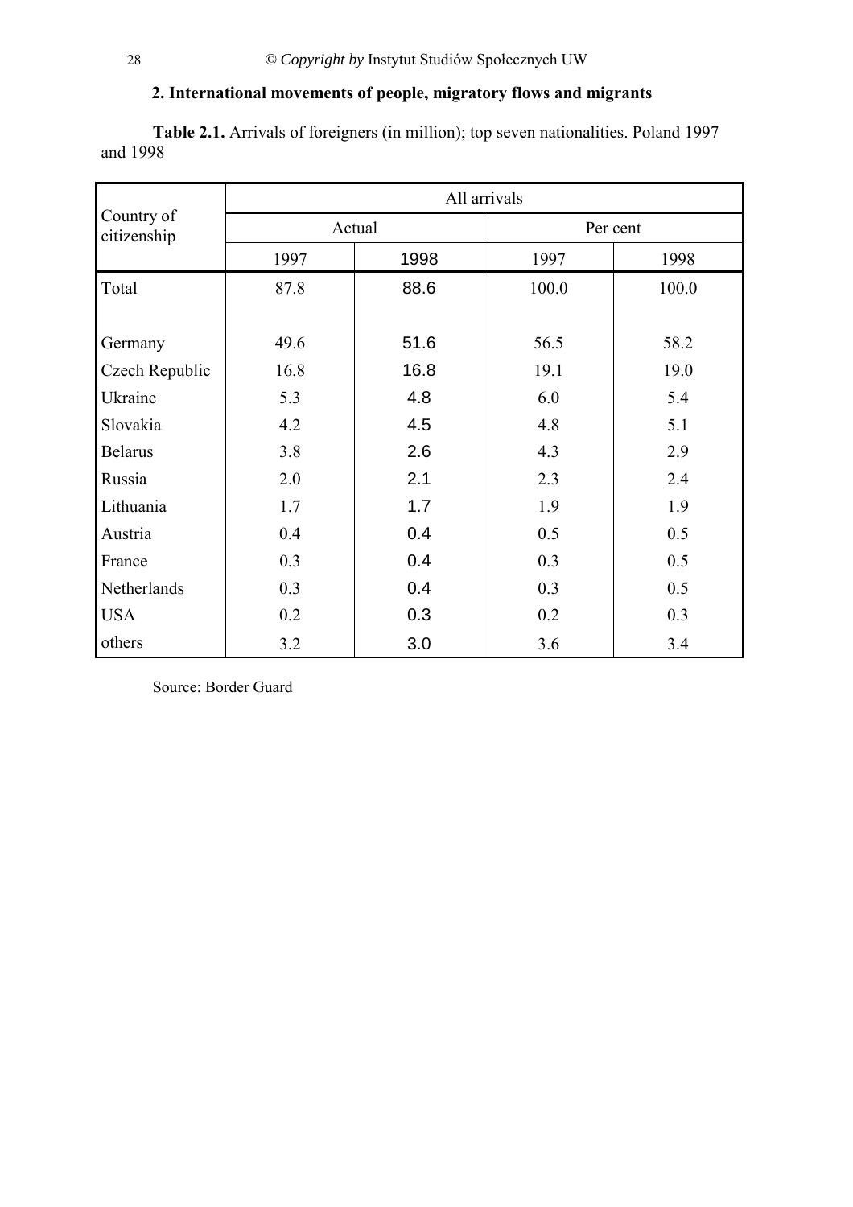## 2. International movements of people, migratory flows and migrants

**Table 2.1.** Arrivals of foreigners (in million); top seven nationalities. Poland 1997 and 1998

| Country of citizenship | All arrivals | | | |
|---|---|---|---|---|
| | Actual | | Per cent | |
| | 1997 | 1998 | 1997 | 1998 |
| Total | 87.8 | 88.6 | 100.0 | 100.0 |
| Germany | 49.6 | 51.6 | 56.5 | 58.2 |
| Czech Republic | 16.8 | 16.8 | 19.1 | 19.0 |
| Ukraine | 5.3 | 4.8 | 6.0 | 5.4 |
| Slovakia | 4.2 | 4.5 | 4.8 | 5.1 |
| Belarus | 3.8 | 2.6 | 4.3 | 2.9 |
| Russia | 2.0 | 2.1 | 2.3 | 2.4 |
| Lithuania | 1.7 | 1.7 | 1.9 | 1.9 |
| Austria | 0.4 | 0.4 | 0.5 | 0.5 |
| France | 0.3 | 0.4 | 0.3 | 0.5 |
| Netherlands | 0.3 | 0.4 | 0.3 | 0.5 |
| USA | 0.2 | 0.3 | 0.2 | 0.3 |
| others | 3.2 | 3.0 | 3.6 | 3.4 |

Source: Border Guard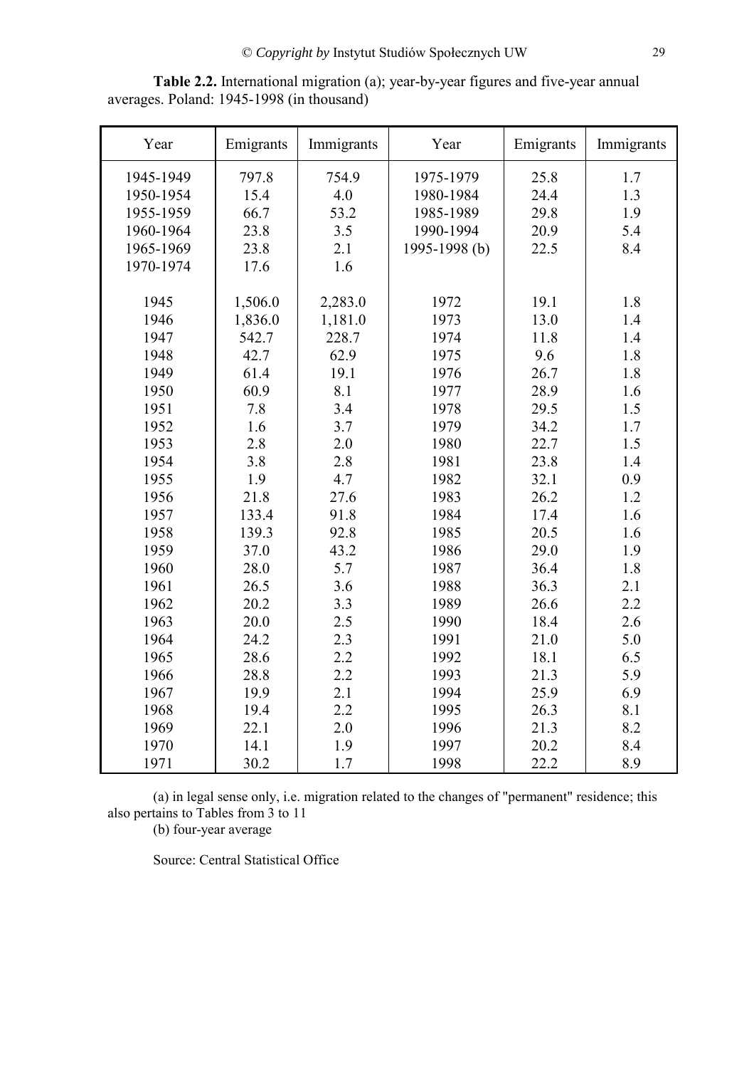**Table 2.2.** International migration (a); year-by-year figures and five-year annual averages. Poland: 1945-1998 (in thousand)

| Year | Emigrants | Immigrants | Year | Emigrants | Immigrants |
|---|---|---|---|---|---|
| 1945-1949 | 797.8 | 754.9 | 1975-1979 | 25.8 | 1.7 |
| 1950-1954 | 15.4 | 4.0 | 1980-1984 | 24.4 | 1.3 |
| 1955-1959 | 66.7 | 53.2 | 1985-1989 | 29.8 | 1.9 |
| 1960-1964 | 23.8 | 3.5 | 1990-1994 | 20.9 | 5.4 |
| 1965-1969 | 23.8 | 2.1 | 1995-1998 (b) | 22.5 | 8.4 |
| 1970-1974 | 17.6 | 1.6 | | | |
| 1945 | 1,506.0 | 2,283.0 | 1972 | 19.1 | 1.8 |
| 1946 | 1,836.0 | 1,181.0 | 1973 | 13.0 | 1.4 |
| 1947 | 542.7 | 228.7 | 1974 | 11.8 | 1.4 |
| 1948 | 42.7 | 62.9 | 1975 | 9.6 | 1.8 |
| 1949 | 61.4 | 19.1 | 1976 | 26.7 | 1.8 |
| 1950 | 60.9 | 8.1 | 1977 | 28.9 | 1.6 |
| 1951 | 7.8 | 3.4 | 1978 | 29.5 | 1.5 |
| 1952 | 1.6 | 3.7 | 1979 | 34.2 | 1.7 |
| 1953 | 2.8 | 2.0 | 1980 | 22.7 | 1.5 |
| 1954 | 3.8 | 2.8 | 1981 | 23.8 | 1.4 |
| 1955 | 1.9 | 4.7 | 1982 | 32.1 | 0.9 |
| 1956 | 21.8 | 27.6 | 1983 | 26.2 | 1.2 |
| 1957 | 133.4 | 91.8 | 1984 | 17.4 | 1.6 |
| 1958 | 139.3 | 92.8 | 1985 | 20.5 | 1.6 |
| 1959 | 37.0 | 43.2 | 1986 | 29.0 | 1.9 |
| 1960 | 28.0 | 5.7 | 1987 | 36.4 | 1.8 |
| 1961 | 26.5 | 3.6 | 1988 | 36.3 | 2.1 |
| 1962 | 20.2 | 3.3 | 1989 | 26.6 | 2.2 |
| 1963 | 20.0 | 2.5 | 1990 | 18.4 | 2.6 |
| 1964 | 24.2 | 2.3 | 1991 | 21.0 | 5.0 |
| 1965 | 28.6 | 2.2 | 1992 | 18.1 | 6.5 |
| 1966 | 28.8 | 2.2 | 1993 | 21.3 | 5.9 |
| 1967 | 19.9 | 2.1 | 1994 | 25.9 | 6.9 |
| 1968 | 19.4 | 2.2 | 1995 | 26.3 | 8.1 |
| 1969 | 22.1 | 2.0 | 1996 | 21.3 | 8.2 |
| 1970 | 14.1 | 1.9 | 1997 | 20.2 | 8.4 |
| 1971 | 30.2 | 1.7 | 1998 | 22.2 | 8.9 |

(a) in legal sense only, i.e. migration related to the changes of "permanent" residence; this also pertains to Tables from 3 to 11

(b) four-year average

Source: Central Statistical Office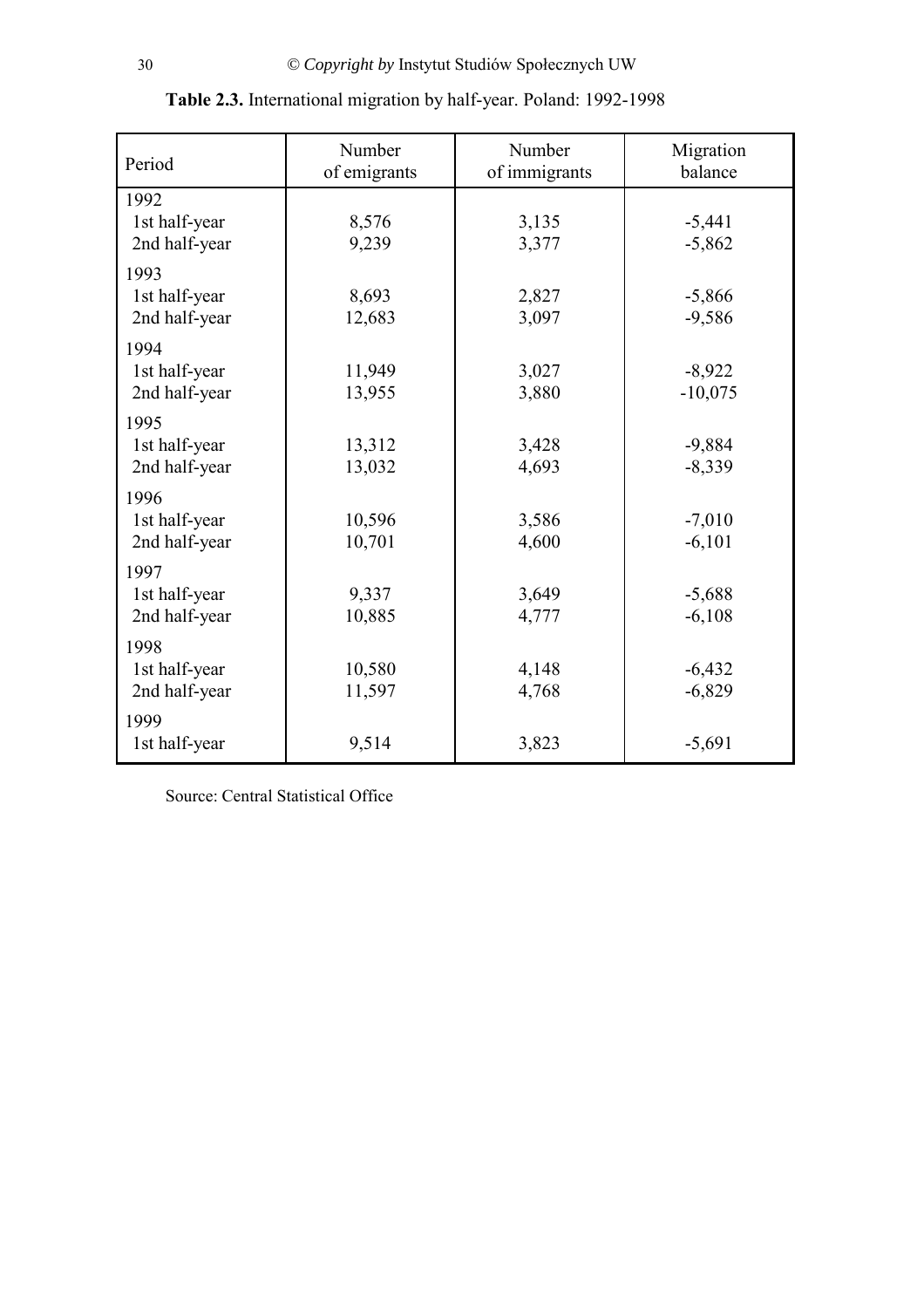**Table 2.3.** International migration by half-year. Poland: 1992-1998

| Period | Number of emigrants | Number of immigrants | Migration balance |
|---|---|---|---|
| 1992 | | | |
| 1st half-year | 8,576 | 3,135 | -5,441 |
| 2nd half-year | 9,239 | 3,377 | -5,862 |
| 1993 | | | |
| 1st half-year | 8,693 | 2,827 | -5,866 |
| 2nd half-year | 12,683 | 3,097 | -9,586 |
| 1994 | | | |
| 1st half-year | 11,949 | 3,027 | -8,922 |
| 2nd half-year | 13,955 | 3,880 | -10,075 |
| 1995 | | | |
| 1st half-year | 13,312 | 3,428 | -9,884 |
| 2nd half-year | 13,032 | 4,693 | -8,339 |
| 1996 | | | |
| 1st half-year | 10,596 | 3,586 | -7,010 |
| 2nd half-year | 10,701 | 4,600 | -6,101 |
| 1997 | | | |
| 1st half-year | 9,337 | 3,649 | -5,688 |
| 2nd half-year | 10,885 | 4,777 | -6,108 |
| 1998 | | | |
| 1st half-year | 10,580 | 4,148 | -6,432 |
| 2nd half-year | 11,597 | 4,768 | -6,829 |
| 1999 | | | |
| 1st half-year | 9,514 | 3,823 | -5,691 |

Source: Central Statistical Office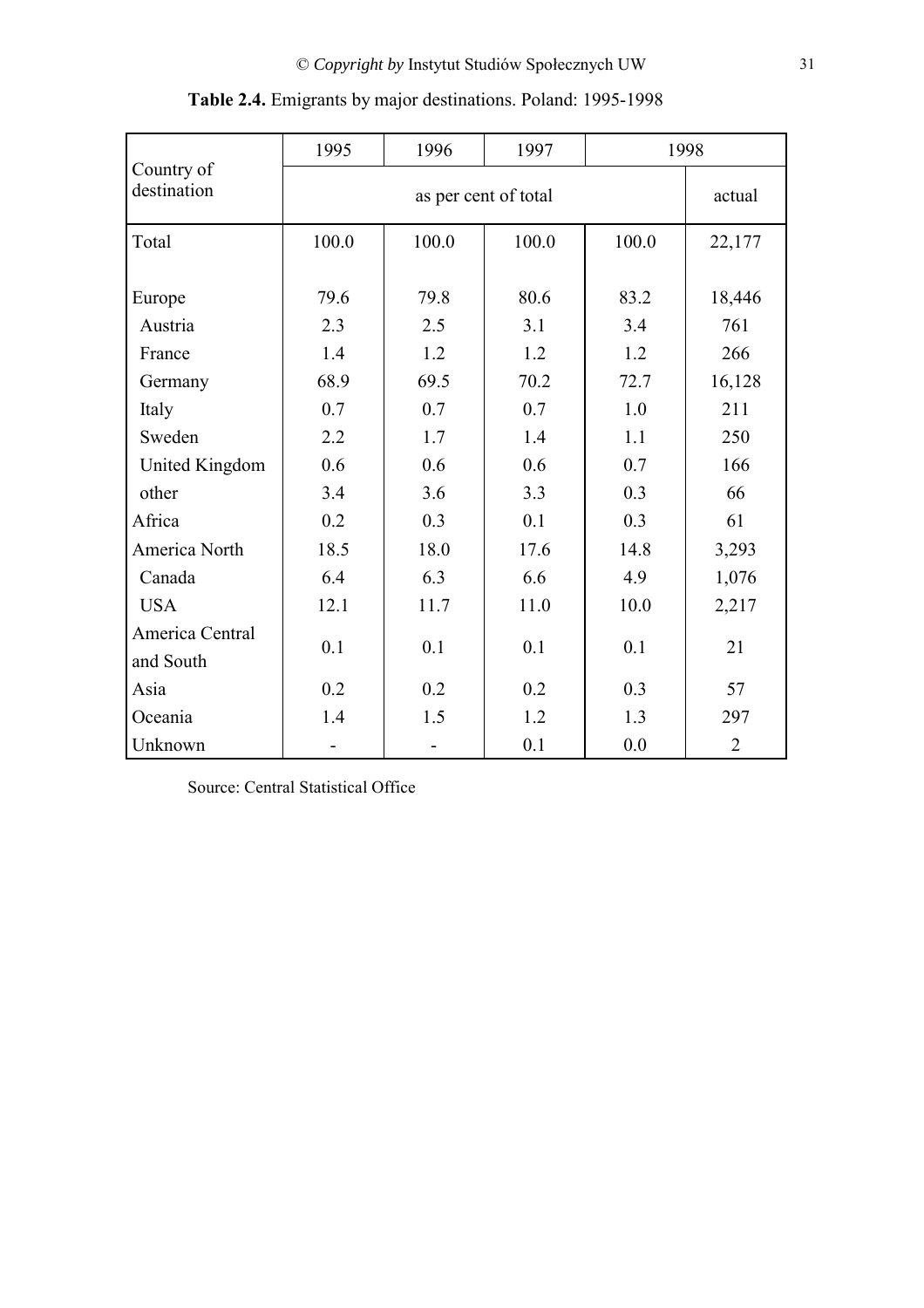**Table 2.4.** Emigrants by major destinations. Poland: 1995-1998

| Country of destination | 1995 | 1996 | 1997 | 1998 | |
|---|---|---|---|---|---|
| | as per cent of total | | | | actual |
| Total | 100.0 | 100.0 | 100.0 | 100.0 | 22,177 |
| Europe | 79.6 | 79.8 | 80.6 | 83.2 | 18,446 |
| Austria | 2.3 | 2.5 | 3.1 | 3.4 | 761 |
| France | 1.4 | 1.2 | 1.2 | 1.2 | 266 |
| Germany | 68.9 | 69.5 | 70.2 | 72.7 | 16,128 |
| Italy | 0.7 | 0.7 | 0.7 | 1.0 | 211 |
| Sweden | 2.2 | 1.7 | 1.4 | 1.1 | 250 |
| United Kingdom | 0.6 | 0.6 | 0.6 | 0.7 | 166 |
| other | 3.4 | 3.6 | 3.3 | 0.3 | 66 |
| Africa | 0.2 | 0.3 | 0.1 | 0.3 | 61 |
| America North | 18.5 | 18.0 | 17.6 | 14.8 | 3,293 |
| Canada | 6.4 | 6.3 | 6.6 | 4.9 | 1,076 |
| USA | 12.1 | 11.7 | 11.0 | 10.0 | 2,217 |
| America Central and South | 0.1 | 0.1 | 0.1 | 0.1 | 21 |
| Asia | 0.2 | 0.2 | 0.2 | 0.3 | 57 |
| Oceania | 1.4 | 1.5 | 1.2 | 1.3 | 297 |
| Unknown | - | - | 0.1 | 0.0 | 2 |

Source: Central Statistical Office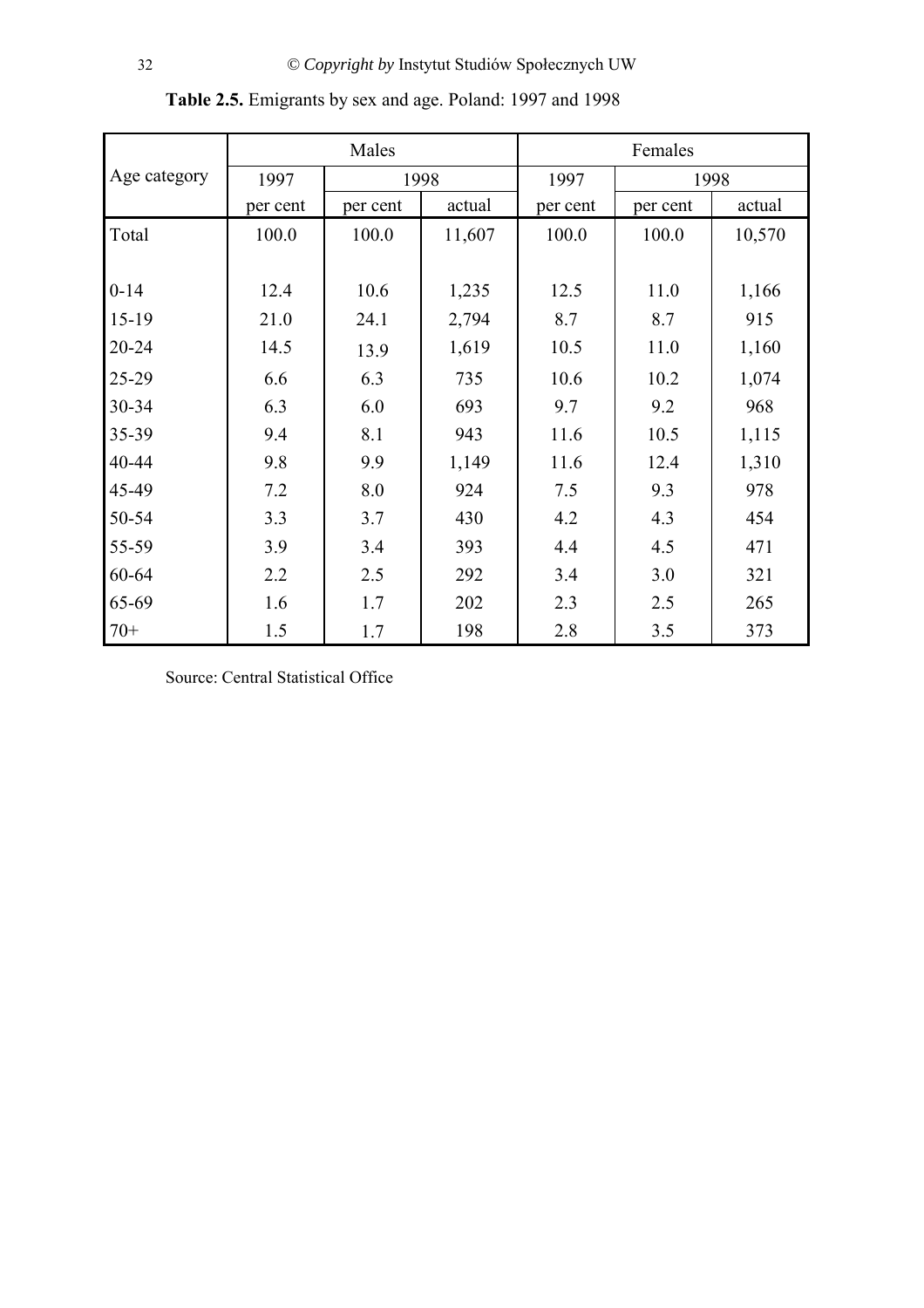**Table 2.5.** Emigrants by sex and age. Poland: 1997 and 1998

| Age category | Males | | | Females | | |
|---|---|---|---|---|---|---|
| | 1997 | 1998 | | 1997 | 1998 | |
| | per cent | per cent | actual | per cent | per cent | actual |
| Total | 100.0 | 100.0 | 11,607 | 100.0 | 100.0 | 10,570 |
| 0-14 | 12.4 | 10.6 | 1,235 | 12.5 | 11.0 | 1,166 |
| 15-19 | 21.0 | 24.1 | 2,794 | 8.7 | 8.7 | 915 |
| 20-24 | 14.5 | 13.9 | 1,619 | 10.5 | 11.0 | 1,160 |
| 25-29 | 6.6 | 6.3 | 735 | 10.6 | 10.2 | 1,074 |
| 30-34 | 6.3 | 6.0 | 693 | 9.7 | 9.2 | 968 |
| 35-39 | 9.4 | 8.1 | 943 | 11.6 | 10.5 | 1,115 |
| 40-44 | 9.8 | 9.9 | 1,149 | 11.6 | 12.4 | 1,310 |
| 45-49 | 7.2 | 8.0 | 924 | 7.5 | 9.3 | 978 |
| 50-54 | 3.3 | 3.7 | 430 | 4.2 | 4.3 | 454 |
| 55-59 | 3.9 | 3.4 | 393 | 4.4 | 4.5 | 471 |
| 60-64 | 2.2 | 2.5 | 292 | 3.4 | 3.0 | 321 |
| 65-69 | 1.6 | 1.7 | 202 | 2.3 | 2.5 | 265 |
| 70+ | 1.5 | 1.7 | 198 | 2.8 | 3.5 | 373 |

Source: Central Statistical Office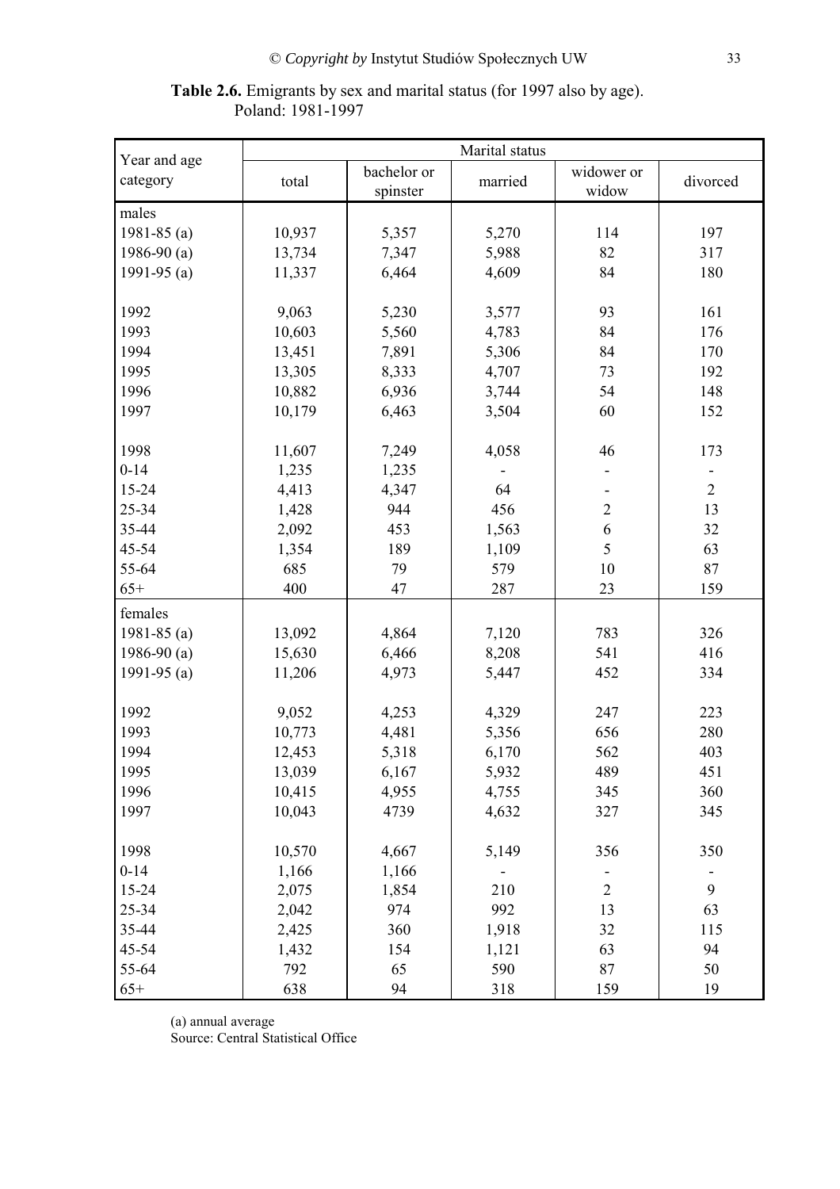**Table 2.6.** Emigrants by sex and marital status (for 1997 also by age). Poland: 1981-1997

| Year and age category | Marital status | | | | |
|---|---|---|---|---|---|
| | total | bachelor or spinster | married | widower or widow | divorced |
| males | | | | | |
| 1981-85 (a) | 10,937 | 5,357 | 5,270 | 114 | 197 |
| 1986-90 (a) | 13,734 | 7,347 | 5,988 | 82 | 317 |
| 1991-95 (a) | 11,337 | 6,464 | 4,609 | 84 | 180 |
| | | | | | |
| 1992 | 9,063 | 5,230 | 3,577 | 93 | 161 |
| 1993 | 10,603 | 5,560 | 4,783 | 84 | 176 |
| 1994 | 13,451 | 7,891 | 5,306 | 84 | 170 |
| 1995 | 13,305 | 8,333 | 4,707 | 73 | 192 |
| 1996 | 10,882 | 6,936 | 3,744 | 54 | 148 |
| 1997 | 10,179 | 6,463 | 3,504 | 60 | 152 |
| | | | | | |
| 1998 | 11,607 | 7,249 | 4,058 | 46 | 173 |
| 0-14 | 1,235 | 1,235 | - | - | - |
| 15-24 | 4,413 | 4,347 | 64 | - | 2 |
| 25-34 | 1,428 | 944 | 456 | 2 | 13 |
| 35-44 | 2,092 | 453 | 1,563 | 6 | 32 |
| 45-54 | 1,354 | 189 | 1,109 | 5 | 63 |
| 55-64 | 685 | 79 | 579 | 10 | 87 |
| 65+ | 400 | 47 | 287 | 23 | 159 |
| females | | | | | |
| 1981-85 (a) | 13,092 | 4,864 | 7,120 | 783 | 326 |
| 1986-90 (a) | 15,630 | 6,466 | 8,208 | 541 | 416 |
| 1991-95 (a) | 11,206 | 4,973 | 5,447 | 452 | 334 |
| | | | | | |
| 1992 | 9,052 | 4,253 | 4,329 | 247 | 223 |
| 1993 | 10,773 | 4,481 | 5,356 | 656 | 280 |
| 1994 | 12,453 | 5,318 | 6,170 | 562 | 403 |
| 1995 | 13,039 | 6,167 | 5,932 | 489 | 451 |
| 1996 | 10,415 | 4,955 | 4,755 | 345 | 360 |
| 1997 | 10,043 | 4739 | 4,632 | 327 | 345 |
| | | | | | |
| 1998 | 10,570 | 4,667 | 5,149 | 356 | 350 |
| 0-14 | 1,166 | 1,166 | - | - | - |
| 15-24 | 2,075 | 1,854 | 210 | 2 | 9 |
| 25-34 | 2,042 | 974 | 992 | 13 | 63 |
| 35-44 | 2,425 | 360 | 1,918 | 32 | 115 |
| 45-54 | 1,432 | 154 | 1,121 | 63 | 94 |
| 55-64 | 792 | 65 | 590 | 87 | 50 |
| 65+ | 638 | 94 | 318 | 159 | 19 |

(a) annual average
Source: Central Statistical Office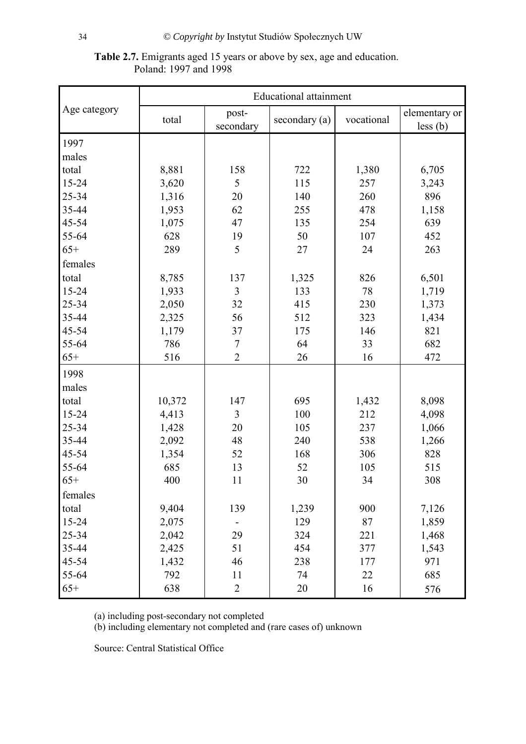**Table 2.7.** Emigrants aged 15 years or above by sex, age and education. Poland: 1997 and 1998

| Age category | Educational attainment | | | | |
|---|---|---|---|---|---|
| | total | post-secondary | secondary (a) | vocational | elementary or less (b) |
| 1997 | | | | | |
| males | | | | | |
| total | 8,881 | 158 | 722 | 1,380 | 6,705 |
| 15-24 | 3,620 | 5 | 115 | 257 | 3,243 |
| 25-34 | 1,316 | 20 | 140 | 260 | 896 |
| 35-44 | 1,953 | 62 | 255 | 478 | 1,158 |
| 45-54 | 1,075 | 47 | 135 | 254 | 639 |
| 55-64 | 628 | 19 | 50 | 107 | 452 |
| 65+ | 289 | 5 | 27 | 24 | 263 |
| females | | | | | |
| total | 8,785 | 137 | 1,325 | 826 | 6,501 |
| 15-24 | 1,933 | 3 | 133 | 78 | 1,719 |
| 25-34 | 2,050 | 32 | 415 | 230 | 1,373 |
| 35-44 | 2,325 | 56 | 512 | 323 | 1,434 |
| 45-54 | 1,179 | 37 | 175 | 146 | 821 |
| 55-64 | 786 | 7 | 64 | 33 | 682 |
| 65+ | 516 | 2 | 26 | 16 | 472 |
| 1998 | | | | | |
| males | | | | | |
| total | 10,372 | 147 | 695 | 1,432 | 8,098 |
| 15-24 | 4,413 | 3 | 100 | 212 | 4,098 |
| 25-34 | 1,428 | 20 | 105 | 237 | 1,066 |
| 35-44 | 2,092 | 48 | 240 | 538 | 1,266 |
| 45-54 | 1,354 | 52 | 168 | 306 | 828 |
| 55-64 | 685 | 13 | 52 | 105 | 515 |
| 65+ | 400 | 11 | 30 | 34 | 308 |
| females | | | | | |
| total | 9,404 | 139 | 1,239 | 900 | 7,126 |
| 15-24 | 2,075 | - | 129 | 87 | 1,859 |
| 25-34 | 2,042 | 29 | 324 | 221 | 1,468 |
| 35-44 | 2,425 | 51 | 454 | 377 | 1,543 |
| 45-54 | 1,432 | 46 | 238 | 177 | 971 |
| 55-64 | 792 | 11 | 74 | 22 | 685 |
| 65+ | 638 | 2 | 20 | 16 | 576 |

(a) including post-secondary not completed
(b) including elementary not completed and (rare cases of) unknown

Source: Central Statistical Office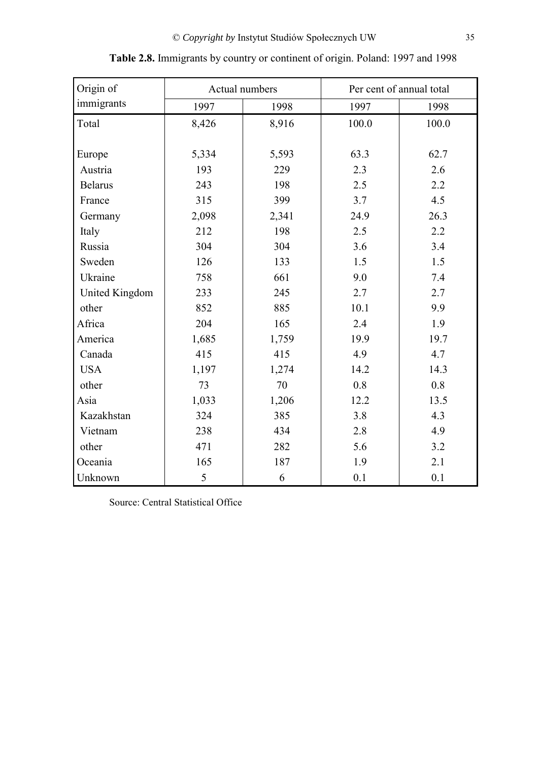**Table 2.8.** Immigrants by country or continent of origin. Poland: 1997 and 1998

| Origin of immigrants | Actual numbers | | Per cent of annual total | |
|---|---|---|---|---|
| | 1997 | 1998 | 1997 | 1998 |
| Total | 8,426 | 8,916 | 100.0 | 100.0 |
| | | | | |
| Europe | 5,334 | 5,593 | 63.3 | 62.7 |
| Austria | 193 | 229 | 2.3 | 2.6 |
| Belarus | 243 | 198 | 2.5 | 2.2 |
| France | 315 | 399 | 3.7 | 4.5 |
| Germany | 2,098 | 2,341 | 24.9 | 26.3 |
| Italy | 212 | 198 | 2.5 | 2.2 |
| Russia | 304 | 304 | 3.6 | 3.4 |
| Sweden | 126 | 133 | 1.5 | 1.5 |
| Ukraine | 758 | 661 | 9.0 | 7.4 |
| United Kingdom | 233 | 245 | 2.7 | 2.7 |
| other | 852 | 885 | 10.1 | 9.9 |
| Africa | 204 | 165 | 2.4 | 1.9 |
| America | 1,685 | 1,759 | 19.9 | 19.7 |
| Canada | 415 | 415 | 4.9 | 4.7 |
| USA | 1,197 | 1,274 | 14.2 | 14.3 |
| other | 73 | 70 | 0.8 | 0.8 |
| Asia | 1,033 | 1,206 | 12.2 | 13.5 |
| Kazakhstan | 324 | 385 | 3.8 | 4.3 |
| Vietnam | 238 | 434 | 2.8 | 4.9 |
| other | 471 | 282 | 5.6 | 3.2 |
| Oceania | 165 | 187 | 1.9 | 2.1 |
| Unknown | 5 | 6 | 0.1 | 0.1 |

Source: Central Statistical Office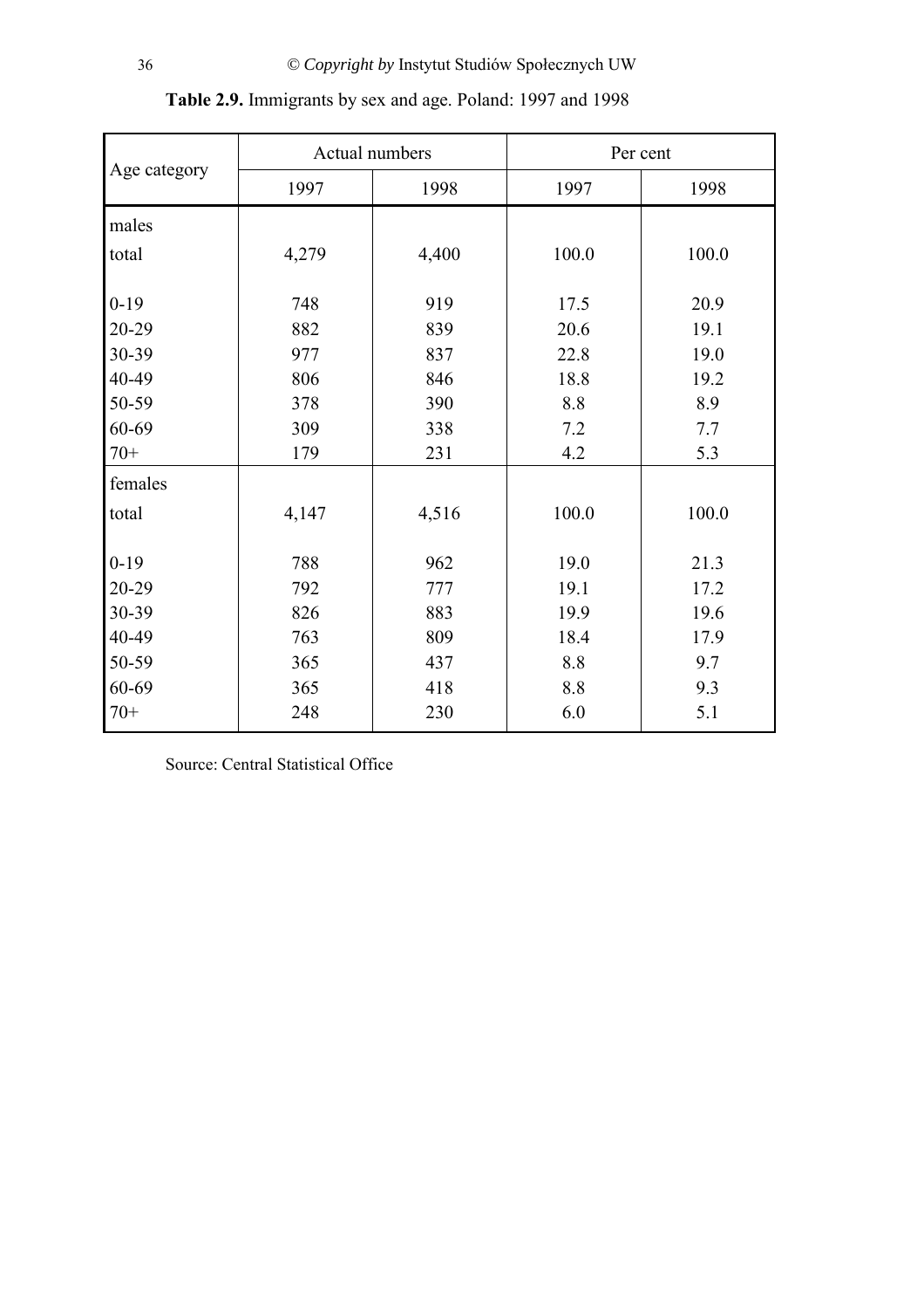**Table 2.9.** Immigrants by sex and age. Poland: 1997 and 1998

| Age category | Actual numbers | | Per cent | |
|---|---|---|---|---|
| | 1997 | 1998 | 1997 | 1998 |
| males | | | | |
| total | 4,279 | 4,400 | 100.0 | 100.0 |
| 0-19 | 748 | 919 | 17.5 | 20.9 |
| 20-29 | 882 | 839 | 20.6 | 19.1 |
| 30-39 | 977 | 837 | 22.8 | 19.0 |
| 40-49 | 806 | 846 | 18.8 | 19.2 |
| 50-59 | 378 | 390 | 8.8 | 8.9 |
| 60-69 | 309 | 338 | 7.2 | 7.7 |
| 70+ | 179 | 231 | 4.2 | 5.3 |
| females | | | | |
| total | 4,147 | 4,516 | 100.0 | 100.0 |
| 0-19 | 788 | 962 | 19.0 | 21.3 |
| 20-29 | 792 | 777 | 19.1 | 17.2 |
| 30-39 | 826 | 883 | 19.9 | 19.6 |
| 40-49 | 763 | 809 | 18.4 | 17.9 |
| 50-59 | 365 | 437 | 8.8 | 9.7 |
| 60-69 | 365 | 418 | 8.8 | 9.3 |
| 70+ | 248 | 230 | 6.0 | 5.1 |

Source: Central Statistical Office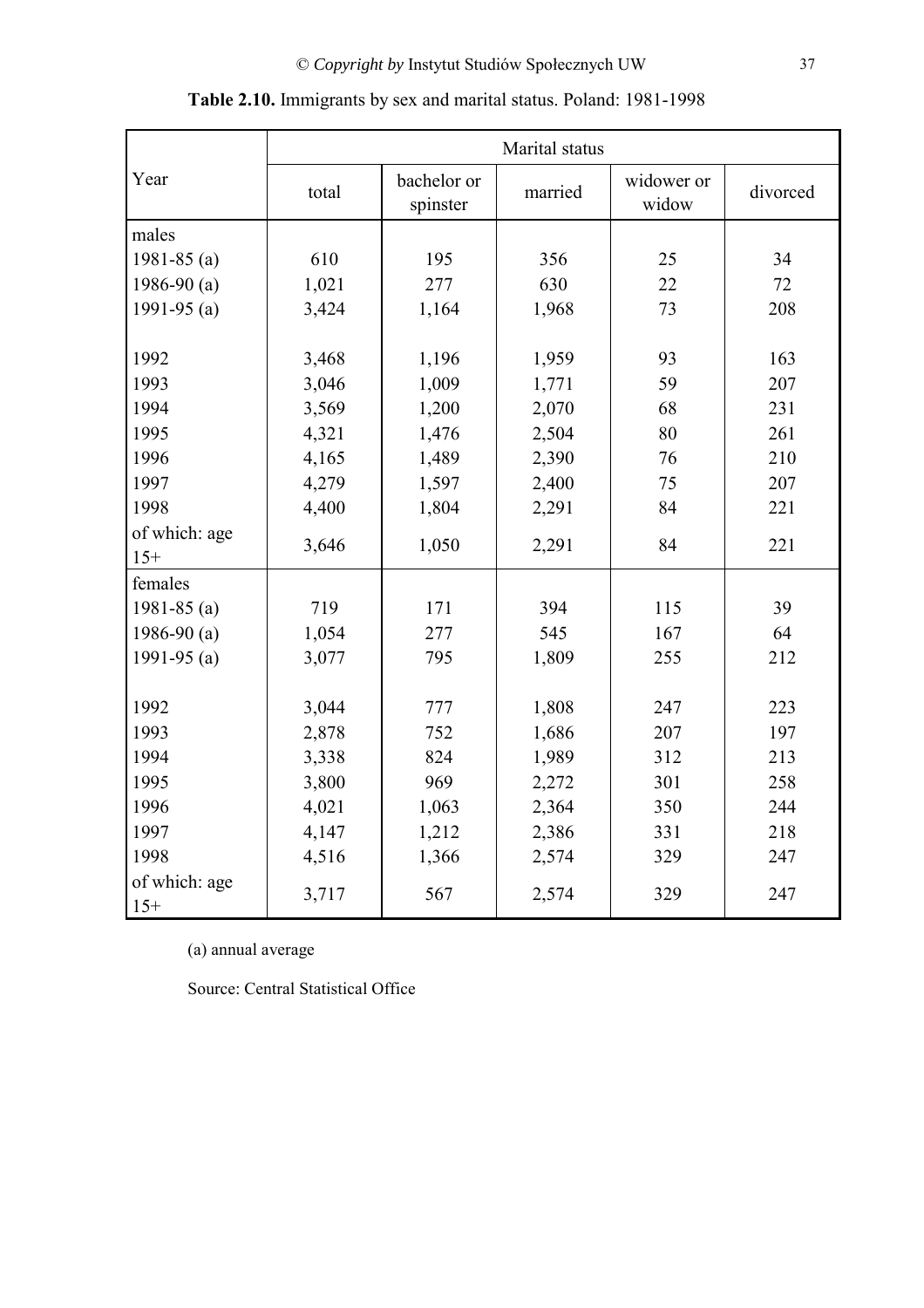**Table 2.10.** Immigrants by sex and marital status. Poland: 1981-1998

| Year | Marital status | | | | |
|---|---|---|---|---|---|
| | total | bachelor or spinster | married | widower or widow | divorced |
| males | | | | | |
| 1981-85 (a) | 610 | 195 | 356 | 25 | 34 |
| 1986-90 (a) | 1,021 | 277 | 630 | 22 | 72 |
| 1991-95 (a) | 3,424 | 1,164 | 1,968 | 73 | 208 |
| | | | | | |
| 1992 | 3,468 | 1,196 | 1,959 | 93 | 163 |
| 1993 | 3,046 | 1,009 | 1,771 | 59 | 207 |
| 1994 | 3,569 | 1,200 | 2,070 | 68 | 231 |
| 1995 | 4,321 | 1,476 | 2,504 | 80 | 261 |
| 1996 | 4,165 | 1,489 | 2,390 | 76 | 210 |
| 1997 | 4,279 | 1,597 | 2,400 | 75 | 207 |
| 1998 | 4,400 | 1,804 | 2,291 | 84 | 221 |
| of which: age 15+ | 3,646 | 1,050 | 2,291 | 84 | 221 |
| females | | | | | |
| 1981-85 (a) | 719 | 171 | 394 | 115 | 39 |
| 1986-90 (a) | 1,054 | 277 | 545 | 167 | 64 |
| 1991-95 (a) | 3,077 | 795 | 1,809 | 255 | 212 |
| | | | | | |
| 1992 | 3,044 | 777 | 1,808 | 247 | 223 |
| 1993 | 2,878 | 752 | 1,686 | 207 | 197 |
| 1994 | 3,338 | 824 | 1,989 | 312 | 213 |
| 1995 | 3,800 | 969 | 2,272 | 301 | 258 |
| 1996 | 4,021 | 1,063 | 2,364 | 350 | 244 |
| 1997 | 4,147 | 1,212 | 2,386 | 331 | 218 |
| 1998 | 4,516 | 1,366 | 2,574 | 329 | 247 |
| of which: age 15+ | 3,717 | 567 | 2,574 | 329 | 247 |

(a) annual average

Source: Central Statistical Office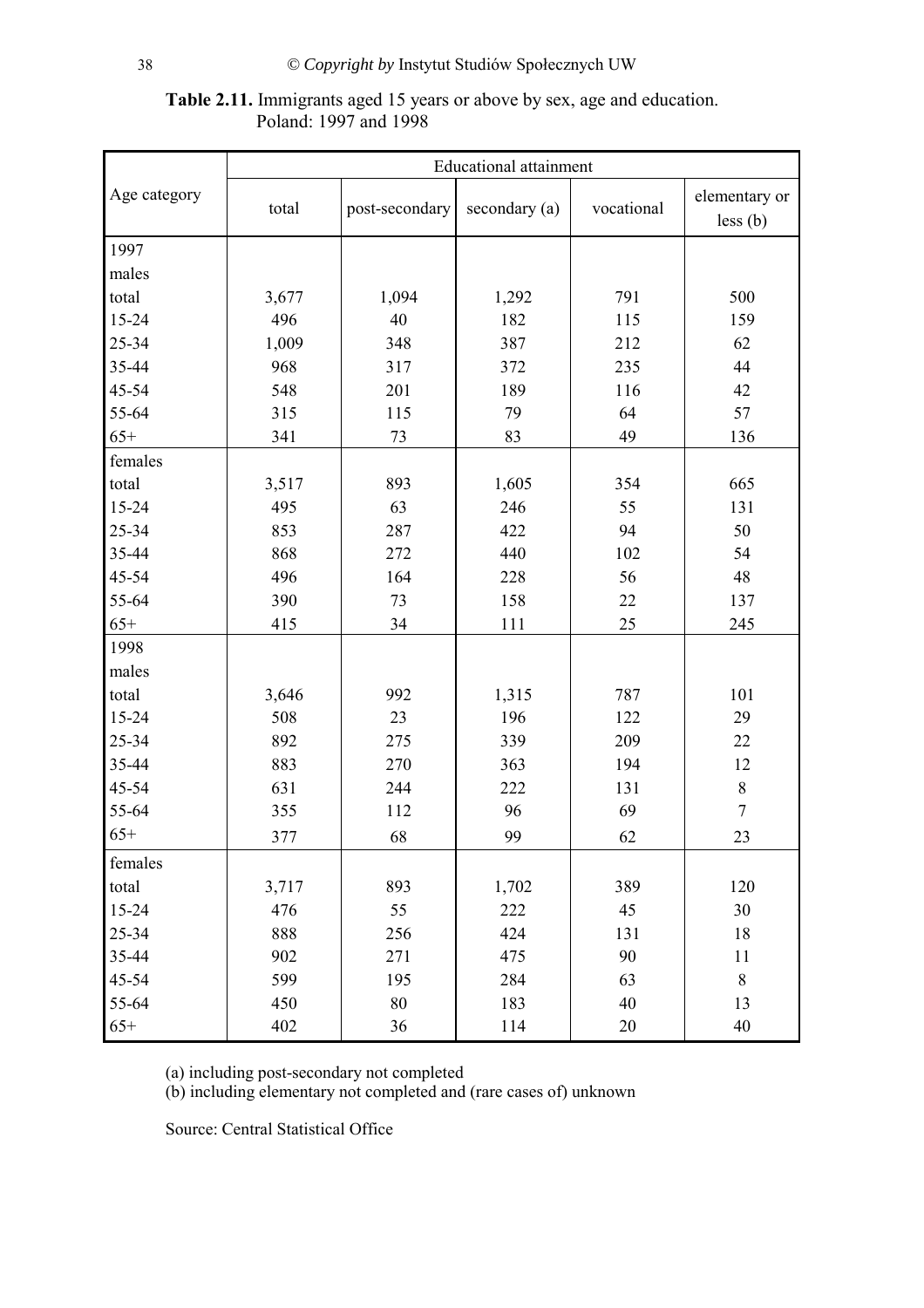**Table 2.11.** Immigrants aged 15 years or above by sex, age and education. Poland: 1997 and 1998

| Age category | Educational attainment | | | | |
|---|---|---|---|---|---|
| | total | post-secondary | secondary (a) | vocational | elementary or less (b) |
| 1997 | | | | | |
| males | | | | | |
| total | 3,677 | 1,094 | 1,292 | 791 | 500 |
| 15-24 | 496 | 40 | 182 | 115 | 159 |
| 25-34 | 1,009 | 348 | 387 | 212 | 62 |
| 35-44 | 968 | 317 | 372 | 235 | 44 |
| 45-54 | 548 | 201 | 189 | 116 | 42 |
| 55-64 | 315 | 115 | 79 | 64 | 57 |
| 65+ | 341 | 73 | 83 | 49 | 136 |
| females | | | | | |
| total | 3,517 | 893 | 1,605 | 354 | 665 |
| 15-24 | 495 | 63 | 246 | 55 | 131 |
| 25-34 | 853 | 287 | 422 | 94 | 50 |
| 35-44 | 868 | 272 | 440 | 102 | 54 |
| 45-54 | 496 | 164 | 228 | 56 | 48 |
| 55-64 | 390 | 73 | 158 | 22 | 137 |
| 65+ | 415 | 34 | 111 | 25 | 245 |
| 1998 | | | | | |
| males | | | | | |
| total | 3,646 | 992 | 1,315 | 787 | 101 |
| 15-24 | 508 | 23 | 196 | 122 | 29 |
| 25-34 | 892 | 275 | 339 | 209 | 22 |
| 35-44 | 883 | 270 | 363 | 194 | 12 |
| 45-54 | 631 | 244 | 222 | 131 | 8 |
| 55-64 | 355 | 112 | 96 | 69 | 7 |
| 65+ | 377 | 68 | 99 | 62 | 23 |
| females | | | | | |
| total | 3,717 | 893 | 1,702 | 389 | 120 |
| 15-24 | 476 | 55 | 222 | 45 | 30 |
| 25-34 | 888 | 256 | 424 | 131 | 18 |
| 35-44 | 902 | 271 | 475 | 90 | 11 |
| 45-54 | 599 | 195 | 284 | 63 | 8 |
| 55-64 | 450 | 80 | 183 | 40 | 13 |
| 65+ | 402 | 36 | 114 | 20 | 40 |

(a) including post-secondary not completed
(b) including elementary not completed and (rare cases of) unknown

Source: Central Statistical Office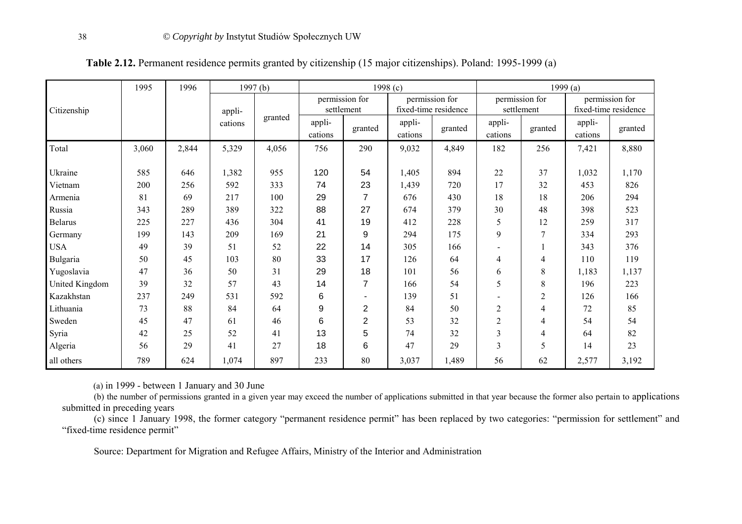**Table 2.12.** Permanent residence permits granted by citizenship (15 major citizenships). Poland: 1995-1999 (a)

| Citizenship | 1995 | 1996 | 1997 (b) | | 1998 (c) | | | | 1999 (a) | | | |
|---|---|---|---|---|---|---|---|---|---|---|---|---|
| | | | | | permission for settlement | | permission for fixed-time residence | | permission for settlement | | permission for fixed-time residence | |
| | | | appli-cations | granted | appli-cations | granted | appli-cations | granted | appli-cations | granted | appli-cations | granted |
| Total | 3,060 | 2,844 | 5,329 | 4,056 | 756 | 290 | 9,032 | 4,849 | 182 | 256 | 7,421 | 8,880 |
| Ukraine | 585 | 646 | 1,382 | 955 | 120 | 54 | 1,405 | 894 | 22 | 37 | 1,032 | 1,170 |
| Vietnam | 200 | 256 | 592 | 333 | 74 | 23 | 1,439 | 720 | 17 | 32 | 453 | 826 |
| Armenia | 81 | 69 | 217 | 100 | 29 | 7 | 676 | 430 | 18 | 18 | 206 | 294 |
| Russia | 343 | 289 | 389 | 322 | 88 | 27 | 674 | 379 | 30 | 48 | 398 | 523 |
| Belarus | 225 | 227 | 436 | 304 | 41 | 19 | 412 | 228 | 5 | 12 | 259 | 317 |
| Germany | 199 | 143 | 209 | 169 | 21 | 9 | 294 | 175 | 9 | 7 | 334 | 293 |
| USA | 49 | 39 | 51 | 52 | 22 | 14 | 305 | 166 | - | 1 | 343 | 376 |
| Bulgaria | 50 | 45 | 103 | 80 | 33 | 17 | 126 | 64 | 4 | 4 | 110 | 119 |
| Yugoslavia | 47 | 36 | 50 | 31 | 29 | 18 | 101 | 56 | 6 | 8 | 1,183 | 1,137 |
| United Kingdom | 39 | 32 | 57 | 43 | 14 | 7 | 166 | 54 | 5 | 8 | 196 | 223 |
| Kazakhstan | 237 | 249 | 531 | 592 | 6 | - | 139 | 51 | - | 2 | 126 | 166 |
| Lithuania | 73 | 88 | 84 | 64 | 9 | 2 | 84 | 50 | 2 | 4 | 72 | 85 |
| Sweden | 45 | 47 | 61 | 46 | 6 | 2 | 53 | 32 | 2 | 4 | 54 | 54 |
| Syria | 42 | 25 | 52 | 41 | 13 | 5 | 74 | 32 | 3 | 4 | 64 | 82 |
| Algeria | 56 | 29 | 41 | 27 | 18 | 6 | 47 | 29 | 3 | 5 | 14 | 23 |
| all others | 789 | 624 | 1,074 | 897 | 233 | 80 | 3,037 | 1,489 | 56 | 62 | 2,577 | 3,192 |

(a) in 1999 - between 1 January and 30 June

(b) the number of permissions granted in a given year may exceed the number of applications submitted in that year because the former also pertain to applications submitted in preceding years

(c) since 1 January 1998, the former category "permanent residence permit" has been replaced by two categories: "permission for settlement" and "fixed-time residence permit"

Source: Department for Migration and Refugee Affairs, Ministry of the Interior and Administration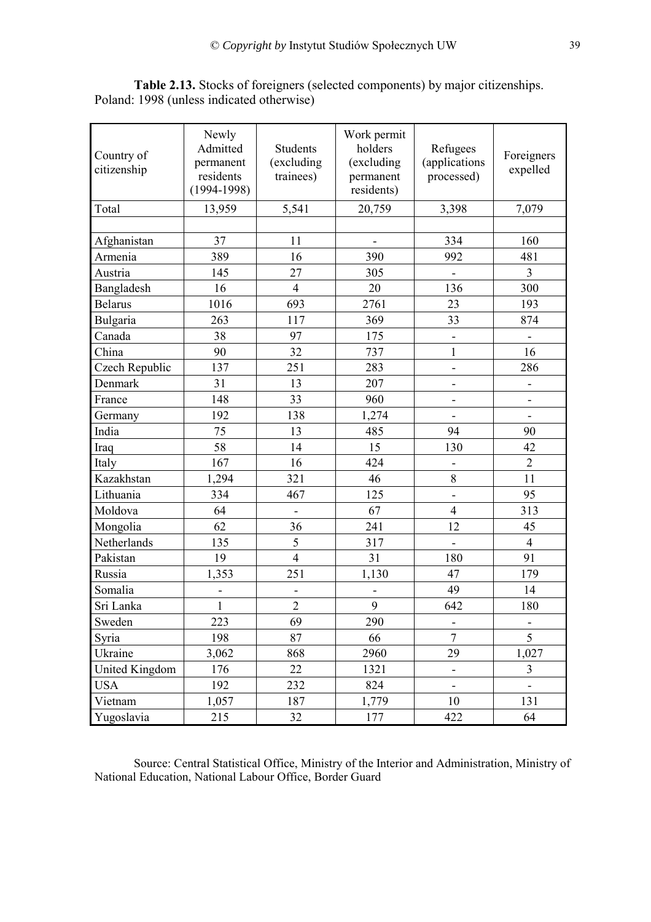**Table 2.13.** Stocks of foreigners (selected components) by major citizenships. Poland: 1998 (unless indicated otherwise)

| Country of citizenship | Newly Admitted permanent residents (1994-1998) | Students (excluding trainees) | Work permit holders (excluding permanent residents) | Refugees (applications processed) | Foreigners expelled |
|---|---|---|---|---|---|
| Total | 13,959 | 5,541 | 20,759 | 3,398 | 7,079 |
| | | | | | |
| Afghanistan | 37 | 11 | - | 334 | 160 |
| Armenia | 389 | 16 | 390 | 992 | 481 |
| Austria | 145 | 27 | 305 | - | 3 |
| Bangladesh | 16 | 4 | 20 | 136 | 300 |
| Belarus | 1016 | 693 | 2761 | 23 | 193 |
| Bulgaria | 263 | 117 | 369 | 33 | 874 |
| Canada | 38 | 97 | 175 | - | - |
| China | 90 | 32 | 737 | 1 | 16 |
| Czech Republic | 137 | 251 | 283 | - | 286 |
| Denmark | 31 | 13 | 207 | - | - |
| France | 148 | 33 | 960 | - | - |
| Germany | 192 | 138 | 1,274 | - | - |
| India | 75 | 13 | 485 | 94 | 90 |
| Iraq | 58 | 14 | 15 | 130 | 42 |
| Italy | 167 | 16 | 424 | - | 2 |
| Kazakhstan | 1,294 | 321 | 46 | 8 | 11 |
| Lithuania | 334 | 467 | 125 | - | 95 |
| Moldova | 64 | - | 67 | 4 | 313 |
| Mongolia | 62 | 36 | 241 | 12 | 45 |
| Netherlands | 135 | 5 | 317 | - | 4 |
| Pakistan | 19 | 4 | 31 | 180 | 91 |
| Russia | 1,353 | 251 | 1,130 | 47 | 179 |
| Somalia | - | - | - | 49 | 14 |
| Sri Lanka | 1 | 2 | 9 | 642 | 180 |
| Sweden | 223 | 69 | 290 | - | - |
| Syria | 198 | 87 | 66 | 7 | 5 |
| Ukraine | 3,062 | 868 | 2960 | 29 | 1,027 |
| United Kingdom | 176 | 22 | 1321 | - | 3 |
| USA | 192 | 232 | 824 | - | - |
| Vietnam | 1,057 | 187 | 1,779 | 10 | 131 |
| Yugoslavia | 215 | 32 | 177 | 422 | 64 |

Source: Central Statistical Office, Ministry of the Interior and Administration, Ministry of National Education, National Labour Office, Border Guard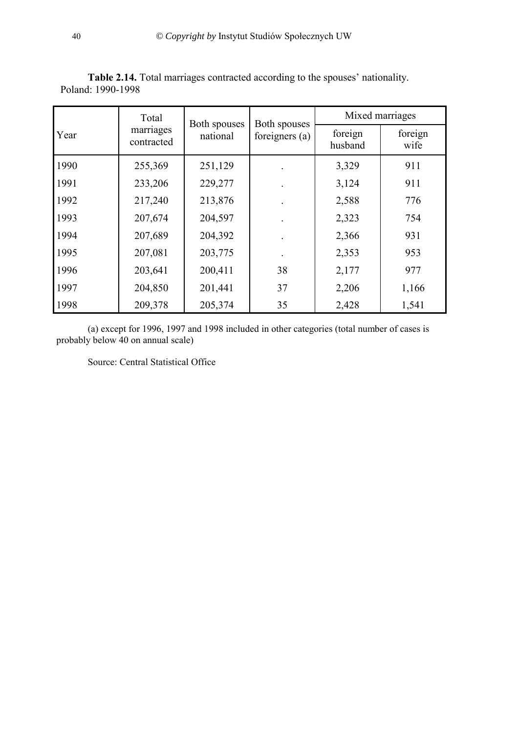**Table 2.14.** Total marriages contracted according to the spouses' nationality. Poland: 1990-1998

| Year | Total marriages contracted | Both spouses national | Both spouses foreigners (a) | Mixed marriages | |
|---|---|---|---|---|---|
| | | | | foreign husband | foreign wife |
| 1990 | 255,369 | 251,129 | . | 3,329 | 911 |
| 1991 | 233,206 | 229,277 | . | 3,124 | 911 |
| 1992 | 217,240 | 213,876 | . | 2,588 | 776 |
| 1993 | 207,674 | 204,597 | . | 2,323 | 754 |
| 1994 | 207,689 | 204,392 | . | 2,366 | 931 |
| 1995 | 207,081 | 203,775 | . | 2,353 | 953 |
| 1996 | 203,641 | 200,411 | 38 | 2,177 | 977 |
| 1997 | 204,850 | 201,441 | 37 | 2,206 | 1,166 |
| 1998 | 209,378 | 205,374 | 35 | 2,428 | 1,541 |

(a) except for 1996, 1997 and 1998 included in other categories (total number of cases is probably below 40 on annual scale)

Source: Central Statistical Office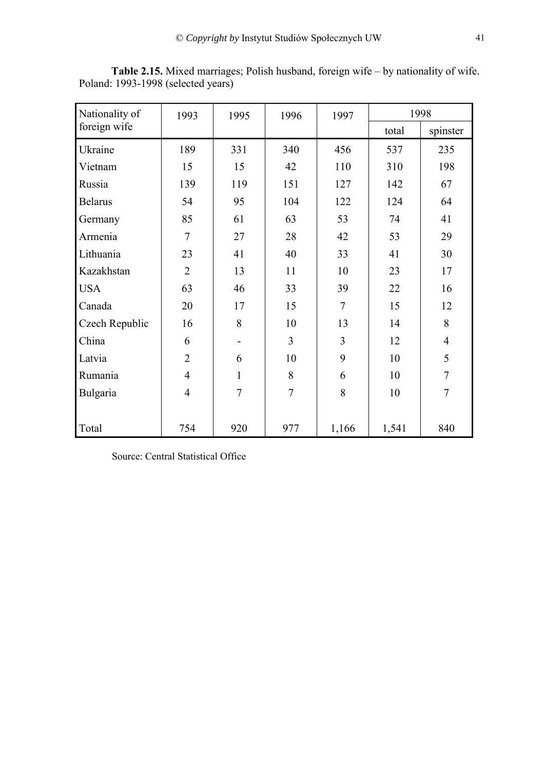**Table 2.15.** Mixed marriages; Polish husband, foreign wife – by nationality of wife. Poland: 1993-1998 (selected years)

| Nationality of foreign wife | 1993 | 1995 | 1996 | 1997 | 1998 | |
|---|---|---|---|---|---|---|
| | | | | | total | spinster |
| Ukraine | 189 | 331 | 340 | 456 | 537 | 235 |
| Vietnam | 15 | 15 | 42 | 110 | 310 | 198 |
| Russia | 139 | 119 | 151 | 127 | 142 | 67 |
| Belarus | 54 | 95 | 104 | 122 | 124 | 64 |
| Germany | 85 | 61 | 63 | 53 | 74 | 41 |
| Armenia | 7 | 27 | 28 | 42 | 53 | 29 |
| Lithuania | 23 | 41 | 40 | 33 | 41 | 30 |
| Kazakhstan | 2 | 13 | 11 | 10 | 23 | 17 |
| USA | 63 | 46 | 33 | 39 | 22 | 16 |
| Canada | 20 | 17 | 15 | 7 | 15 | 12 |
| Czech Republic | 16 | 8 | 10 | 13 | 14 | 8 |
| China | 6 | - | 3 | 3 | 12 | 4 |
| Latvia | 2 | 6 | 10 | 9 | 10 | 5 |
| Rumania | 4 | 1 | 8 | 6 | 10 | 7 |
| Bulgaria | 4 | 7 | 7 | 8 | 10 | 7 |
| Total | 754 | 920 | 977 | 1,166 | 1,541 | 840 |

Source: Central Statistical Office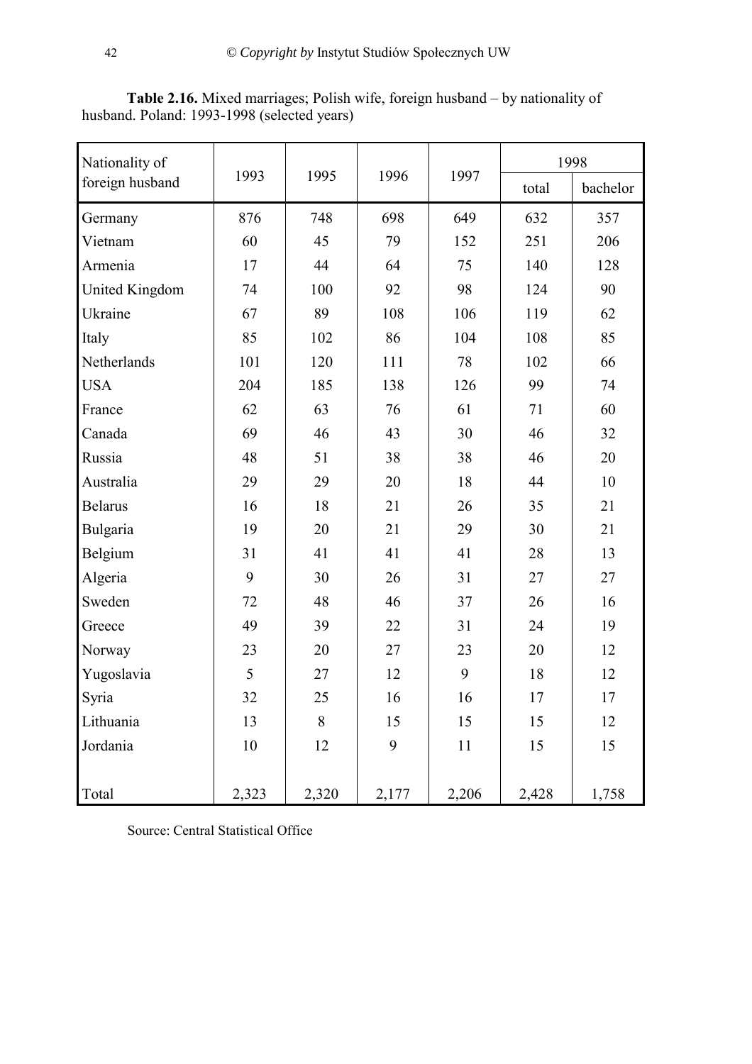**Table 2.16.** Mixed marriages; Polish wife, foreign husband – by nationality of husband. Poland: 1993-1998 (selected years)

| Nationality of foreign husband | 1993 | 1995 | 1996 | 1997 | 1998 | |
|---|---|---|---|---|---|---|
| | | | | | total | bachelor |
| Germany | 876 | 748 | 698 | 649 | 632 | 357 |
| Vietnam | 60 | 45 | 79 | 152 | 251 | 206 |
| Armenia | 17 | 44 | 64 | 75 | 140 | 128 |
| United Kingdom | 74 | 100 | 92 | 98 | 124 | 90 |
| Ukraine | 67 | 89 | 108 | 106 | 119 | 62 |
| Italy | 85 | 102 | 86 | 104 | 108 | 85 |
| Netherlands | 101 | 120 | 111 | 78 | 102 | 66 |
| USA | 204 | 185 | 138 | 126 | 99 | 74 |
| France | 62 | 63 | 76 | 61 | 71 | 60 |
| Canada | 69 | 46 | 43 | 30 | 46 | 32 |
| Russia | 48 | 51 | 38 | 38 | 46 | 20 |
| Australia | 29 | 29 | 20 | 18 | 44 | 10 |
| Belarus | 16 | 18 | 21 | 26 | 35 | 21 |
| Bulgaria | 19 | 20 | 21 | 29 | 30 | 21 |
| Belgium | 31 | 41 | 41 | 41 | 28 | 13 |
| Algeria | 9 | 30 | 26 | 31 | 27 | 27 |
| Sweden | 72 | 48 | 46 | 37 | 26 | 16 |
| Greece | 49 | 39 | 22 | 31 | 24 | 19 |
| Norway | 23 | 20 | 27 | 23 | 20 | 12 |
| Yugoslavia | 5 | 27 | 12 | 9 | 18 | 12 |
| Syria | 32 | 25 | 16 | 16 | 17 | 17 |
| Lithuania | 13 | 8 | 15 | 15 | 15 | 12 |
| Jordania | 10 | 12 | 9 | 11 | 15 | 15 |
| Total | 2,323 | 2,320 | 2,177 | 2,206 | 2,428 | 1,758 |

Source: Central Statistical Office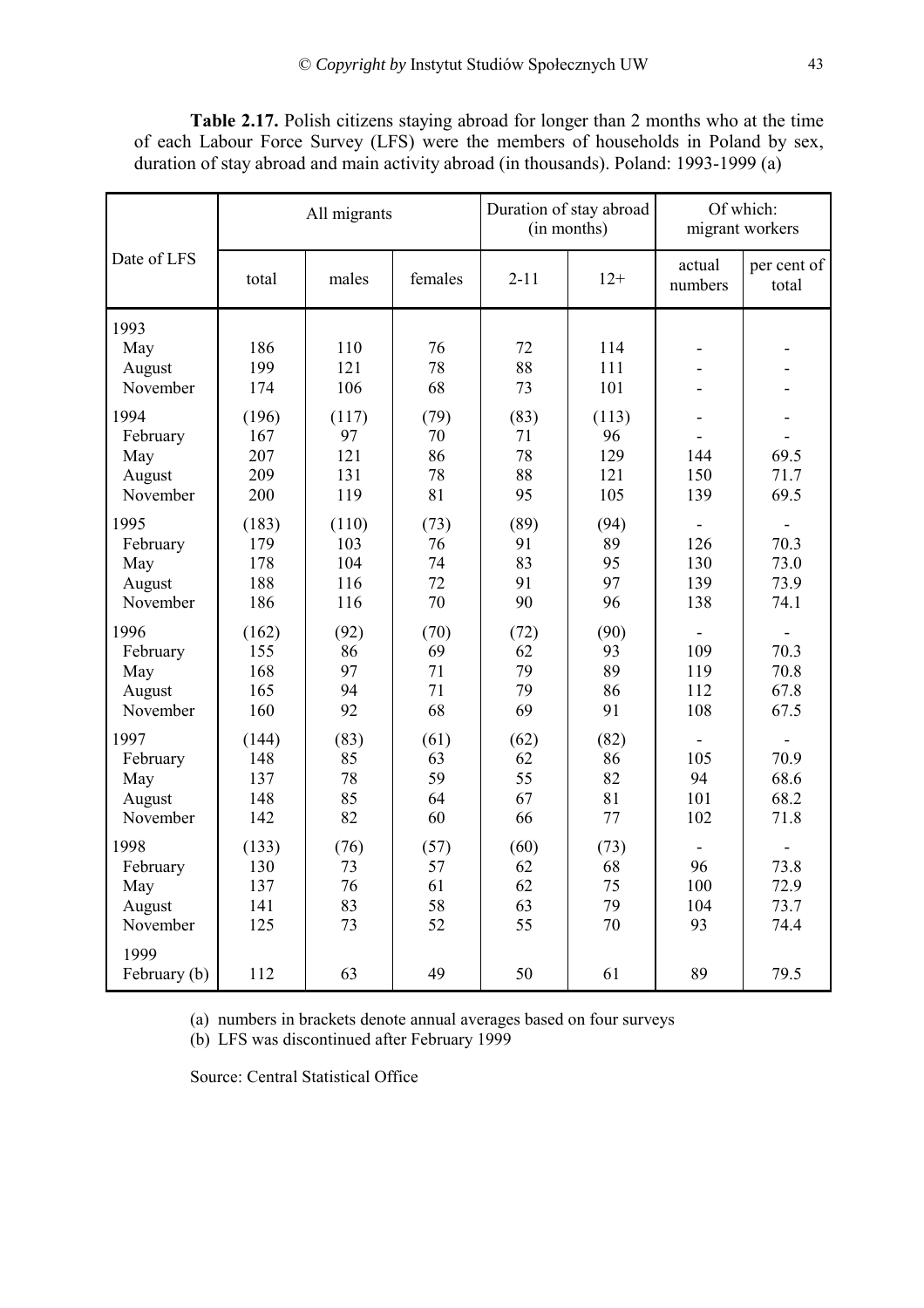**Table 2.17.** Polish citizens staying abroad for longer than 2 months who at the time of each Labour Force Survey (LFS) were the members of households in Poland by sex, duration of stay abroad and main activity abroad (in thousands). Poland: 1993-1999 (a)

| Date of LFS | All migrants | | | Duration of stay abroad (in months) | | Of which: migrant workers | |
|---|---|---|---|---|---|---|---|
| | total | males | females | 2-11 | 12+ | actual numbers | per cent of total |
| **1993** | | | | | | | |
| May | 186 | 110 | 76 | 72 | 114 | - | - |
| August | 199 | 121 | 78 | 88 | 111 | - | - |
| November | 174 | 106 | 68 | 73 | 101 | - | - |
| **1994** | (196) | (117) | (79) | (83) | (113) | - | - |
| February | 167 | 97 | 70 | 71 | 96 | - | - |
| May | 207 | 121 | 86 | 78 | 129 | 144 | 69.5 |
| August | 209 | 131 | 78 | 88 | 121 | 150 | 71.7 |
| November | 200 | 119 | 81 | 95 | 105 | 139 | 69.5 |
| **1995** | (183) | (110) | (73) | (89) | (94) | - | - |
| February | 179 | 103 | 76 | 91 | 89 | 126 | 70.3 |
| May | 178 | 104 | 74 | 83 | 95 | 130 | 73.0 |
| August | 188 | 116 | 72 | 91 | 97 | 139 | 73.9 |
| November | 186 | 116 | 70 | 90 | 96 | 138 | 74.1 |
| **1996** | (162) | (92) | (70) | (72) | (90) | - | - |
| February | 155 | 86 | 69 | 62 | 93 | 109 | 70.3 |
| May | 168 | 97 | 71 | 79 | 89 | 119 | 70.8 |
| August | 165 | 94 | 71 | 79 | 86 | 112 | 67.8 |
| November | 160 | 92 | 68 | 69 | 91 | 108 | 67.5 |
| **1997** | (144) | (83) | (61) | (62) | (82) | - | - |
| February | 148 | 85 | 63 | 62 | 86 | 105 | 70.9 |
| May | 137 | 78 | 59 | 55 | 82 | 94 | 68.6 |
| August | 148 | 85 | 64 | 67 | 81 | 101 | 68.2 |
| November | 142 | 82 | 60 | 66 | 77 | 102 | 71.8 |
| **1998** | (133) | (76) | (57) | (60) | (73) | - | - |
| February | 130 | 73 | 57 | 62 | 68 | 96 | 73.8 |
| May | 137 | 76 | 61 | 62 | 75 | 100 | 72.9 |
| August | 141 | 83 | 58 | 63 | 79 | 104 | 73.7 |
| November | 125 | 73 | 52 | 55 | 70 | 93 | 74.4 |
| **1999** | | | | | | | |
| February (b) | 112 | 63 | 49 | 50 | 61 | 89 | 79.5 |

(a) numbers in brackets denote annual averages based on four surveys
(b) LFS was discontinued after February 1999

Source: Central Statistical Office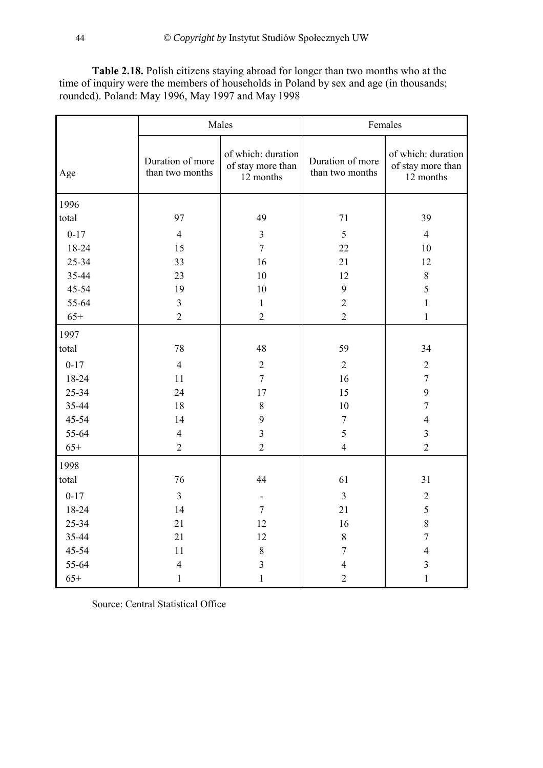**Table 2.18.** Polish citizens staying abroad for longer than two months who at the time of inquiry were the members of households in Poland by sex and age (in thousands; rounded). Poland: May 1996, May 1997 and May 1998

| Age | Males | | Females | |
|---|---|---|---|---|
| | Duration of more than two months | of which: duration of stay more than 12 months | Duration of more than two months | of which: duration of stay more than 12 months |
| **1996** | | | | |
| total | 97 | 49 | 71 | 39 |
| 0-17 | 4 | 3 | 5 | 4 |
| 18-24 | 15 | 7 | 22 | 10 |
| 25-34 | 33 | 16 | 21 | 12 |
| 35-44 | 23 | 10 | 12 | 8 |
| 45-54 | 19 | 10 | 9 | 5 |
| 55-64 | 3 | 1 | 2 | 1 |
| 65+ | 2 | 2 | 2 | 1 |
| **1997** | | | | |
| total | 78 | 48 | 59 | 34 |
| 0-17 | 4 | 2 | 2 | 2 |
| 18-24 | 11 | 7 | 16 | 7 |
| 25-34 | 24 | 17 | 15 | 9 |
| 35-44 | 18 | 8 | 10 | 7 |
| 45-54 | 14 | 9 | 7 | 4 |
| 55-64 | 4 | 3 | 5 | 3 |
| 65+ | 2 | 2 | 4 | 2 |
| **1998** | | | | |
| total | 76 | 44 | 61 | 31 |
| 0-17 | 3 | - | 3 | 2 |
| 18-24 | 14 | 7 | 21 | 5 |
| 25-34 | 21 | 12 | 16 | 8 |
| 35-44 | 21 | 12 | 8 | 7 |
| 45-54 | 11 | 8 | 7 | 4 |
| 55-64 | 4 | 3 | 4 | 3 |
| 65+ | 1 | 1 | 2 | 1 |

Source: Central Statistical Office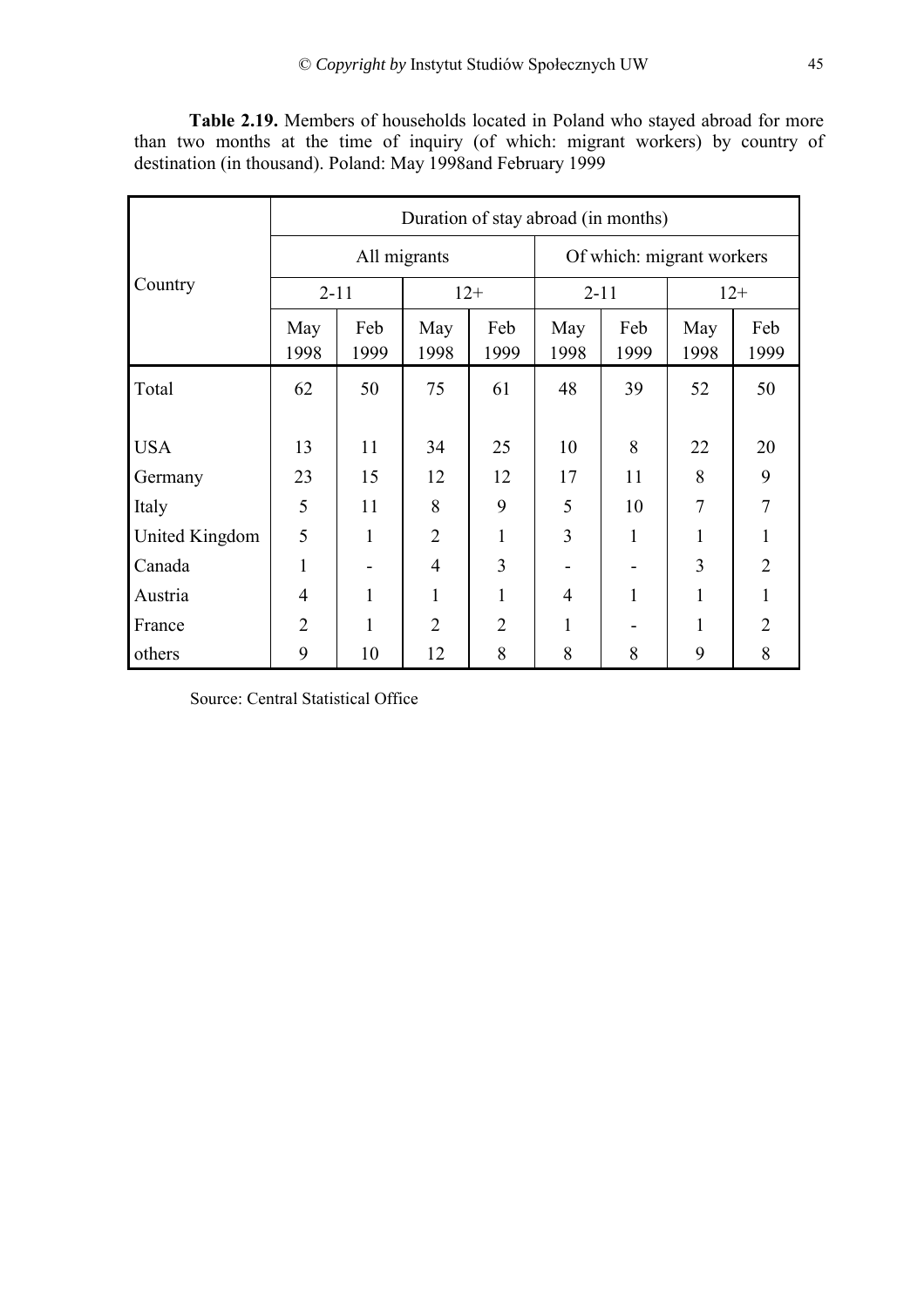**Table 2.19.** Members of households located in Poland who stayed abroad for more than two months at the time of inquiry (of which: migrant workers) by country of destination (in thousand). Poland: May 1998and February 1999

| Country | Duration of stay abroad (in months) | | | | | | | |
|---|---|---|---|---|---|---|---|---|
| | All migrants | | | | Of which: migrant workers | | | |
| | 2-11 | | 12+ | | 2-11 | | 12+ | |
| | May 1998 | Feb 1999 | May 1998 | Feb 1999 | May 1998 | Feb 1999 | May 1998 | Feb 1999 |
| Total | 62 | 50 | 75 | 61 | 48 | 39 | 52 | 50 |
| USA | 13 | 11 | 34 | 25 | 10 | 8 | 22 | 20 |
| Germany | 23 | 15 | 12 | 12 | 17 | 11 | 8 | 9 |
| Italy | 5 | 11 | 8 | 9 | 5 | 10 | 7 | 7 |
| United Kingdom | 5 | 1 | 2 | 1 | 3 | 1 | 1 | 1 |
| Canada | 1 | - | 4 | 3 | - | - | 3 | 2 |
| Austria | 4 | 1 | 1 | 1 | 4 | 1 | 1 | 1 |
| France | 2 | 1 | 2 | 2 | 1 | - | 1 | 2 |
| others | 9 | 10 | 12 | 8 | 8 | 8 | 9 | 8 |

Source: Central Statistical Office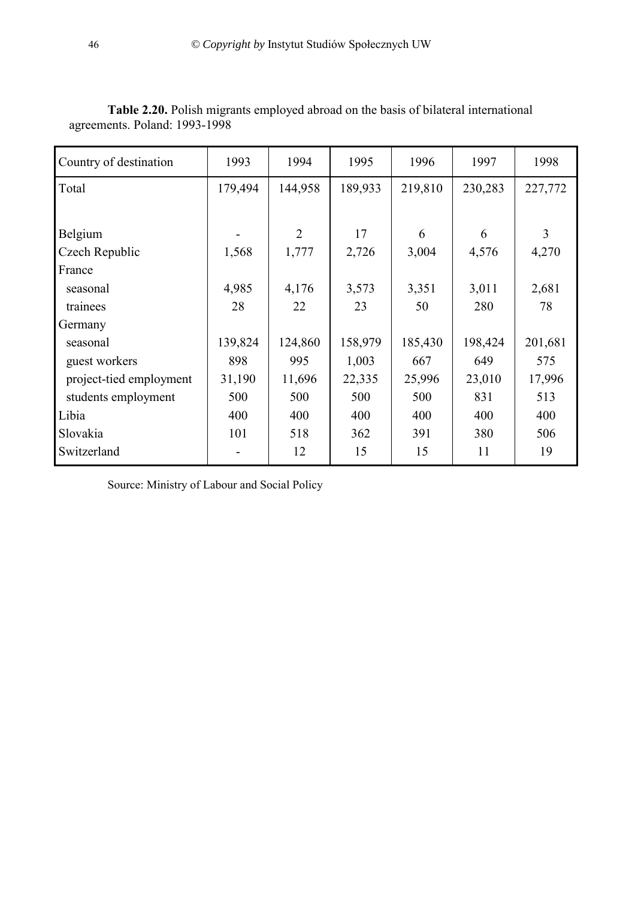**Table 2.20.** Polish migrants employed abroad on the basis of bilateral international agreements. Poland: 1993-1998

| Country of destination | 1993 | 1994 | 1995 | 1996 | 1997 | 1998 |
|---|---|---|---|---|---|---|
| Total | 179,494 | 144,958 | 189,933 | 219,810 | 230,283 | 227,772 |
| | | | | | | |
| Belgium | - | 2 | 17 | 6 | 6 | 3 |
| Czech Republic | 1,568 | 1,777 | 2,726 | 3,004 | 4,576 | 4,270 |
| France | | | | | | |
| seasonal | 4,985 | 4,176 | 3,573 | 3,351 | 3,011 | 2,681 |
| trainees | 28 | 22 | 23 | 50 | 280 | 78 |
| Germany | | | | | | |
| seasonal | 139,824 | 124,860 | 158,979 | 185,430 | 198,424 | 201,681 |
| guest workers | 898 | 995 | 1,003 | 667 | 649 | 575 |
| project-tied employment | 31,190 | 11,696 | 22,335 | 25,996 | 23,010 | 17,996 |
| students employment | 500 | 500 | 500 | 500 | 831 | 513 |
| Libia | 400 | 400 | 400 | 400 | 400 | 400 |
| Slovakia | 101 | 518 | 362 | 391 | 380 | 506 |
| Switzerland | - | 12 | 15 | 15 | 11 | 19 |

Source: Ministry of Labour and Social Policy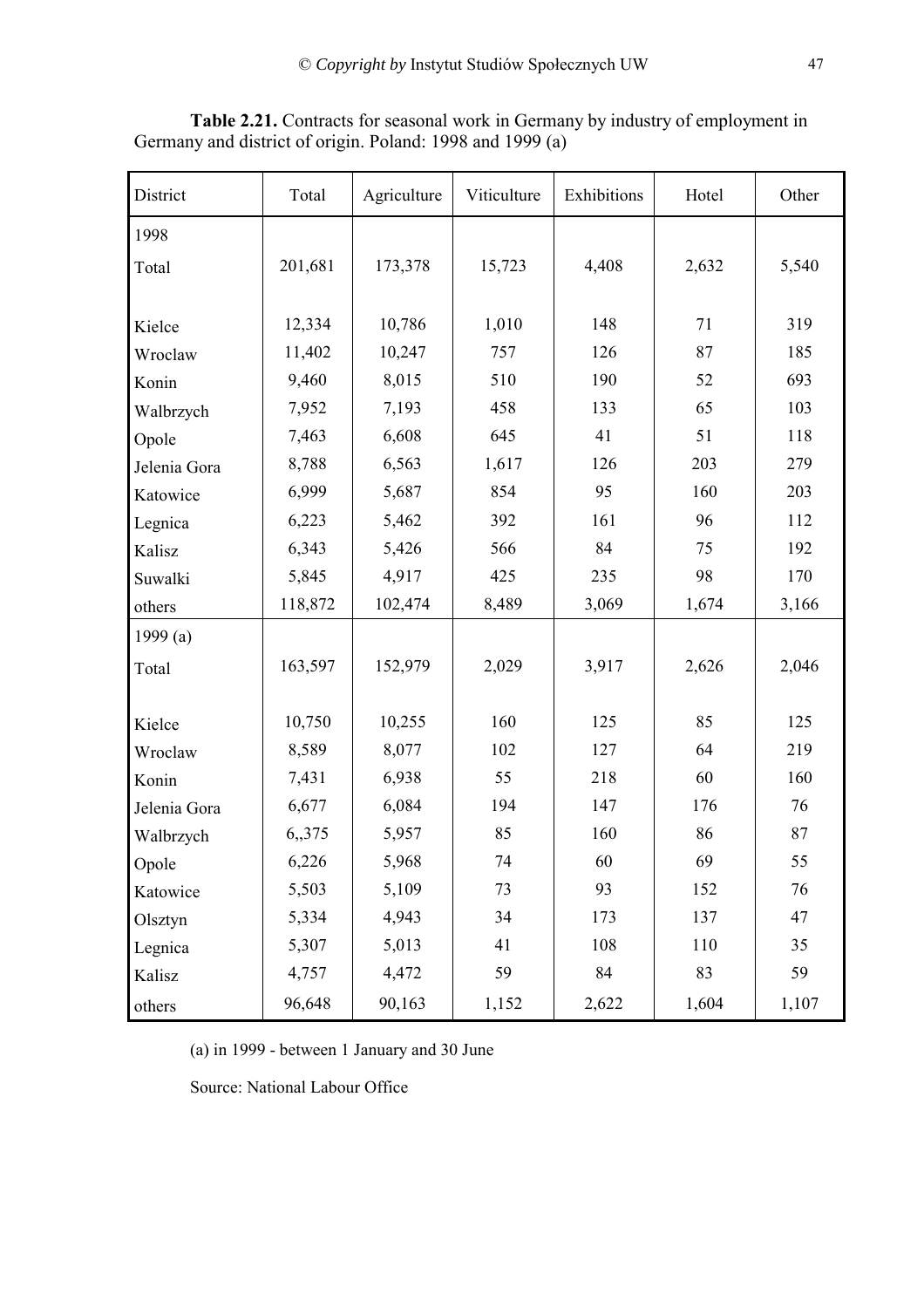**Table 2.21.** Contracts for seasonal work in Germany by industry of employment in Germany and district of origin. Poland: 1998 and 1999 (a)

| District | Total | Agriculture | Viticulture | Exhibitions | Hotel | Other |
|---|---|---|---|---|---|---|
| 1998 | | | | | | |
| Total | 201,681 | 173,378 | 15,723 | 4,408 | 2,632 | 5,540 |
| Kielce | 12,334 | 10,786 | 1,010 | 148 | 71 | 319 |
| Wroclaw | 11,402 | 10,247 | 757 | 126 | 87 | 185 |
| Konin | 9,460 | 8,015 | 510 | 190 | 52 | 693 |
| Walbrzych | 7,952 | 7,193 | 458 | 133 | 65 | 103 |
| Opole | 7,463 | 6,608 | 645 | 41 | 51 | 118 |
| Jelenia Gora | 8,788 | 6,563 | 1,617 | 126 | 203 | 279 |
| Katowice | 6,999 | 5,687 | 854 | 95 | 160 | 203 |
| Legnica | 6,223 | 5,462 | 392 | 161 | 96 | 112 |
| Kalisz | 6,343 | 5,426 | 566 | 84 | 75 | 192 |
| Suwalki | 5,845 | 4,917 | 425 | 235 | 98 | 170 |
| others | 118,872 | 102,474 | 8,489 | 3,069 | 1,674 | 3,166 |
| 1999 (a) | | | | | | |
| Total | 163,597 | 152,979 | 2,029 | 3,917 | 2,626 | 2,046 |
| Kielce | 10,750 | 10,255 | 160 | 125 | 85 | 125 |
| Wroclaw | 8,589 | 8,077 | 102 | 127 | 64 | 219 |
| Konin | 7,431 | 6,938 | 55 | 218 | 60 | 160 |
| Jelenia Gora | 6,677 | 6,084 | 194 | 147 | 176 | 76 |
| Walbrzych | 6,,375 | 5,957 | 85 | 160 | 86 | 87 |
| Opole | 6,226 | 5,968 | 74 | 60 | 69 | 55 |
| Katowice | 5,503 | 5,109 | 73 | 93 | 152 | 76 |
| Olsztyn | 5,334 | 4,943 | 34 | 173 | 137 | 47 |
| Legnica | 5,307 | 5,013 | 41 | 108 | 110 | 35 |
| Kalisz | 4,757 | 4,472 | 59 | 84 | 83 | 59 |
| others | 96,648 | 90,163 | 1,152 | 2,622 | 1,604 | 1,107 |

(a) in 1999 - between 1 January and 30 June

Source: National Labour Office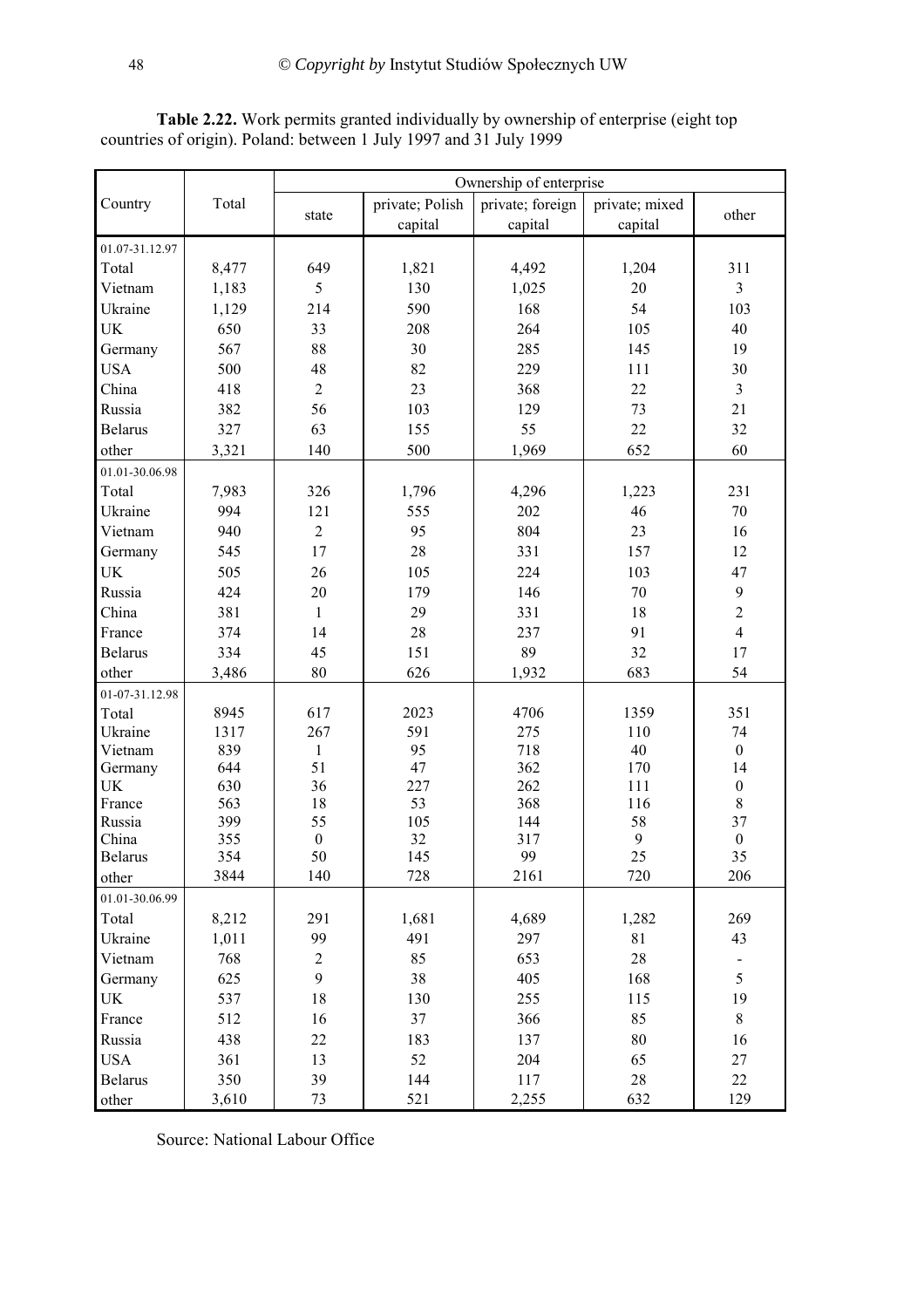**Table 2.22.** Work permits granted individually by ownership of enterprise (eight top countries of origin). Poland: between 1 July 1997 and 31 July 1999

| Country | Total | Ownership of enterprise | | | | |
|---|---|---|---|---|---|---|
| | | state | private; Polish capital | private; foreign capital | private; mixed capital | other |
| 01.07-31.12.97 | | | | | | |
| Total | 8,477 | 649 | 1,821 | 4,492 | 1,204 | 311 |
| Vietnam | 1,183 | 5 | 130 | 1,025 | 20 | 3 |
| Ukraine | 1,129 | 214 | 590 | 168 | 54 | 103 |
| UK | 650 | 33 | 208 | 264 | 105 | 40 |
| Germany | 567 | 88 | 30 | 285 | 145 | 19 |
| USA | 500 | 48 | 82 | 229 | 111 | 30 |
| China | 418 | 2 | 23 | 368 | 22 | 3 |
| Russia | 382 | 56 | 103 | 129 | 73 | 21 |
| Belarus | 327 | 63 | 155 | 55 | 22 | 32 |
| other | 3,321 | 140 | 500 | 1,969 | 652 | 60 |
| 01.01-30.06.98 | | | | | | |
| Total | 7,983 | 326 | 1,796 | 4,296 | 1,223 | 231 |
| Ukraine | 994 | 121 | 555 | 202 | 46 | 70 |
| Vietnam | 940 | 2 | 95 | 804 | 23 | 16 |
| Germany | 545 | 17 | 28 | 331 | 157 | 12 |
| UK | 505 | 26 | 105 | 224 | 103 | 47 |
| Russia | 424 | 20 | 179 | 146 | 70 | 9 |
| China | 381 | 1 | 29 | 331 | 18 | 2 |
| France | 374 | 14 | 28 | 237 | 91 | 4 |
| Belarus | 334 | 45 | 151 | 89 | 32 | 17 |
| other | 3,486 | 80 | 626 | 1,932 | 683 | 54 |
| 01-07-31.12.98 | | | | | | |
| Total | 8945 | 617 | 2023 | 4706 | 1359 | 351 |
| Ukraine | 1317 | 267 | 591 | 275 | 110 | 74 |
| Vietnam | 839 | 1 | 95 | 718 | 40 | 0 |
| Germany | 644 | 51 | 47 | 362 | 170 | 14 |
| UK | 630 | 36 | 227 | 262 | 111 | 0 |
| France | 563 | 18 | 53 | 368 | 116 | 8 |
| Russia | 399 | 55 | 105 | 144 | 58 | 37 |
| China | 355 | 0 | 32 | 317 | 9 | 0 |
| Belarus | 354 | 50 | 145 | 99 | 25 | 35 |
| other | 3844 | 140 | 728 | 2161 | 720 | 206 |
| 01.01-30.06.99 | | | | | | |
| Total | 8,212 | 291 | 1,681 | 4,689 | 1,282 | 269 |
| Ukraine | 1,011 | 99 | 491 | 297 | 81 | 43 |
| Vietnam | 768 | 2 | 85 | 653 | 28 | - |
| Germany | 625 | 9 | 38 | 405 | 168 | 5 |
| UK | 537 | 18 | 130 | 255 | 115 | 19 |
| France | 512 | 16 | 37 | 366 | 85 | 8 |
| Russia | 438 | 22 | 183 | 137 | 80 | 16 |
| USA | 361 | 13 | 52 | 204 | 65 | 27 |
| Belarus | 350 | 39 | 144 | 117 | 28 | 22 |
| other | 3,610 | 73 | 521 | 2,255 | 632 | 129 |

Source: National Labour Office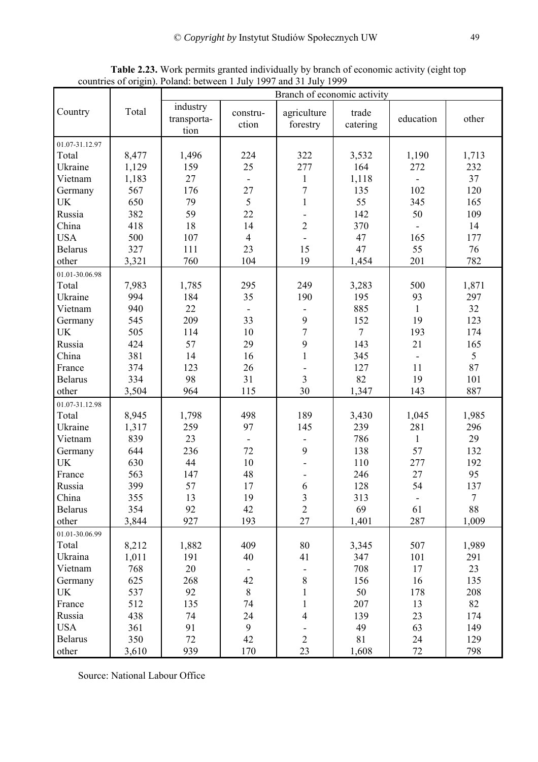**Table 2.23.** Work permits granted individually by branch of economic activity (eight top countries of origin). Poland: between 1 July 1997 and 31 July 1999

| Country | Total | Branch of economic activity | | | | | |
|---|---|---|---|---|---|---|---|
| | | industry transporta-tion | constru-ction | agriculture forestry | trade catering | education | other |
| 01.07-31.12.97 | | | | | | | |
| Total | 8,477 | 1,496 | 224 | 322 | 3,532 | 1,190 | 1,713 |
| Ukraine | 1,129 | 159 | 25 | 277 | 164 | 272 | 232 |
| Vietnam | 1,183 | 27 | - | 1 | 1,118 | - | 37 |
| Germany | 567 | 176 | 27 | 7 | 135 | 102 | 120 |
| UK | 650 | 79 | 5 | 1 | 55 | 345 | 165 |
| Russia | 382 | 59 | 22 | - | 142 | 50 | 109 |
| China | 418 | 18 | 14 | 2 | 370 | - | 14 |
| USA | 500 | 107 | 4 | - | 47 | 165 | 177 |
| Belarus | 327 | 111 | 23 | 15 | 47 | 55 | 76 |
| other | 3,321 | 760 | 104 | 19 | 1,454 | 201 | 782 |
| 01.01-30.06.98 | | | | | | | |
| Total | 7,983 | 1,785 | 295 | 249 | 3,283 | 500 | 1,871 |
| Ukraine | 994 | 184 | 35 | 190 | 195 | 93 | 297 |
| Vietnam | 940 | 22 | - | - | 885 | 1 | 32 |
| Germany | 545 | 209 | 33 | 9 | 152 | 19 | 123 |
| UK | 505 | 114 | 10 | 7 | 7 | 193 | 174 |
| Russia | 424 | 57 | 29 | 9 | 143 | 21 | 165 |
| China | 381 | 14 | 16 | 1 | 345 | - | 5 |
| France | 374 | 123 | 26 | - | 127 | 11 | 87 |
| Belarus | 334 | 98 | 31 | 3 | 82 | 19 | 101 |
| other | 3,504 | 964 | 115 | 30 | 1,347 | 143 | 887 |
| 01.07-31.12.98 | | | | | | | |
| Total | 8,945 | 1,798 | 498 | 189 | 3,430 | 1,045 | 1,985 |
| Ukraine | 1,317 | 259 | 97 | 145 | 239 | 281 | 296 |
| Vietnam | 839 | 23 | - | - | 786 | 1 | 29 |
| Germany | 644 | 236 | 72 | 9 | 138 | 57 | 132 |
| UK | 630 | 44 | 10 | - | 110 | 277 | 192 |
| France | 563 | 147 | 48 | - | 246 | 27 | 95 |
| Russia | 399 | 57 | 17 | 6 | 128 | 54 | 137 |
| China | 355 | 13 | 19 | 3 | 313 | - | 7 |
| Belarus | 354 | 92 | 42 | 2 | 69 | 61 | 88 |
| other | 3,844 | 927 | 193 | 27 | 1,401 | 287 | 1,009 |
| 01.01-30.06.99 | | | | | | | |
| Total | 8,212 | 1,882 | 409 | 80 | 3,345 | 507 | 1,989 |
| Ukraina | 1,011 | 191 | 40 | 41 | 347 | 101 | 291 |
| Vietnam | 768 | 20 | - | - | 708 | 17 | 23 |
| Germany | 625 | 268 | 42 | 8 | 156 | 16 | 135 |
| UK | 537 | 92 | 8 | 1 | 50 | 178 | 208 |
| France | 512 | 135 | 74 | 1 | 207 | 13 | 82 |
| Russia | 438 | 74 | 24 | 4 | 139 | 23 | 174 |
| USA | 361 | 91 | 9 | - | 49 | 63 | 149 |
| Belarus | 350 | 72 | 42 | 2 | 81 | 24 | 129 |
| other | 3,610 | 939 | 170 | 23 | 1,608 | 72 | 798 |

Source: National Labour Office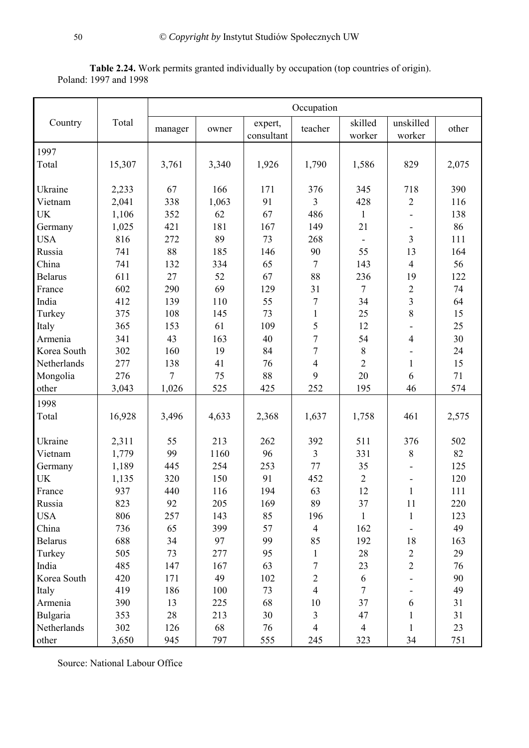**Table 2.24.** Work permits granted individually by occupation (top countries of origin). Poland: 1997 and 1998

| Country | Total | Occupation | | | | | | |
|---|---|---|---|---|---|---|---|---|
| | | manager | owner | expert, consultant | teacher | skilled worker | unskilled worker | other |
| **1997** | | | | | | | | |
| Total | 15,307 | 3,761 | 3,340 | 1,926 | 1,790 | 1,586 | 829 | 2,075 |
| Ukraine | 2,233 | 67 | 166 | 171 | 376 | 345 | 718 | 390 |
| Vietnam | 2,041 | 338 | 1,063 | 91 | 3 | 428 | 2 | 116 |
| UK | 1,106 | 352 | 62 | 67 | 486 | 1 | - | 138 |
| Germany | 1,025 | 421 | 181 | 167 | 149 | 21 | - | 86 |
| USA | 816 | 272 | 89 | 73 | 268 | - | 3 | 111 |
| Russia | 741 | 88 | 185 | 146 | 90 | 55 | 13 | 164 |
| China | 741 | 132 | 334 | 65 | 7 | 143 | 4 | 56 |
| Belarus | 611 | 27 | 52 | 67 | 88 | 236 | 19 | 122 |
| France | 602 | 290 | 69 | 129 | 31 | 7 | 2 | 74 |
| India | 412 | 139 | 110 | 55 | 7 | 34 | 3 | 64 |
| Turkey | 375 | 108 | 145 | 73 | 1 | 25 | 8 | 15 |
| Italy | 365 | 153 | 61 | 109 | 5 | 12 | - | 25 |
| Armenia | 341 | 43 | 163 | 40 | 7 | 54 | 4 | 30 |
| Korea South | 302 | 160 | 19 | 84 | 7 | 8 | - | 24 |
| Netherlands | 277 | 138 | 41 | 76 | 4 | 2 | 1 | 15 |
| Mongolia | 276 | 7 | 75 | 88 | 9 | 20 | 6 | 71 |
| other | 3,043 | 1,026 | 525 | 425 | 252 | 195 | 46 | 574 |
| **1998** | | | | | | | | |
| Total | 16,928 | 3,496 | 4,633 | 2,368 | 1,637 | 1,758 | 461 | 2,575 |
| Ukraine | 2,311 | 55 | 213 | 262 | 392 | 511 | 376 | 502 |
| Vietnam | 1,779 | 99 | 1160 | 96 | 3 | 331 | 8 | 82 |
| Germany | 1,189 | 445 | 254 | 253 | 77 | 35 | - | 125 |
| UK | 1,135 | 320 | 150 | 91 | 452 | 2 | - | 120 |
| France | 937 | 440 | 116 | 194 | 63 | 12 | 1 | 111 |
| Russia | 823 | 92 | 205 | 169 | 89 | 37 | 11 | 220 |
| USA | 806 | 257 | 143 | 85 | 196 | 1 | 1 | 123 |
| China | 736 | 65 | 399 | 57 | 4 | 162 | - | 49 |
| Belarus | 688 | 34 | 97 | 99 | 85 | 192 | 18 | 163 |
| Turkey | 505 | 73 | 277 | 95 | 1 | 28 | 2 | 29 |
| India | 485 | 147 | 167 | 63 | 7 | 23 | 2 | 76 |
| Korea South | 420 | 171 | 49 | 102 | 2 | 6 | - | 90 |
| Italy | 419 | 186 | 100 | 73 | 4 | 7 | - | 49 |
| Armenia | 390 | 13 | 225 | 68 | 10 | 37 | 6 | 31 |
| Bulgaria | 353 | 28 | 213 | 30 | 3 | 47 | 1 | 31 |
| Netherlands | 302 | 126 | 68 | 76 | 4 | 4 | 1 | 23 |
| other | 3,650 | 945 | 797 | 555 | 245 | 323 | 34 | 751 |

Source: National Labour Office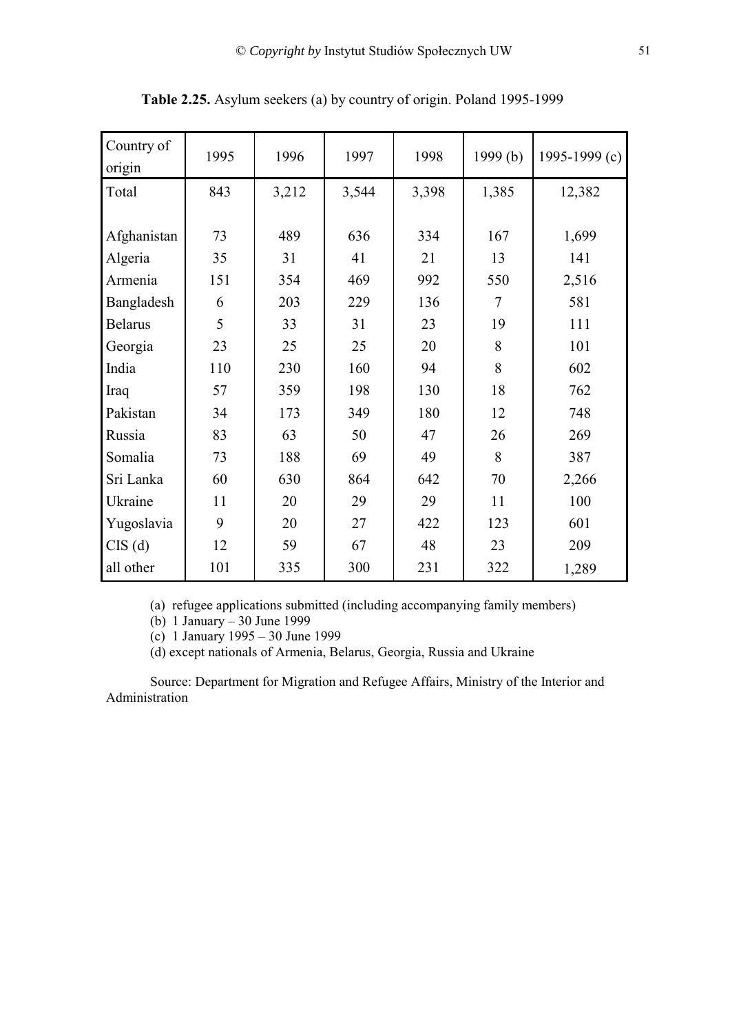**Table 2.25.** Asylum seekers (a) by country of origin. Poland 1995-1999

| Country of origin | 1995 | 1996 | 1997 | 1998 | 1999 (b) | 1995-1999 (c) |
|---|---|---|---|---|---|---|
| Total | 843 | 3,212 | 3,544 | 3,398 | 1,385 | 12,382 |
| Afghanistan | 73 | 489 | 636 | 334 | 167 | 1,699 |
| Algeria | 35 | 31 | 41 | 21 | 13 | 141 |
| Armenia | 151 | 354 | 469 | 992 | 550 | 2,516 |
| Bangladesh | 6 | 203 | 229 | 136 | 7 | 581 |
| Belarus | 5 | 33 | 31 | 23 | 19 | 111 |
| Georgia | 23 | 25 | 25 | 20 | 8 | 101 |
| India | 110 | 230 | 160 | 94 | 8 | 602 |
| Iraq | 57 | 359 | 198 | 130 | 18 | 762 |
| Pakistan | 34 | 173 | 349 | 180 | 12 | 748 |
| Russia | 83 | 63 | 50 | 47 | 26 | 269 |
| Somalia | 73 | 188 | 69 | 49 | 8 | 387 |
| Sri Lanka | 60 | 630 | 864 | 642 | 70 | 2,266 |
| Ukraine | 11 | 20 | 29 | 29 | 11 | 100 |
| Yugoslavia | 9 | 20 | 27 | 422 | 123 | 601 |
| CIS (d) | 12 | 59 | 67 | 48 | 23 | 209 |
| all other | 101 | 335 | 300 | 231 | 322 | 1,289 |

(a) refugee applications submitted (including accompanying family members)
(b) 1 January – 30 June 1999
(c) 1 January 1995 – 30 June 1999
(d) except nationals of Armenia, Belarus, Georgia, Russia and Ukraine

Source: Department for Migration and Refugee Affairs, Ministry of the Interior and Administration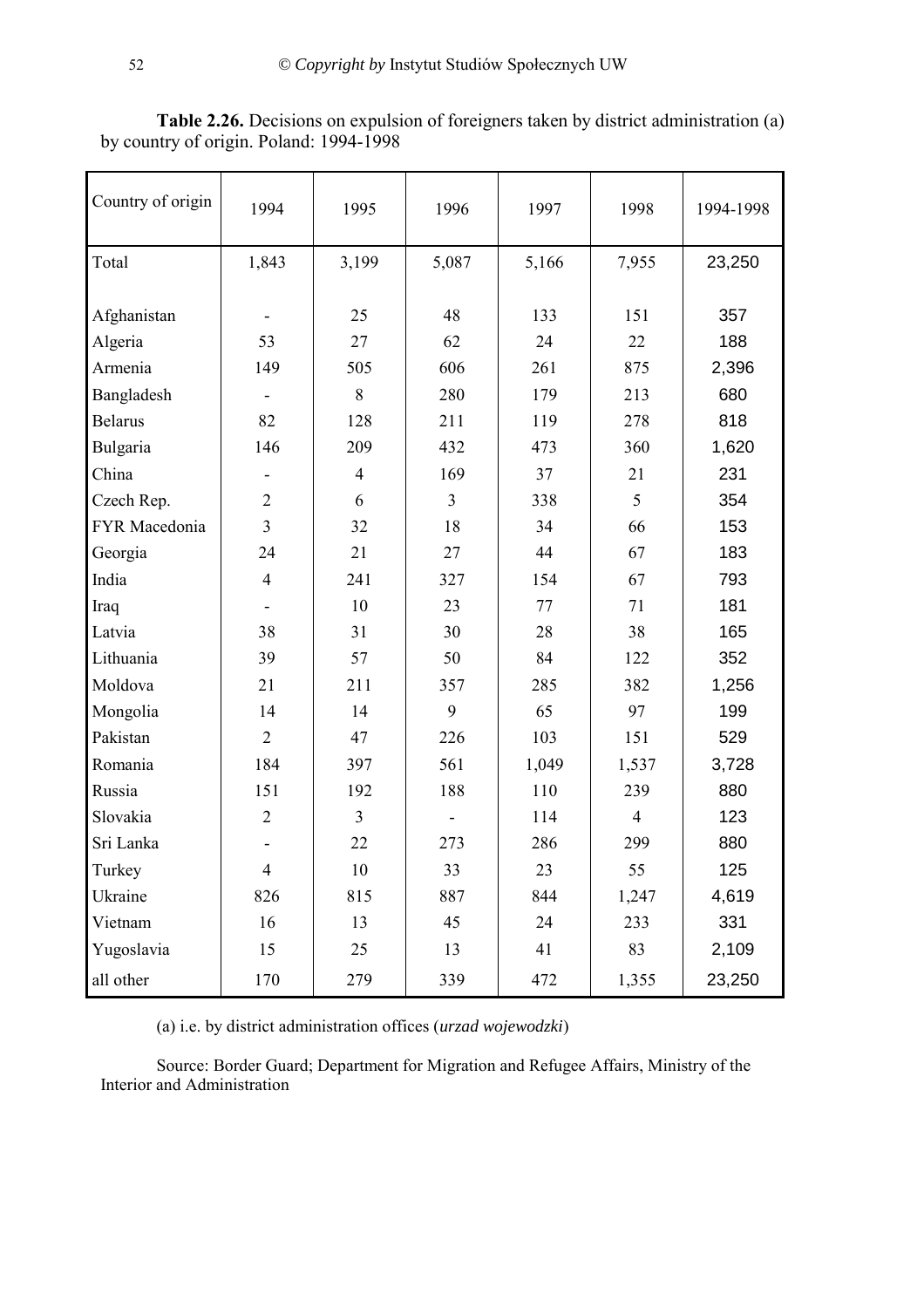**Table 2.26.** Decisions on expulsion of foreigners taken by district administration (a) by country of origin. Poland: 1994-1998

| Country of origin | 1994 | 1995 | 1996 | 1997 | 1998 | 1994-1998 |
|---|---|---|---|---|---|---|
| Total | 1,843 | 3,199 | 5,087 | 5,166 | 7,955 | 23,250 |
| Afghanistan | - | 25 | 48 | 133 | 151 | 357 |
| Algeria | 53 | 27 | 62 | 24 | 22 | 188 |
| Armenia | 149 | 505 | 606 | 261 | 875 | 2,396 |
| Bangladesh | - | 8 | 280 | 179 | 213 | 680 |
| Belarus | 82 | 128 | 211 | 119 | 278 | 818 |
| Bulgaria | 146 | 209 | 432 | 473 | 360 | 1,620 |
| China | - | 4 | 169 | 37 | 21 | 231 |
| Czech Rep. | 2 | 6 | 3 | 338 | 5 | 354 |
| FYR Macedonia | 3 | 32 | 18 | 34 | 66 | 153 |
| Georgia | 24 | 21 | 27 | 44 | 67 | 183 |
| India | 4 | 241 | 327 | 154 | 67 | 793 |
| Iraq | - | 10 | 23 | 77 | 71 | 181 |
| Latvia | 38 | 31 | 30 | 28 | 38 | 165 |
| Lithuania | 39 | 57 | 50 | 84 | 122 | 352 |
| Moldova | 21 | 211 | 357 | 285 | 382 | 1,256 |
| Mongolia | 14 | 14 | 9 | 65 | 97 | 199 |
| Pakistan | 2 | 47 | 226 | 103 | 151 | 529 |
| Romania | 184 | 397 | 561 | 1,049 | 1,537 | 3,728 |
| Russia | 151 | 192 | 188 | 110 | 239 | 880 |
| Slovakia | 2 | 3 | - | 114 | 4 | 123 |
| Sri Lanka | - | 22 | 273 | 286 | 299 | 880 |
| Turkey | 4 | 10 | 33 | 23 | 55 | 125 |
| Ukraine | 826 | 815 | 887 | 844 | 1,247 | 4,619 |
| Vietnam | 16 | 13 | 45 | 24 | 233 | 331 |
| Yugoslavia | 15 | 25 | 13 | 41 | 83 | 2,109 |
| all other | 170 | 279 | 339 | 472 | 1,355 | 23,250 |

(a) i.e. by district administration offices (*urzad wojewodzki*)

Source: Border Guard; Department for Migration and Refugee Affairs, Ministry of the Interior and Administration